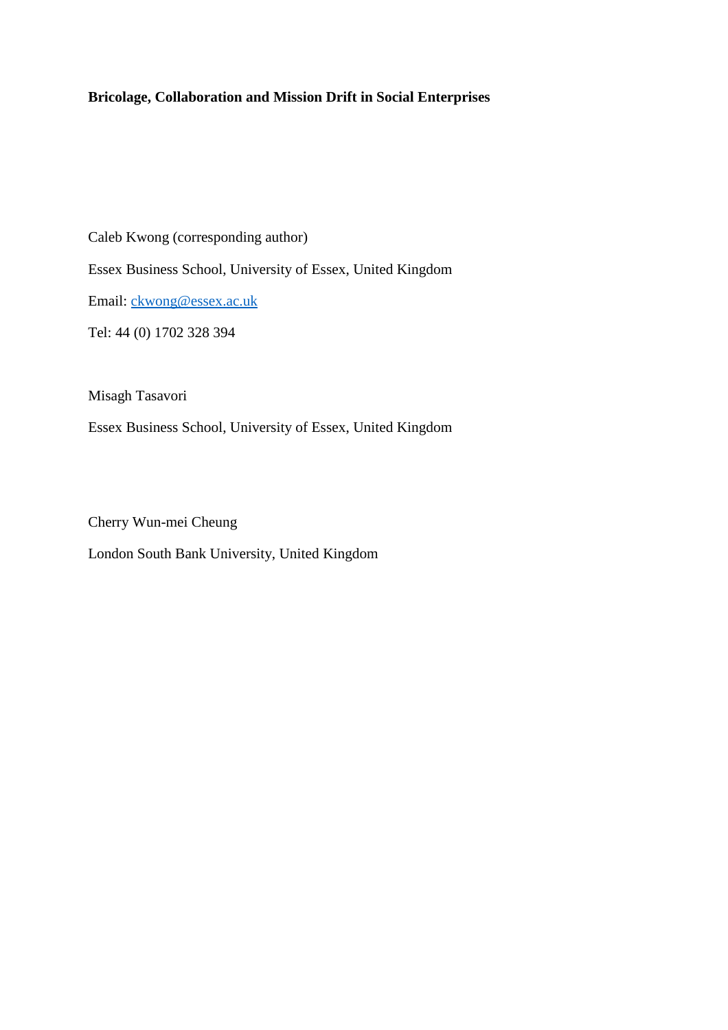**Bricolage, Collaboration and Mission Drift in Social Enterprises**

Caleb Kwong (corresponding author)

Essex Business School, University of Essex, United Kingdom

Email: ckwong@essex.ac.uk

Tel: 44 (0) 1702 328 394

Misagh Tasavori

Essex Business School, University of Essex, United Kingdom

Cherry Wun-mei Cheung

London South Bank University, United Kingdom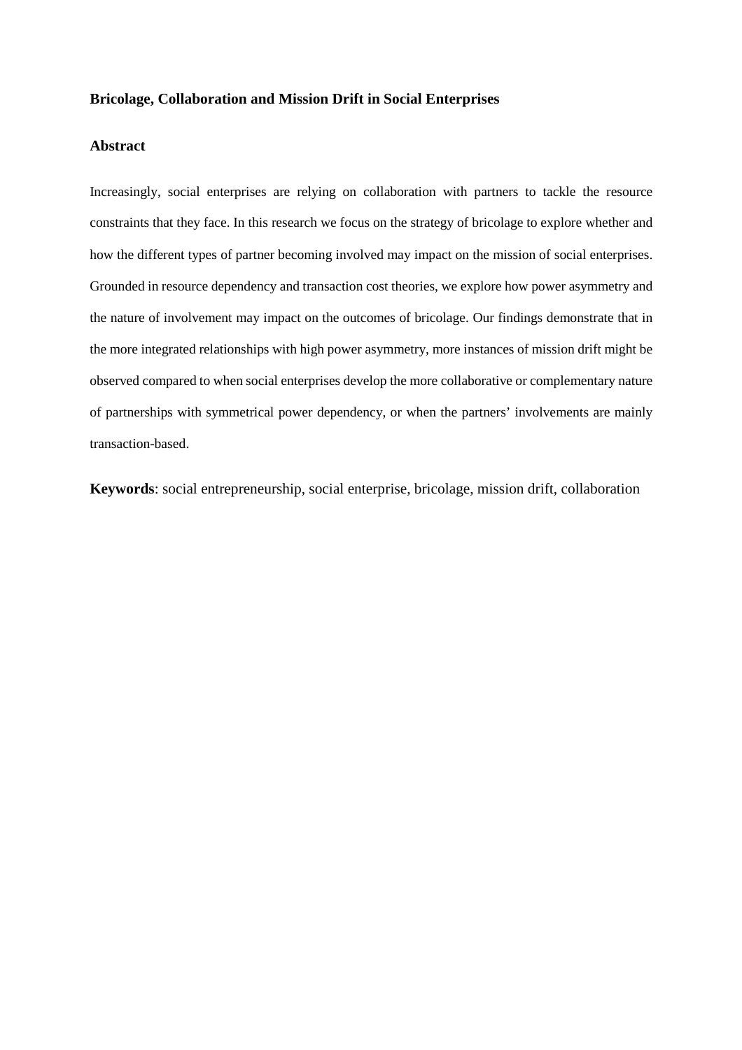**Bricolage, Collaboration and Mission Drift in Social Enterprises**

## Abstract

Increasingly, social enterprises are relying on collaboration with partners to tackle the resource constraints that they face. In this research we focus on the strategy of bricolage to explore whether and how the different types of partner becoming involved may impact on the mission of social enterprises. Grounded in resource dependency and transaction cost theories, we explore how power asymmetry and the nature of involvement may impact on the outcomes of bricolage. Our findings demonstrate that in the more integrated relationships with high power asymmetry, more instances of mission drift might be observed compared to when social enterprises develop the more collaborative or complementary nature of partnerships with symmetrical power dependency, or when the partners' involvements are mainly transaction-based.

**Keywords**: social entrepreneurship, social enterprise, bricolage, mission drift, collaboration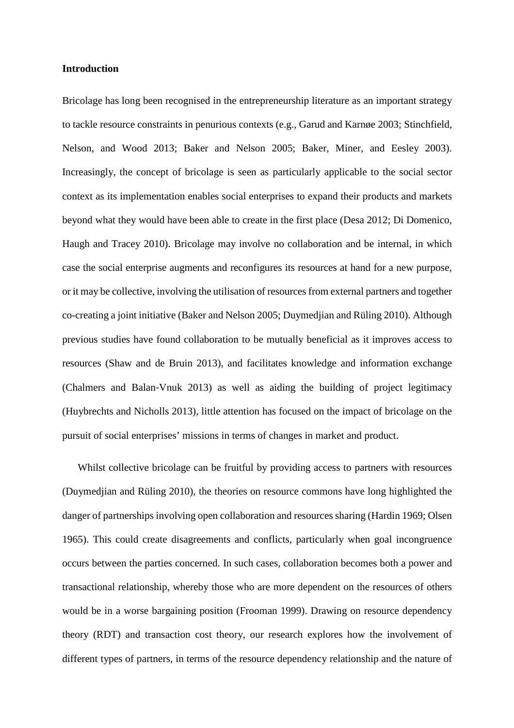## Introduction

Bricolage has long been recognised in the entrepreneurship literature as an important strategy to tackle resource constraints in penurious contexts (e.g., Garud and Karnøe 2003; Stinchfield, Nelson, and Wood 2013; Baker and Nelson 2005; Baker, Miner, and Eesley 2003). Increasingly, the concept of bricolage is seen as particularly applicable to the social sector context as its implementation enables social enterprises to expand their products and markets beyond what they would have been able to create in the first place (Desa 2012; Di Domenico, Haugh and Tracey 2010). Bricolage may involve no collaboration and be internal, in which case the social enterprise augments and reconfigures its resources at hand for a new purpose, or it may be collective, involving the utilisation of resources from external partners and together co-creating a joint initiative (Baker and Nelson 2005; Duymedjian and Rüling 2010). Although previous studies have found collaboration to be mutually beneficial as it improves access to resources (Shaw and de Bruin 2013), and facilitates knowledge and information exchange (Chalmers and Balan-Vnuk 2013) as well as aiding the building of project legitimacy (Huybrechts and Nicholls 2013), little attention has focused on the impact of bricolage on the pursuit of social enterprises' missions in terms of changes in market and product.

Whilst collective bricolage can be fruitful by providing access to partners with resources (Duymedjian and Rüling 2010), the theories on resource commons have long highlighted the danger of partnerships involving open collaboration and resources sharing (Hardin 1969; Olsen 1965). This could create disagreements and conflicts, particularly when goal incongruence occurs between the parties concerned. In such cases, collaboration becomes both a power and transactional relationship, whereby those who are more dependent on the resources of others would be in a worse bargaining position (Frooman 1999). Drawing on resource dependency theory (RDT) and transaction cost theory, our research explores how the involvement of different types of partners, in terms of the resource dependency relationship and the nature of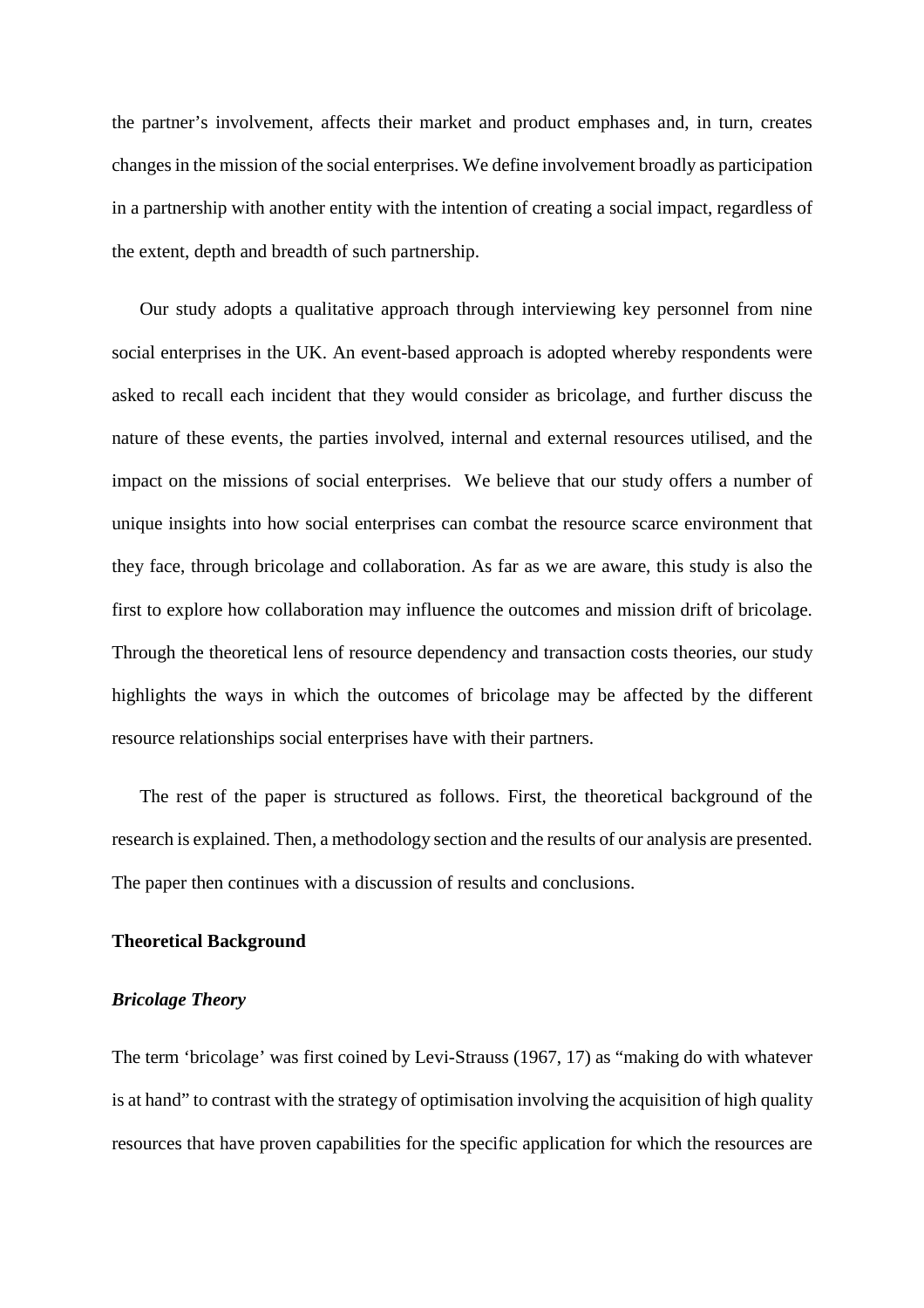the partner's involvement, affects their market and product emphases and, in turn, creates changes in the mission of the social enterprises. We define involvement broadly as participation in a partnership with another entity with the intention of creating a social impact, regardless of the extent, depth and breadth of such partnership.

Our study adopts a qualitative approach through interviewing key personnel from nine social enterprises in the UK. An event-based approach is adopted whereby respondents were asked to recall each incident that they would consider as bricolage, and further discuss the nature of these events, the parties involved, internal and external resources utilised, and the impact on the missions of social enterprises. We believe that our study offers a number of unique insights into how social enterprises can combat the resource scarce environment that they face, through bricolage and collaboration. As far as we are aware, this study is also the first to explore how collaboration may influence the outcomes and mission drift of bricolage. Through the theoretical lens of resource dependency and transaction costs theories, our study highlights the ways in which the outcomes of bricolage may be affected by the different resource relationships social enterprises have with their partners.

The rest of the paper is structured as follows. First, the theoretical background of the research is explained. Then, a methodology section and the results of our analysis are presented. The paper then continues with a discussion of results and conclusions.

## Theoretical Background

### *Bricolage Theory*

The term 'bricolage' was first coined by Levi-Strauss (1967, 17) as "making do with whatever is at hand" to contrast with the strategy of optimisation involving the acquisition of high quality resources that have proven capabilities for the specific application for which the resources are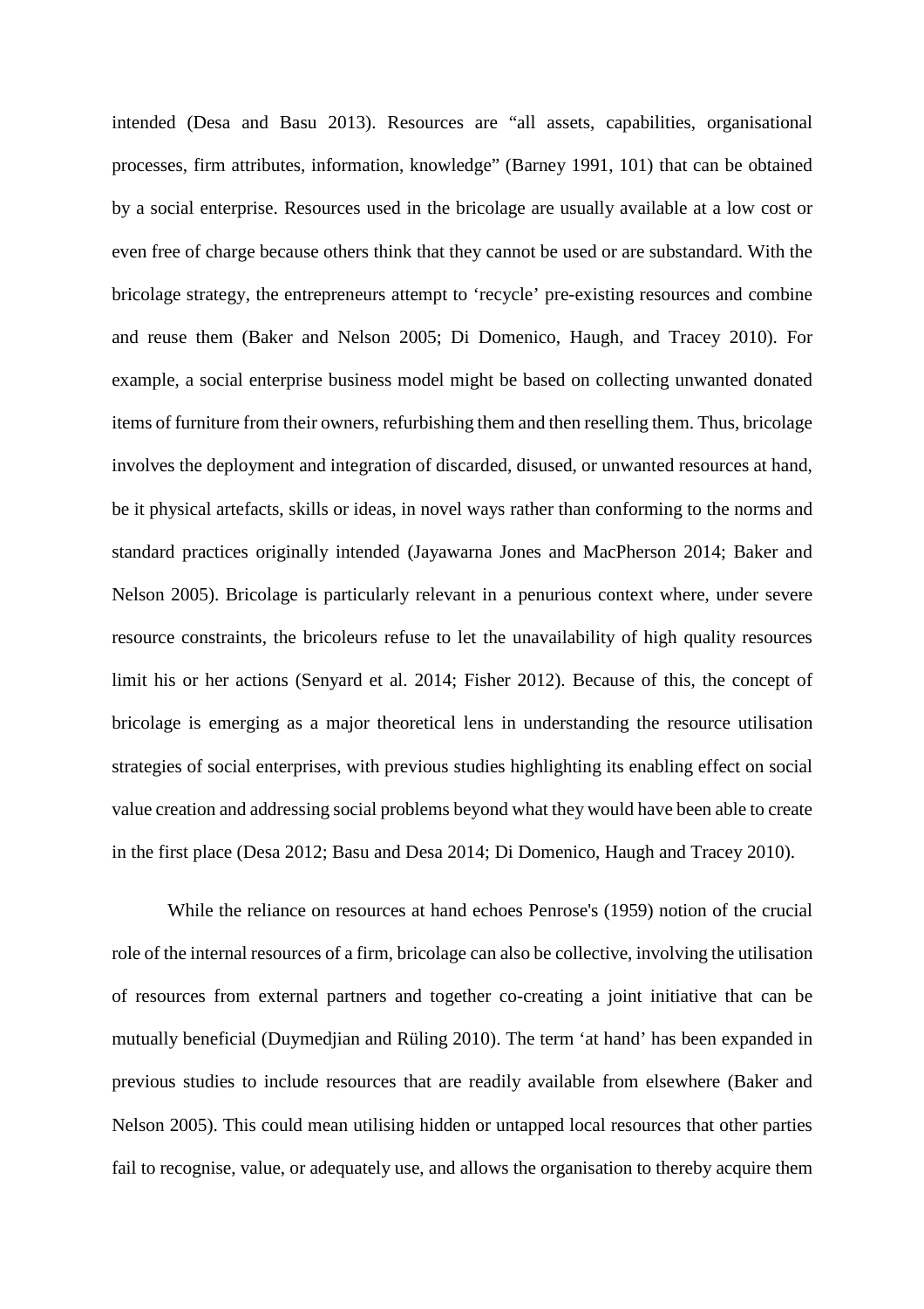intended (Desa and Basu 2013). Resources are "all assets, capabilities, organisational processes, firm attributes, information, knowledge" (Barney 1991, 101) that can be obtained by a social enterprise. Resources used in the bricolage are usually available at a low cost or even free of charge because others think that they cannot be used or are substandard. With the bricolage strategy, the entrepreneurs attempt to 'recycle' pre-existing resources and combine and reuse them (Baker and Nelson 2005; Di Domenico, Haugh, and Tracey 2010). For example, a social enterprise business model might be based on collecting unwanted donated items of furniture from their owners, refurbishing them and then reselling them. Thus, bricolage involves the deployment and integration of discarded, disused, or unwanted resources at hand, be it physical artefacts, skills or ideas, in novel ways rather than conforming to the norms and standard practices originally intended (Jayawarna Jones and MacPherson 2014; Baker and Nelson 2005). Bricolage is particularly relevant in a penurious context where, under severe resource constraints, the bricoleurs refuse to let the unavailability of high quality resources limit his or her actions (Senyard et al. 2014; Fisher 2012). Because of this, the concept of bricolage is emerging as a major theoretical lens in understanding the resource utilisation strategies of social enterprises, with previous studies highlighting its enabling effect on social value creation and addressing social problems beyond what they would have been able to create in the first place (Desa 2012; Basu and Desa 2014; Di Domenico, Haugh and Tracey 2010).

While the reliance on resources at hand echoes Penrose's (1959) notion of the crucial role of the internal resources of a firm, bricolage can also be collective, involving the utilisation of resources from external partners and together co-creating a joint initiative that can be mutually beneficial (Duymedjian and Rüling 2010). The term 'at hand' has been expanded in previous studies to include resources that are readily available from elsewhere (Baker and Nelson 2005). This could mean utilising hidden or untapped local resources that other parties fail to recognise, value, or adequately use, and allows the organisation to thereby acquire them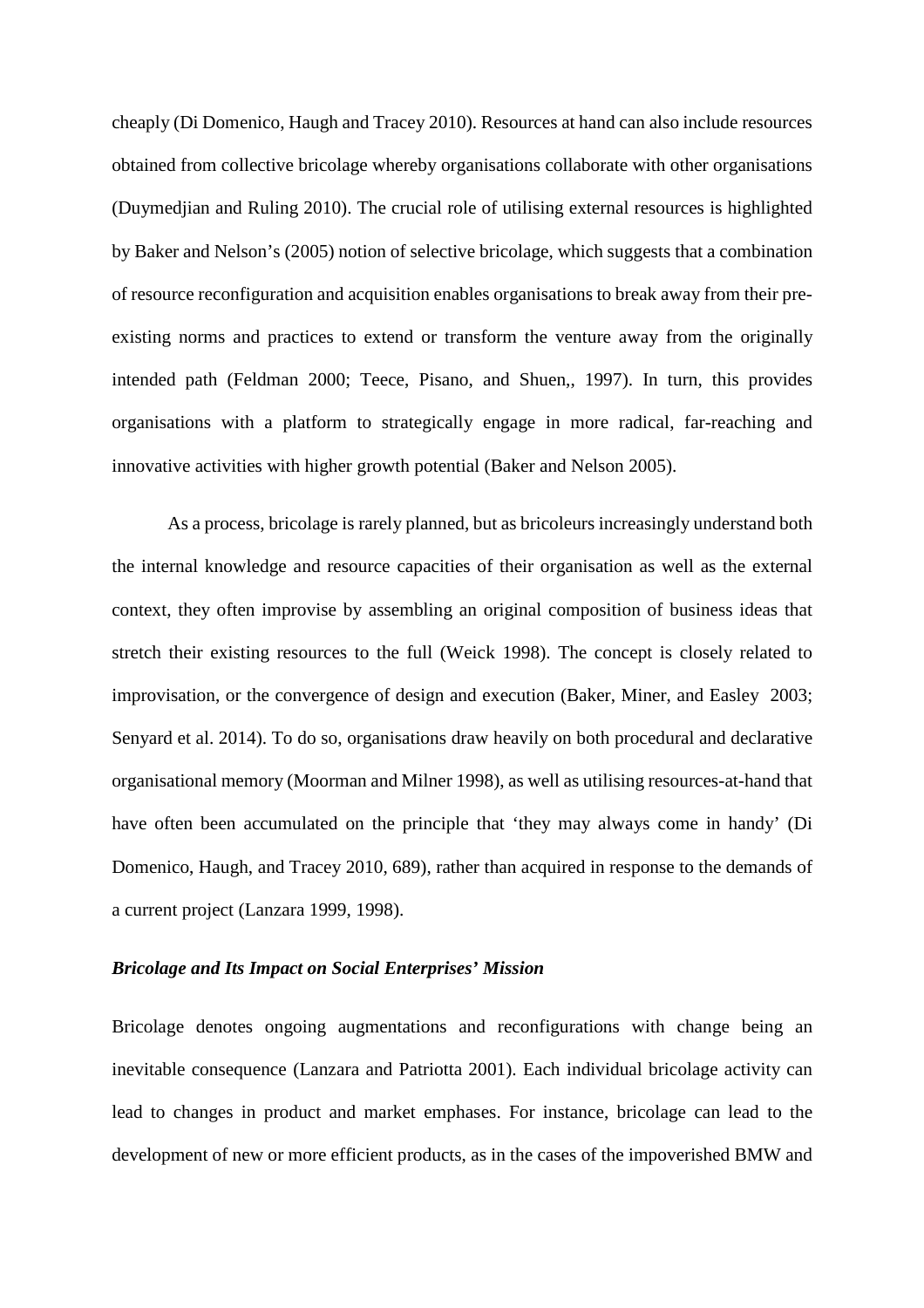cheaply (Di Domenico, Haugh and Tracey 2010). Resources at hand can also include resources obtained from collective bricolage whereby organisations collaborate with other organisations (Duymedjian and Ruling 2010). The crucial role of utilising external resources is highlighted by Baker and Nelson's (2005) notion of selective bricolage, which suggests that a combination of resource reconfiguration and acquisition enables organisations to break away from their pre-existing norms and practices to extend or transform the venture away from the originally intended path (Feldman 2000; Teece, Pisano, and Shuen,, 1997). In turn, this provides organisations with a platform to strategically engage in more radical, far-reaching and innovative activities with higher growth potential (Baker and Nelson 2005).

As a process, bricolage is rarely planned, but as bricoleurs increasingly understand both the internal knowledge and resource capacities of their organisation as well as the external context, they often improvise by assembling an original composition of business ideas that stretch their existing resources to the full (Weick 1998). The concept is closely related to improvisation, or the convergence of design and execution (Baker, Miner, and Easley 2003; Senyard et al. 2014). To do so, organisations draw heavily on both procedural and declarative organisational memory (Moorman and Milner 1998), as well as utilising resources-at-hand that have often been accumulated on the principle that 'they may always come in handy' (Di Domenico, Haugh, and Tracey 2010, 689), rather than acquired in response to the demands of a current project (Lanzara 1999, 1998).

### *Bricolage and Its Impact on Social Enterprises' Mission*

Bricolage denotes ongoing augmentations and reconfigurations with change being an inevitable consequence (Lanzara and Patriotta 2001). Each individual bricolage activity can lead to changes in product and market emphases. For instance, bricolage can lead to the development of new or more efficient products, as in the cases of the impoverished BMW and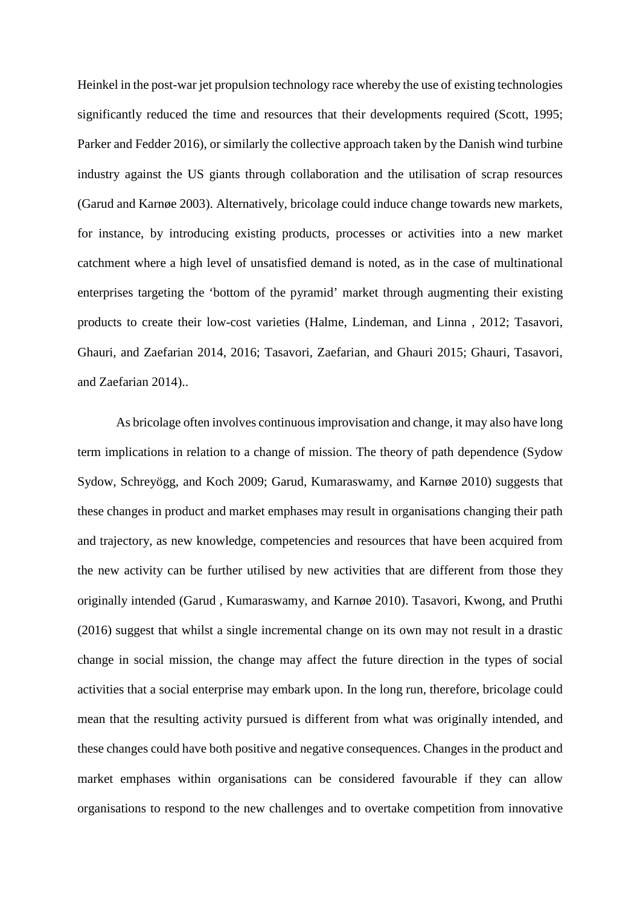Heinkel in the post-war jet propulsion technology race whereby the use of existing technologies significantly reduced the time and resources that their developments required (Scott, 1995; Parker and Fedder 2016), or similarly the collective approach taken by the Danish wind turbine industry against the US giants through collaboration and the utilisation of scrap resources (Garud and Karnøe 2003). Alternatively, bricolage could induce change towards new markets, for instance, by introducing existing products, processes or activities into a new market catchment where a high level of unsatisfied demand is noted, as in the case of multinational enterprises targeting the 'bottom of the pyramid' market through augmenting their existing products to create their low-cost varieties (Halme, Lindeman, and Linna , 2012; Tasavori, Ghauri, and Zaefarian 2014, 2016; Tasavori, Zaefarian, and Ghauri 2015; Ghauri, Tasavori, and Zaefarian 2014)..

As bricolage often involves continuous improvisation and change, it may also have long term implications in relation to a change of mission. The theory of path dependence (Sydow Sydow, Schreyögg, and Koch 2009; Garud, Kumaraswamy, and Karnøe 2010) suggests that these changes in product and market emphases may result in organisations changing their path and trajectory, as new knowledge, competencies and resources that have been acquired from the new activity can be further utilised by new activities that are different from those they originally intended (Garud , Kumaraswamy, and Karnøe 2010). Tasavori, Kwong, and Pruthi (2016) suggest that whilst a single incremental change on its own may not result in a drastic change in social mission, the change may affect the future direction in the types of social activities that a social enterprise may embark upon. In the long run, therefore, bricolage could mean that the resulting activity pursued is different from what was originally intended, and these changes could have both positive and negative consequences. Changes in the product and market emphases within organisations can be considered favourable if they can allow organisations to respond to the new challenges and to overtake competition from innovative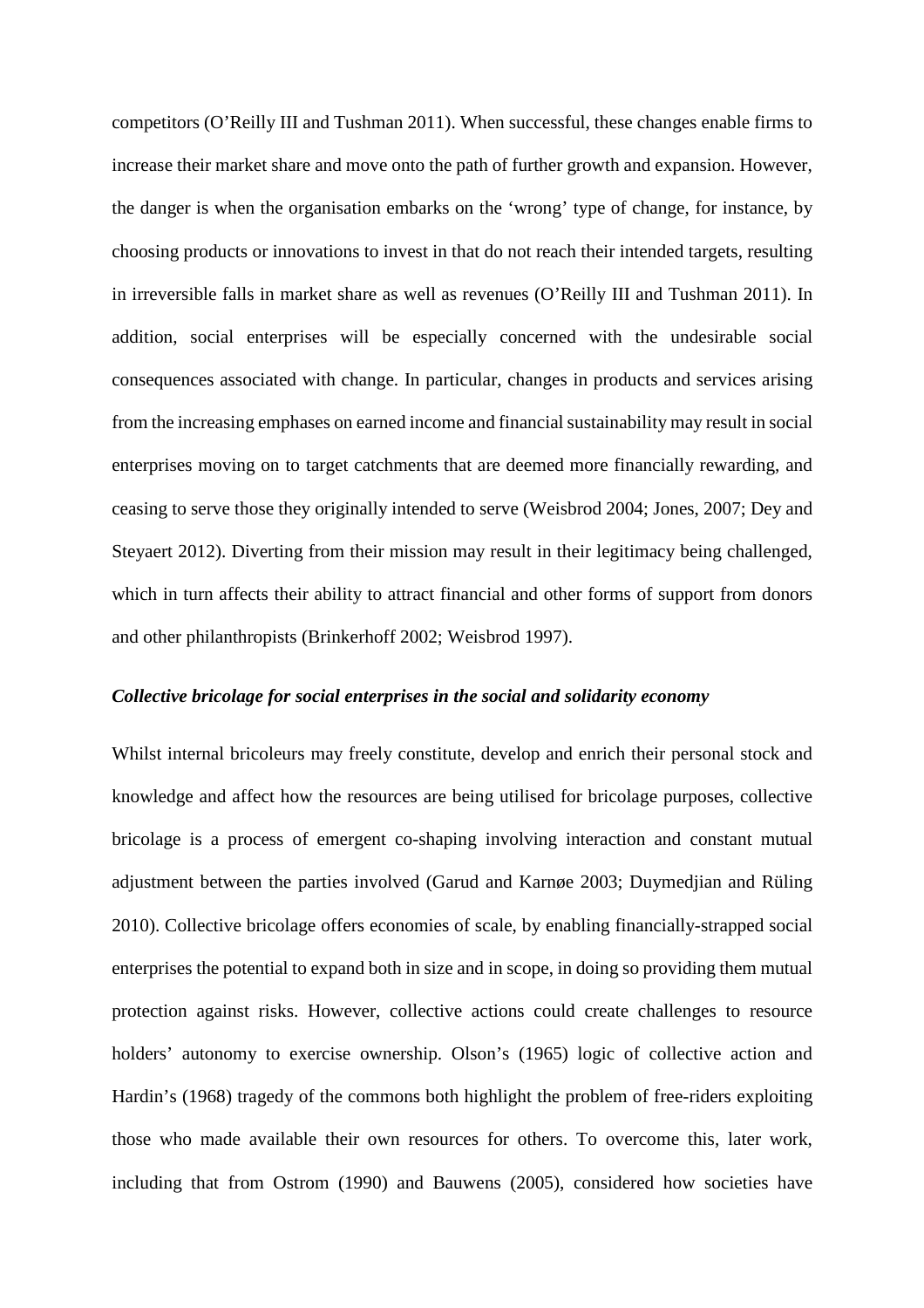competitors (O'Reilly III and Tushman 2011). When successful, these changes enable firms to increase their market share and move onto the path of further growth and expansion. However, the danger is when the organisation embarks on the 'wrong' type of change, for instance, by choosing products or innovations to invest in that do not reach their intended targets, resulting in irreversible falls in market share as well as revenues (O'Reilly III and Tushman 2011). In addition, social enterprises will be especially concerned with the undesirable social consequences associated with change. In particular, changes in products and services arising from the increasing emphases on earned income and financial sustainability may result in social enterprises moving on to target catchments that are deemed more financially rewarding, and ceasing to serve those they originally intended to serve (Weisbrod 2004; Jones, 2007; Dey and Steyaert 2012). Diverting from their mission may result in their legitimacy being challenged, which in turn affects their ability to attract financial and other forms of support from donors and other philanthropists (Brinkerhoff 2002; Weisbrod 1997).

### *Collective bricolage for social enterprises in the social and solidarity economy*

Whilst internal bricoleurs may freely constitute, develop and enrich their personal stock and knowledge and affect how the resources are being utilised for bricolage purposes, collective bricolage is a process of emergent co-shaping involving interaction and constant mutual adjustment between the parties involved (Garud and Karnøe 2003; Duymedjian and Rüling 2010). Collective bricolage offers economies of scale, by enabling financially-strapped social enterprises the potential to expand both in size and in scope, in doing so providing them mutual protection against risks. However, collective actions could create challenges to resource holders' autonomy to exercise ownership. Olson's (1965) logic of collective action and Hardin's (1968) tragedy of the commons both highlight the problem of free-riders exploiting those who made available their own resources for others. To overcome this, later work, including that from Ostrom (1990) and Bauwens (2005), considered how societies have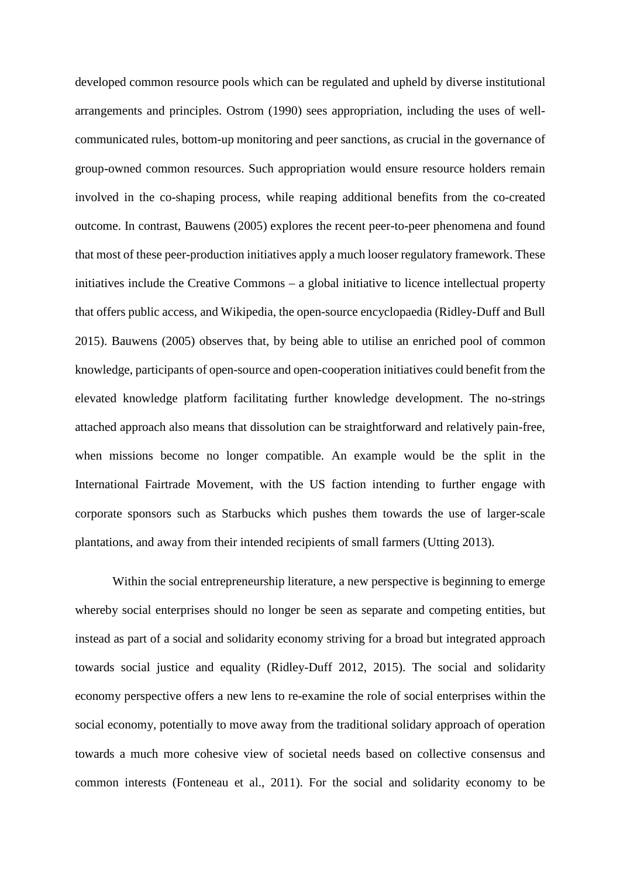developed common resource pools which can be regulated and upheld by diverse institutional arrangements and principles. Ostrom (1990) sees appropriation, including the uses of well-communicated rules, bottom-up monitoring and peer sanctions, as crucial in the governance of group-owned common resources. Such appropriation would ensure resource holders remain involved in the co-shaping process, while reaping additional benefits from the co-created outcome. In contrast, Bauwens (2005) explores the recent peer-to-peer phenomena and found that most of these peer-production initiatives apply a much looser regulatory framework. These initiatives include the Creative Commons – a global initiative to licence intellectual property that offers public access, and Wikipedia, the open-source encyclopaedia (Ridley-Duff and Bull 2015). Bauwens (2005) observes that, by being able to utilise an enriched pool of common knowledge, participants of open-source and open-cooperation initiatives could benefit from the elevated knowledge platform facilitating further knowledge development. The no-strings attached approach also means that dissolution can be straightforward and relatively pain-free, when missions become no longer compatible. An example would be the split in the International Fairtrade Movement, with the US faction intending to further engage with corporate sponsors such as Starbucks which pushes them towards the use of larger-scale plantations, and away from their intended recipients of small farmers (Utting 2013).

Within the social entrepreneurship literature, a new perspective is beginning to emerge whereby social enterprises should no longer be seen as separate and competing entities, but instead as part of a social and solidarity economy striving for a broad but integrated approach towards social justice and equality (Ridley-Duff 2012, 2015). The social and solidarity economy perspective offers a new lens to re-examine the role of social enterprises within the social economy, potentially to move away from the traditional solidary approach of operation towards a much more cohesive view of societal needs based on collective consensus and common interests (Fonteneau et al., 2011). For the social and solidarity economy to be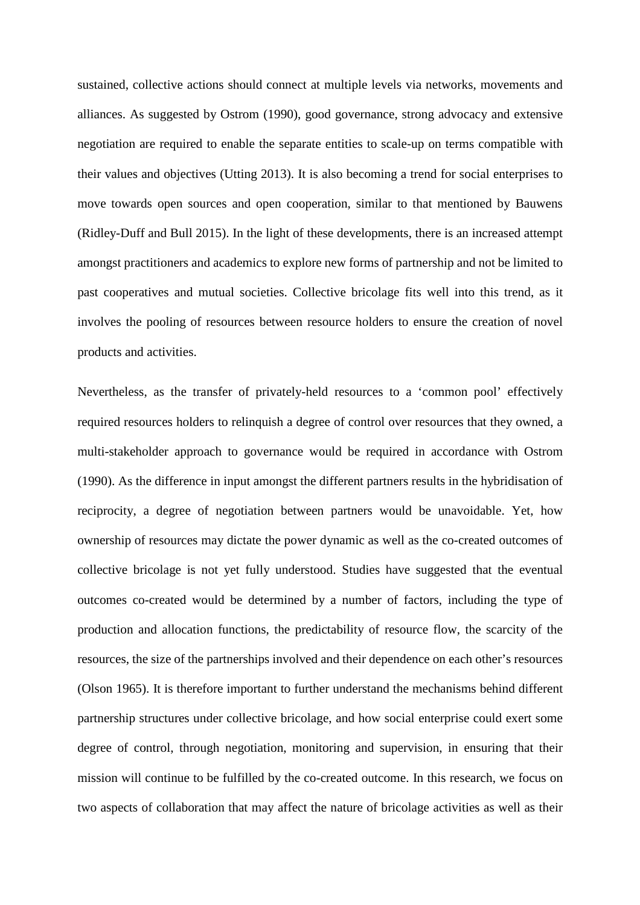sustained, collective actions should connect at multiple levels via networks, movements and alliances. As suggested by Ostrom (1990), good governance, strong advocacy and extensive negotiation are required to enable the separate entities to scale-up on terms compatible with their values and objectives (Utting 2013). It is also becoming a trend for social enterprises to move towards open sources and open cooperation, similar to that mentioned by Bauwens (Ridley-Duff and Bull 2015). In the light of these developments, there is an increased attempt amongst practitioners and academics to explore new forms of partnership and not be limited to past cooperatives and mutual societies. Collective bricolage fits well into this trend, as it involves the pooling of resources between resource holders to ensure the creation of novel products and activities.

Nevertheless, as the transfer of privately-held resources to a 'common pool' effectively required resources holders to relinquish a degree of control over resources that they owned, a multi-stakeholder approach to governance would be required in accordance with Ostrom (1990). As the difference in input amongst the different partners results in the hybridisation of reciprocity, a degree of negotiation between partners would be unavoidable. Yet, how ownership of resources may dictate the power dynamic as well as the co-created outcomes of collective bricolage is not yet fully understood. Studies have suggested that the eventual outcomes co-created would be determined by a number of factors, including the type of production and allocation functions, the predictability of resource flow, the scarcity of the resources, the size of the partnerships involved and their dependence on each other's resources (Olson 1965). It is therefore important to further understand the mechanisms behind different partnership structures under collective bricolage, and how social enterprise could exert some degree of control, through negotiation, monitoring and supervision, in ensuring that their mission will continue to be fulfilled by the co-created outcome. In this research, we focus on two aspects of collaboration that may affect the nature of bricolage activities as well as their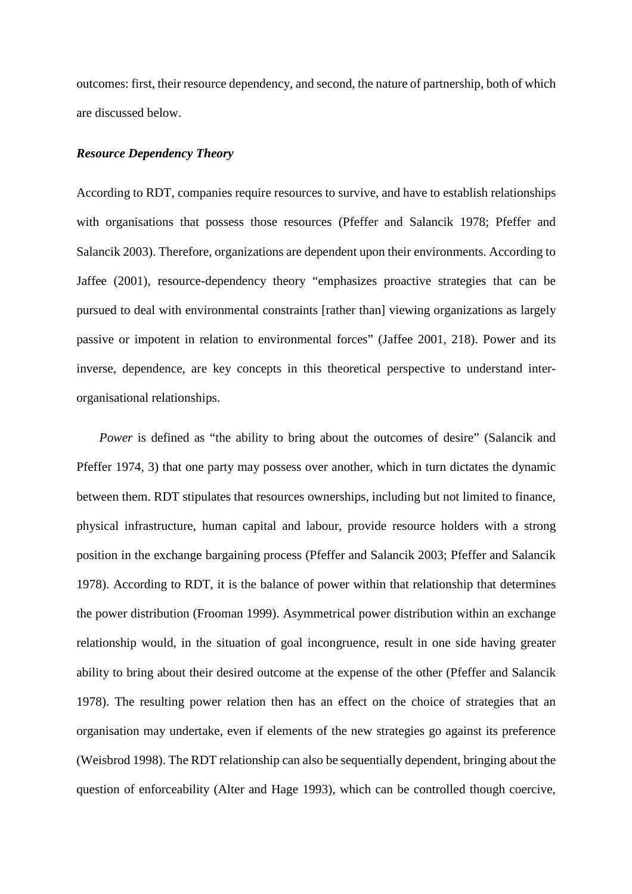outcomes: first, their resource dependency, and second, the nature of partnership, both of which are discussed below.

***Resource Dependency Theory***

According to RDT, companies require resources to survive, and have to establish relationships with organisations that possess those resources (Pfeffer and Salancik 1978; Pfeffer and Salancik 2003). Therefore, organizations are dependent upon their environments. According to Jaffee (2001), resource-dependency theory "emphasizes proactive strategies that can be pursued to deal with environmental constraints [rather than] viewing organizations as largely passive or impotent in relation to environmental forces" (Jaffee 2001, 218). Power and its inverse, dependence, are key concepts in this theoretical perspective to understand inter-organisational relationships.

*Power* is defined as "the ability to bring about the outcomes of desire" (Salancik and Pfeffer 1974, 3) that one party may possess over another, which in turn dictates the dynamic between them. RDT stipulates that resources ownerships, including but not limited to finance, physical infrastructure, human capital and labour, provide resource holders with a strong position in the exchange bargaining process (Pfeffer and Salancik 2003; Pfeffer and Salancik 1978). According to RDT, it is the balance of power within that relationship that determines the power distribution (Frooman 1999). Asymmetrical power distribution within an exchange relationship would, in the situation of goal incongruence, result in one side having greater ability to bring about their desired outcome at the expense of the other (Pfeffer and Salancik 1978). The resulting power relation then has an effect on the choice of strategies that an organisation may undertake, even if elements of the new strategies go against its preference (Weisbrod 1998). The RDT relationship can also be sequentially dependent, bringing about the question of enforceability (Alter and Hage 1993), which can be controlled though coercive,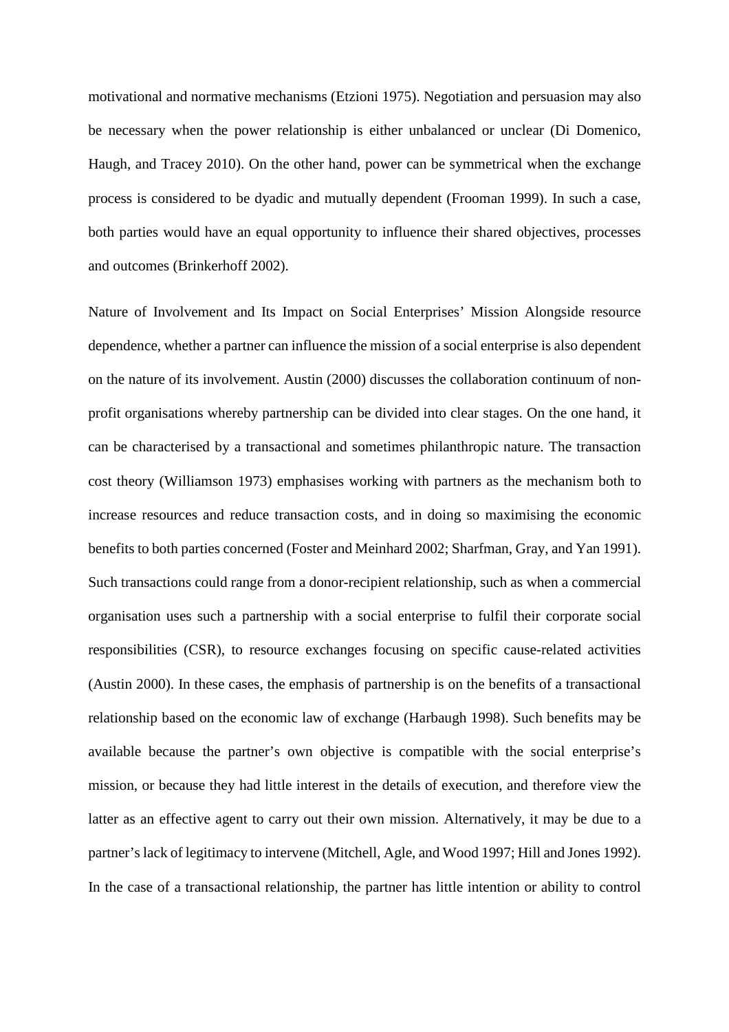motivational and normative mechanisms (Etzioni 1975). Negotiation and persuasion may also be necessary when the power relationship is either unbalanced or unclear (Di Domenico, Haugh, and Tracey 2010). On the other hand, power can be symmetrical when the exchange process is considered to be dyadic and mutually dependent (Frooman 1999). In such a case, both parties would have an equal opportunity to influence their shared objectives, processes and outcomes (Brinkerhoff 2002).

Nature of Involvement and Its Impact on Social Enterprises' Mission Alongside resource dependence, whether a partner can influence the mission of a social enterprise is also dependent on the nature of its involvement. Austin (2000) discusses the collaboration continuum of non-profit organisations whereby partnership can be divided into clear stages. On the one hand, it can be characterised by a transactional and sometimes philanthropic nature. The transaction cost theory (Williamson 1973) emphasises working with partners as the mechanism both to increase resources and reduce transaction costs, and in doing so maximising the economic benefits to both parties concerned (Foster and Meinhard 2002; Sharfman, Gray, and Yan 1991). Such transactions could range from a donor-recipient relationship, such as when a commercial organisation uses such a partnership with a social enterprise to fulfil their corporate social responsibilities (CSR), to resource exchanges focusing on specific cause-related activities (Austin 2000). In these cases, the emphasis of partnership is on the benefits of a transactional relationship based on the economic law of exchange (Harbaugh 1998). Such benefits may be available because the partner's own objective is compatible with the social enterprise's mission, or because they had little interest in the details of execution, and therefore view the latter as an effective agent to carry out their own mission. Alternatively, it may be due to a partner's lack of legitimacy to intervene (Mitchell, Agle, and Wood 1997; Hill and Jones 1992). In the case of a transactional relationship, the partner has little intention or ability to control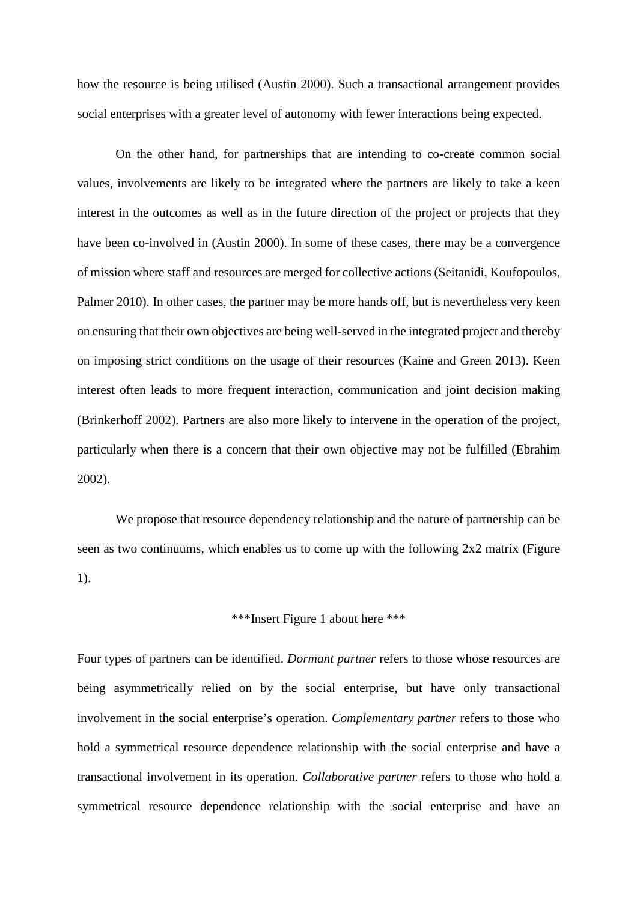how the resource is being utilised (Austin 2000). Such a transactional arrangement provides social enterprises with a greater level of autonomy with fewer interactions being expected.

On the other hand, for partnerships that are intending to co-create common social values, involvements are likely to be integrated where the partners are likely to take a keen interest in the outcomes as well as in the future direction of the project or projects that they have been co-involved in (Austin 2000). In some of these cases, there may be a convergence of mission where staff and resources are merged for collective actions (Seitanidi, Koufopoulos, Palmer 2010). In other cases, the partner may be more hands off, but is nevertheless very keen on ensuring that their own objectives are being well-served in the integrated project and thereby on imposing strict conditions on the usage of their resources (Kaine and Green 2013). Keen interest often leads to more frequent interaction, communication and joint decision making (Brinkerhoff 2002). Partners are also more likely to intervene in the operation of the project, particularly when there is a concern that their own objective may not be fulfilled (Ebrahim 2002).

We propose that resource dependency relationship and the nature of partnership can be seen as two continuums, which enables us to come up with the following 2x2 matrix (Figure 1).

***Insert Figure 1 about here ***

Four types of partners can be identified. *Dormant partner* refers to those whose resources are being asymmetrically relied on by the social enterprise, but have only transactional involvement in the social enterprise's operation. *Complementary partner* refers to those who hold a symmetrical resource dependence relationship with the social enterprise and have a transactional involvement in its operation. *Collaborative partner* refers to those who hold a symmetrical resource dependence relationship with the social enterprise and have an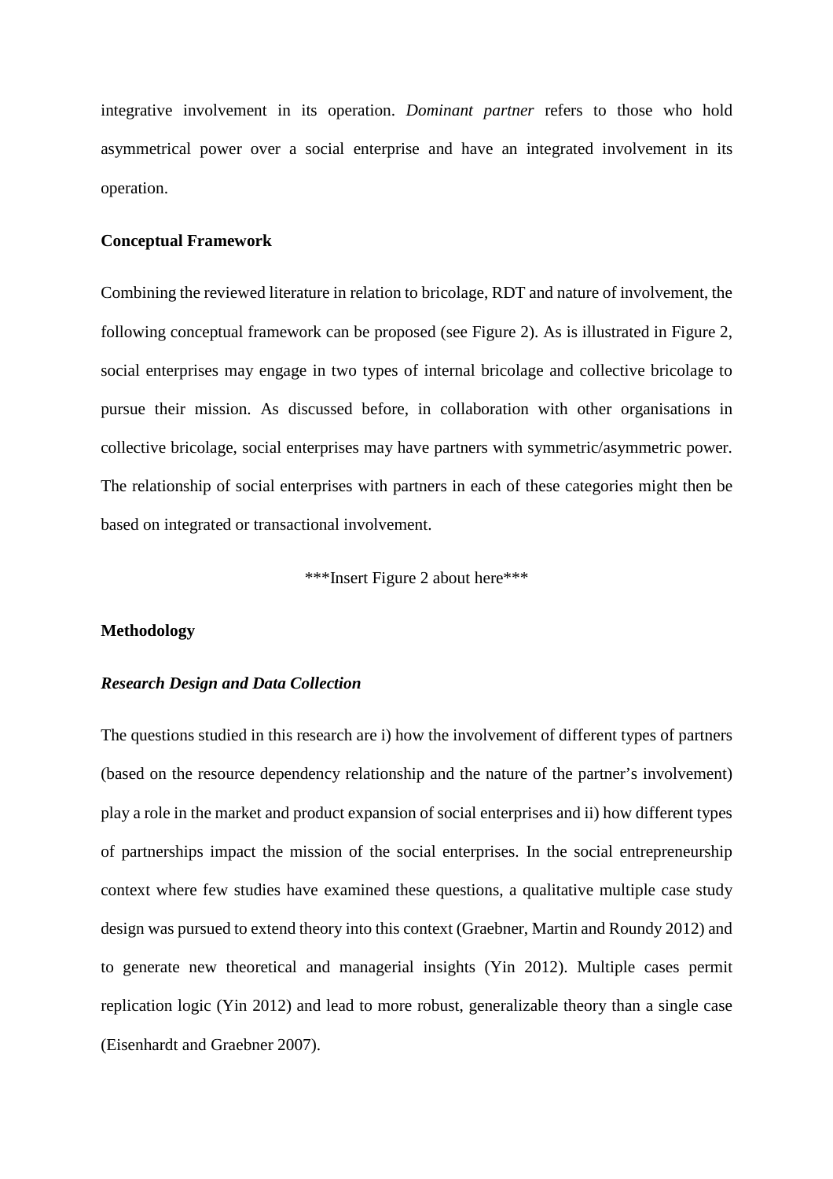integrative involvement in its operation. *Dominant partner* refers to those who hold asymmetrical power over a social enterprise and have an integrated involvement in its operation.

**Conceptual Framework**

Combining the reviewed literature in relation to bricolage, RDT and nature of involvement, the following conceptual framework can be proposed (see Figure 2). As is illustrated in Figure 2, social enterprises may engage in two types of internal bricolage and collective bricolage to pursue their mission. As discussed before, in collaboration with other organisations in collective bricolage, social enterprises may have partners with symmetric/asymmetric power. The relationship of social enterprises with partners in each of these categories might then be based on integrated or transactional involvement.

***Insert Figure 2 about here***

**Methodology**

***Research Design and Data Collection***

The questions studied in this research are i) how the involvement of different types of partners (based on the resource dependency relationship and the nature of the partner's involvement) play a role in the market and product expansion of social enterprises and ii) how different types of partnerships impact the mission of the social enterprises. In the social entrepreneurship context where few studies have examined these questions, a qualitative multiple case study design was pursued to extend theory into this context (Graebner, Martin and Roundy 2012) and to generate new theoretical and managerial insights (Yin 2012). Multiple cases permit replication logic (Yin 2012) and lead to more robust, generalizable theory than a single case (Eisenhardt and Graebner 2007).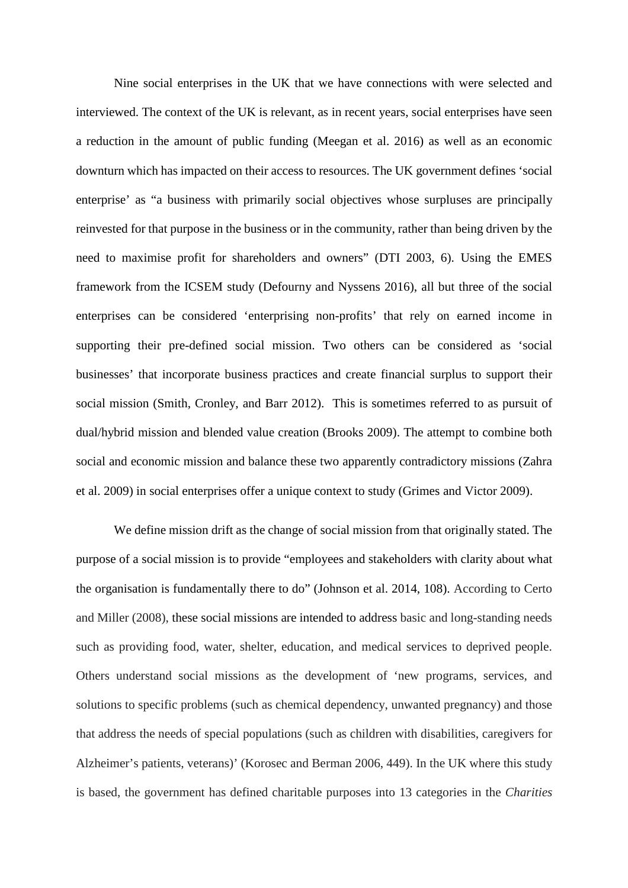Nine social enterprises in the UK that we have connections with were selected and interviewed. The context of the UK is relevant, as in recent years, social enterprises have seen a reduction in the amount of public funding (Meegan et al. 2016) as well as an economic downturn which has impacted on their access to resources. The UK government defines 'social enterprise' as "a business with primarily social objectives whose surpluses are principally reinvested for that purpose in the business or in the community, rather than being driven by the need to maximise profit for shareholders and owners" (DTI 2003, 6). Using the EMES framework from the ICSEM study (Defourny and Nyssens 2016), all but three of the social enterprises can be considered 'enterprising non-profits' that rely on earned income in supporting their pre-defined social mission. Two others can be considered as 'social businesses' that incorporate business practices and create financial surplus to support their social mission (Smith, Cronley, and Barr 2012). This is sometimes referred to as pursuit of dual/hybrid mission and blended value creation (Brooks 2009). The attempt to combine both social and economic mission and balance these two apparently contradictory missions (Zahra et al. 2009) in social enterprises offer a unique context to study (Grimes and Victor 2009).

We define mission drift as the change of social mission from that originally stated. The purpose of a social mission is to provide "employees and stakeholders with clarity about what the organisation is fundamentally there to do" (Johnson et al. 2014, 108). According to Certo and Miller (2008), these social missions are intended to address basic and long-standing needs such as providing food, water, shelter, education, and medical services to deprived people. Others understand social missions as the development of 'new programs, services, and solutions to specific problems (such as chemical dependency, unwanted pregnancy) and those that address the needs of special populations (such as children with disabilities, caregivers for Alzheimer's patients, veterans)' (Korosec and Berman 2006, 449). In the UK where this study is based, the government has defined charitable purposes into 13 categories in the *Charities*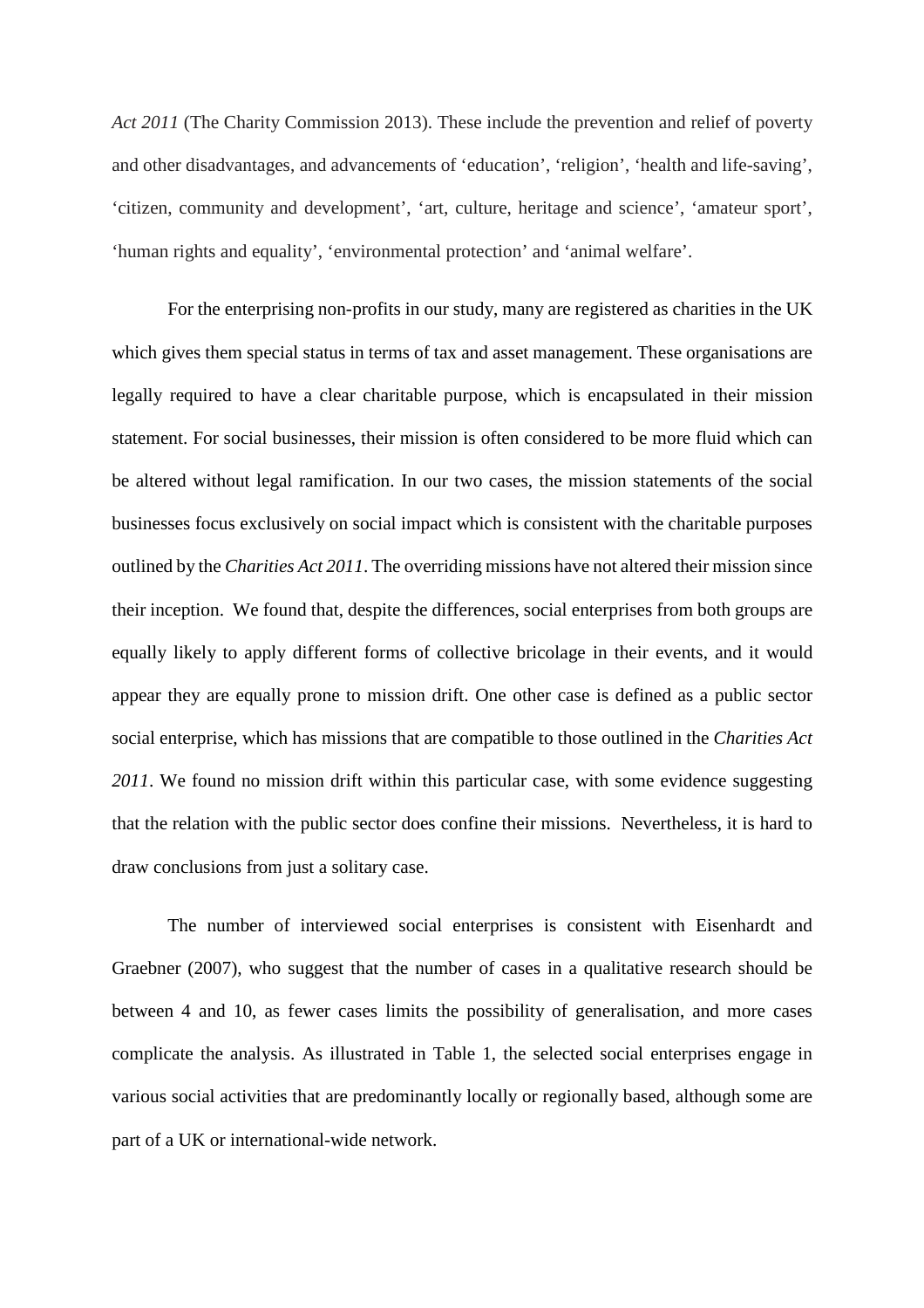*Act 2011* (The Charity Commission 2013). These include the prevention and relief of poverty and other disadvantages, and advancements of 'education', 'religion', 'health and life-saving', 'citizen, community and development', 'art, culture, heritage and science', 'amateur sport', 'human rights and equality', 'environmental protection' and 'animal welfare'.

For the enterprising non-profits in our study, many are registered as charities in the UK which gives them special status in terms of tax and asset management. These organisations are legally required to have a clear charitable purpose, which is encapsulated in their mission statement. For social businesses, their mission is often considered to be more fluid which can be altered without legal ramification. In our two cases, the mission statements of the social businesses focus exclusively on social impact which is consistent with the charitable purposes outlined by the *Charities Act 2011*. The overriding missions have not altered their mission since their inception. We found that, despite the differences, social enterprises from both groups are equally likely to apply different forms of collective bricolage in their events, and it would appear they are equally prone to mission drift. One other case is defined as a public sector social enterprise, which has missions that are compatible to those outlined in the *Charities Act 2011*. We found no mission drift within this particular case, with some evidence suggesting that the relation with the public sector does confine their missions. Nevertheless, it is hard to draw conclusions from just a solitary case.

The number of interviewed social enterprises is consistent with Eisenhardt and Graebner (2007), who suggest that the number of cases in a qualitative research should be between 4 and 10, as fewer cases limits the possibility of generalisation, and more cases complicate the analysis. As illustrated in Table 1, the selected social enterprises engage in various social activities that are predominantly locally or regionally based, although some are part of a UK or international-wide network.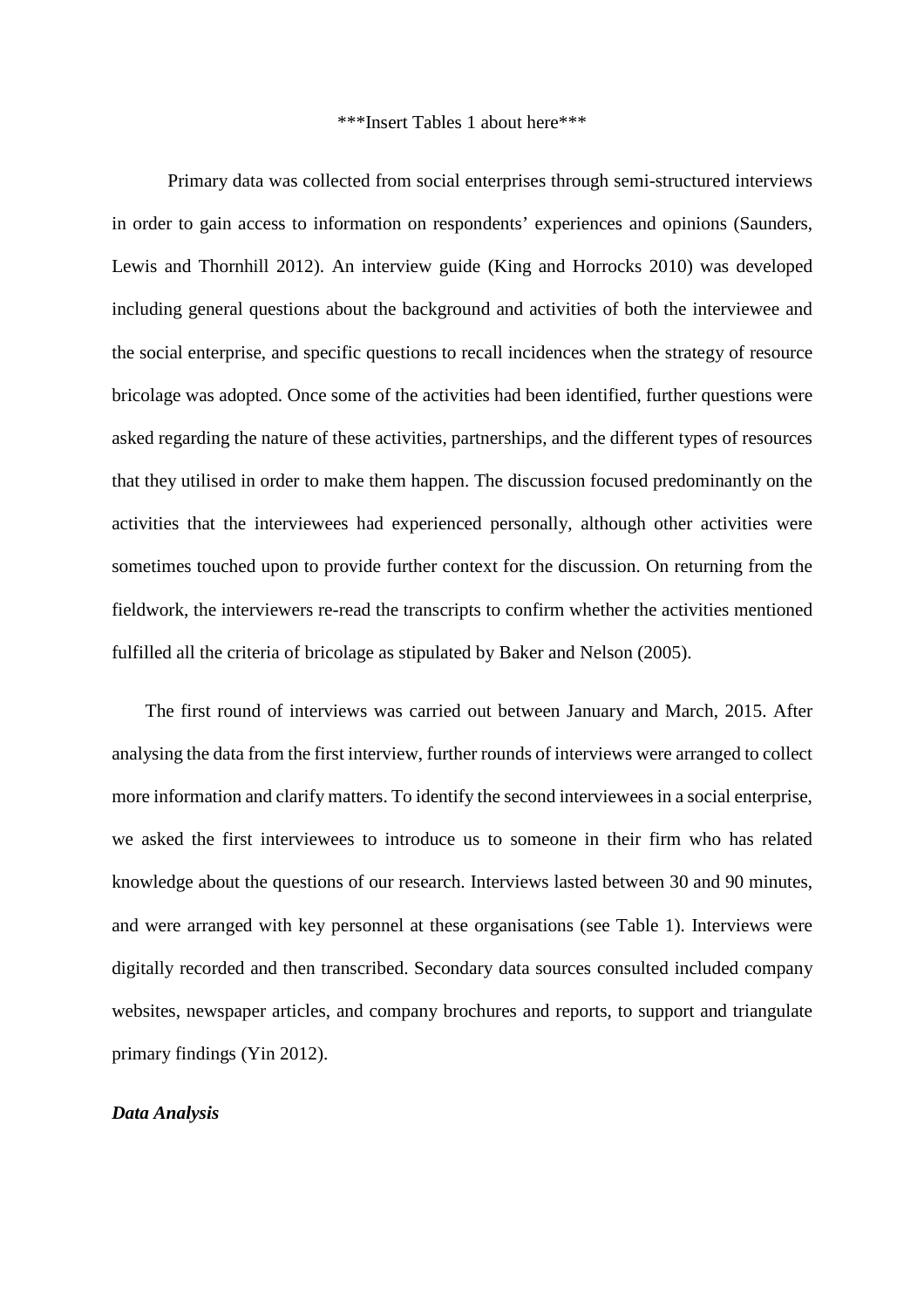***Insert Tables 1 about here***

Primary data was collected from social enterprises through semi-structured interviews in order to gain access to information on respondents' experiences and opinions (Saunders, Lewis and Thornhill 2012). An interview guide (King and Horrocks 2010) was developed including general questions about the background and activities of both the interviewee and the social enterprise, and specific questions to recall incidences when the strategy of resource bricolage was adopted. Once some of the activities had been identified, further questions were asked regarding the nature of these activities, partnerships, and the different types of resources that they utilised in order to make them happen. The discussion focused predominantly on the activities that the interviewees had experienced personally, although other activities were sometimes touched upon to provide further context for the discussion. On returning from the fieldwork, the interviewers re-read the transcripts to confirm whether the activities mentioned fulfilled all the criteria of bricolage as stipulated by Baker and Nelson (2005).

The first round of interviews was carried out between January and March, 2015. After analysing the data from the first interview, further rounds of interviews were arranged to collect more information and clarify matters. To identify the second interviewees in a social enterprise, we asked the first interviewees to introduce us to someone in their firm who has related knowledge about the questions of our research. Interviews lasted between 30 and 90 minutes, and were arranged with key personnel at these organisations (see Table 1). Interviews were digitally recorded and then transcribed. Secondary data sources consulted included company websites, newspaper articles, and company brochures and reports, to support and triangulate primary findings (Yin 2012).

***Data Analysis***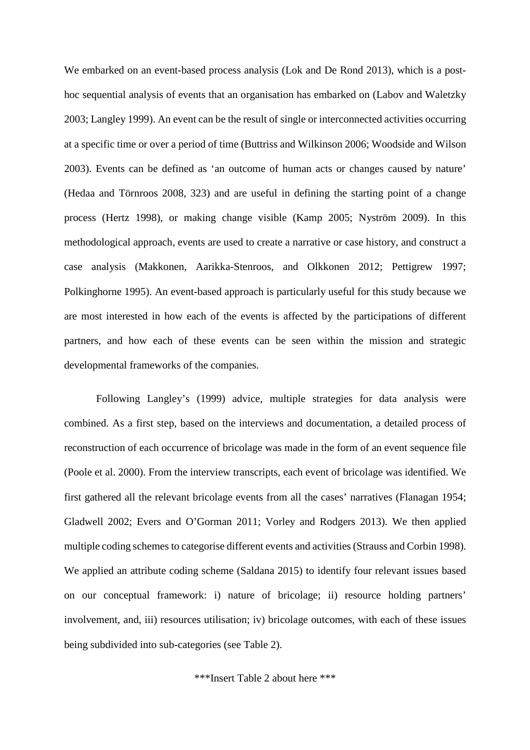We embarked on an event-based process analysis (Lok and De Rond 2013), which is a post-hoc sequential analysis of events that an organisation has embarked on (Labov and Waletzky 2003; Langley 1999). An event can be the result of single or interconnected activities occurring at a specific time or over a period of time (Buttriss and Wilkinson 2006; Woodside and Wilson 2003). Events can be defined as 'an outcome of human acts or changes caused by nature' (Hedaa and Törnroos 2008, 323) and are useful in defining the starting point of a change process (Hertz 1998), or making change visible (Kamp 2005; Nyström 2009). In this methodological approach, events are used to create a narrative or case history, and construct a case analysis (Makkonen, Aarikka-Stenroos, and Olkkonen 2012; Pettigrew 1997; Polkinghorne 1995). An event-based approach is particularly useful for this study because we are most interested in how each of the events is affected by the participations of different partners, and how each of these events can be seen within the mission and strategic developmental frameworks of the companies.

Following Langley's (1999) advice, multiple strategies for data analysis were combined. As a first step, based on the interviews and documentation, a detailed process of reconstruction of each occurrence of bricolage was made in the form of an event sequence file (Poole et al. 2000). From the interview transcripts, each event of bricolage was identified. We first gathered all the relevant bricolage events from all the cases' narratives (Flanagan 1954; Gladwell 2002; Evers and O'Gorman 2011; Vorley and Rodgers 2013). We then applied multiple coding schemes to categorise different events and activities (Strauss and Corbin 1998). We applied an attribute coding scheme (Saldana 2015) to identify four relevant issues based on our conceptual framework: i) nature of bricolage; ii) resource holding partners' involvement, and, iii) resources utilisation; iv) bricolage outcomes, with each of these issues being subdivided into sub-categories (see Table 2).

***Insert Table 2 about here ***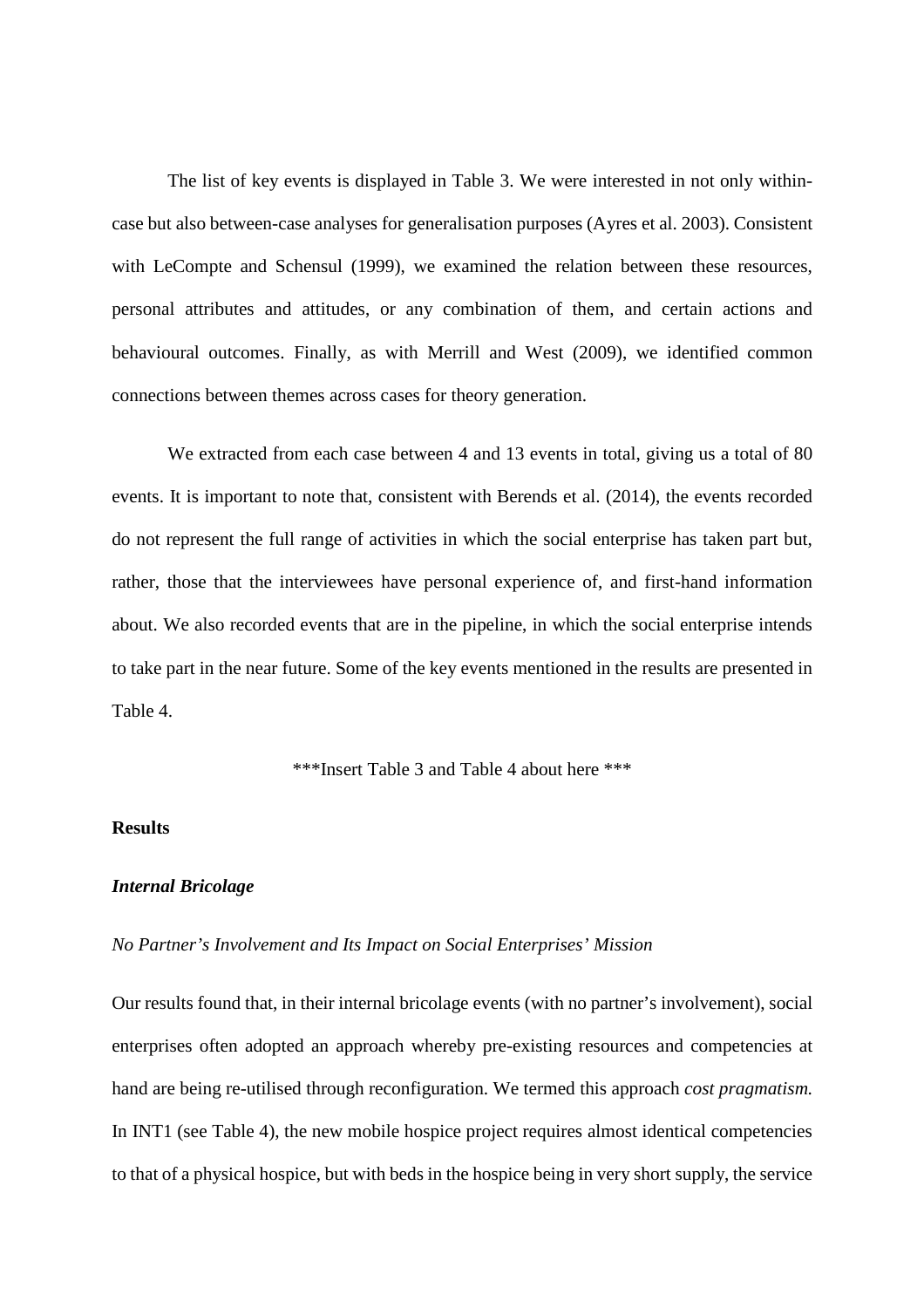The list of key events is displayed in Table 3. We were interested in not only within-case but also between-case analyses for generalisation purposes (Ayres et al. 2003). Consistent with LeCompte and Schensul (1999), we examined the relation between these resources, personal attributes and attitudes, or any combination of them, and certain actions and behavioural outcomes. Finally, as with Merrill and West (2009), we identified common connections between themes across cases for theory generation.

We extracted from each case between 4 and 13 events in total, giving us a total of 80 events. It is important to note that, consistent with Berends et al. (2014), the events recorded do not represent the full range of activities in which the social enterprise has taken part but, rather, those that the interviewees have personal experience of, and first-hand information about. We also recorded events that are in the pipeline, in which the social enterprise intends to take part in the near future. Some of the key events mentioned in the results are presented in Table 4.

***Insert Table 3 and Table 4 about here ***

## Results

### *Internal Bricolage*

#### *No Partner's Involvement and Its Impact on Social Enterprises' Mission*

Our results found that, in their internal bricolage events (with no partner's involvement), social enterprises often adopted an approach whereby pre-existing resources and competencies at hand are being re-utilised through reconfiguration. We termed this approach *cost pragmatism.* In INT1 (see Table 4), the new mobile hospice project requires almost identical competencies to that of a physical hospice, but with beds in the hospice being in very short supply, the service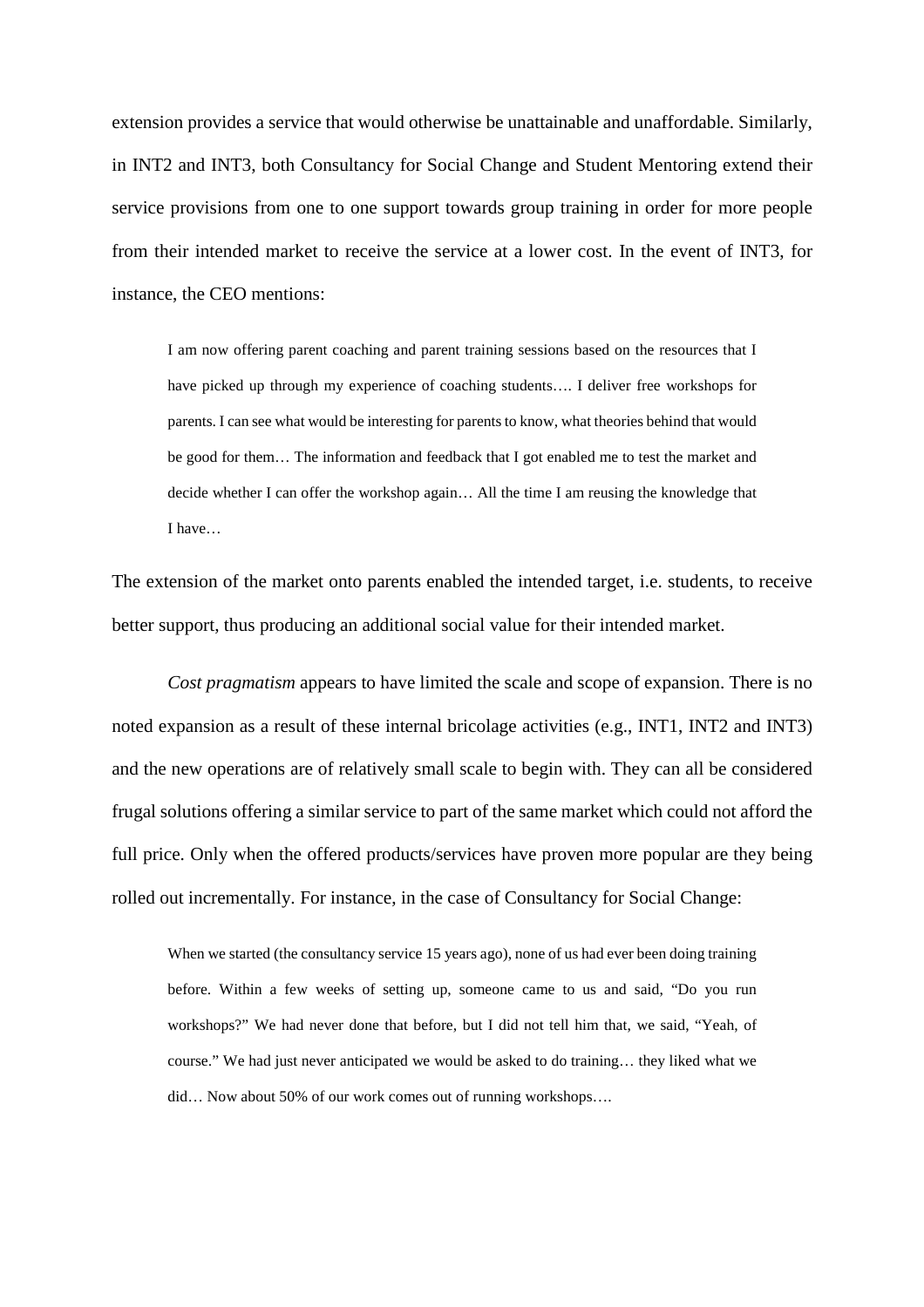extension provides a service that would otherwise be unattainable and unaffordable. Similarly, in INT2 and INT3, both Consultancy for Social Change and Student Mentoring extend their service provisions from one to one support towards group training in order for more people from their intended market to receive the service at a lower cost. In the event of INT3, for instance, the CEO mentions:

> I am now offering parent coaching and parent training sessions based on the resources that I have picked up through my experience of coaching students…. I deliver free workshops for parents. I can see what would be interesting for parents to know, what theories behind that would be good for them… The information and feedback that I got enabled me to test the market and decide whether I can offer the workshop again… All the time I am reusing the knowledge that I have…

The extension of the market onto parents enabled the intended target, i.e. students, to receive better support, thus producing an additional social value for their intended market.

*Cost pragmatism* appears to have limited the scale and scope of expansion. There is no noted expansion as a result of these internal bricolage activities (e.g., INT1, INT2 and INT3) and the new operations are of relatively small scale to begin with. They can all be considered frugal solutions offering a similar service to part of the same market which could not afford the full price. Only when the offered products/services have proven more popular are they being rolled out incrementally. For instance, in the case of Consultancy for Social Change:

> When we started (the consultancy service 15 years ago), none of us had ever been doing training before. Within a few weeks of setting up, someone came to us and said, "Do you run workshops?" We had never done that before, but I did not tell him that, we said, "Yeah, of course." We had just never anticipated we would be asked to do training… they liked what we did… Now about 50% of our work comes out of running workshops….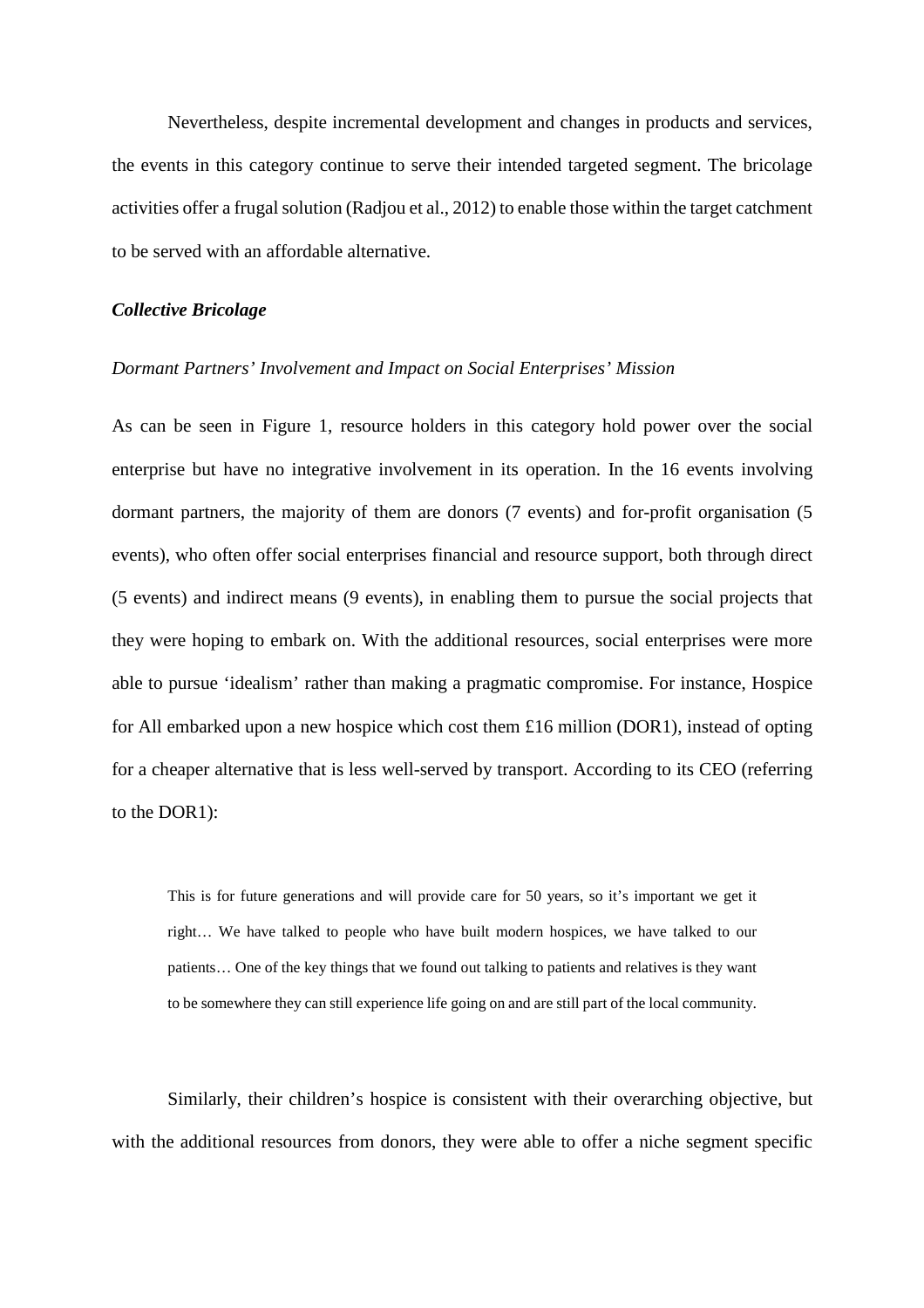Nevertheless, despite incremental development and changes in products and services, the events in this category continue to serve their intended targeted segment. The bricolage activities offer a frugal solution (Radjou et al., 2012) to enable those within the target catchment to be served with an affordable alternative.

***Collective Bricolage***

*Dormant Partners' Involvement and Impact on Social Enterprises' Mission*

As can be seen in Figure 1, resource holders in this category hold power over the social enterprise but have no integrative involvement in its operation. In the 16 events involving dormant partners, the majority of them are donors (7 events) and for-profit organisation (5 events), who often offer social enterprises financial and resource support, both through direct (5 events) and indirect means (9 events), in enabling them to pursue the social projects that they were hoping to embark on. With the additional resources, social enterprises were more able to pursue 'idealism' rather than making a pragmatic compromise. For instance, Hospice for All embarked upon a new hospice which cost them £16 million (DOR1), instead of opting for a cheaper alternative that is less well-served by transport. According to its CEO (referring to the DOR1):

> This is for future generations and will provide care for 50 years, so it's important we get it right… We have talked to people who have built modern hospices, we have talked to our patients… One of the key things that we found out talking to patients and relatives is they want to be somewhere they can still experience life going on and are still part of the local community.

Similarly, their children's hospice is consistent with their overarching objective, but with the additional resources from donors, they were able to offer a niche segment specific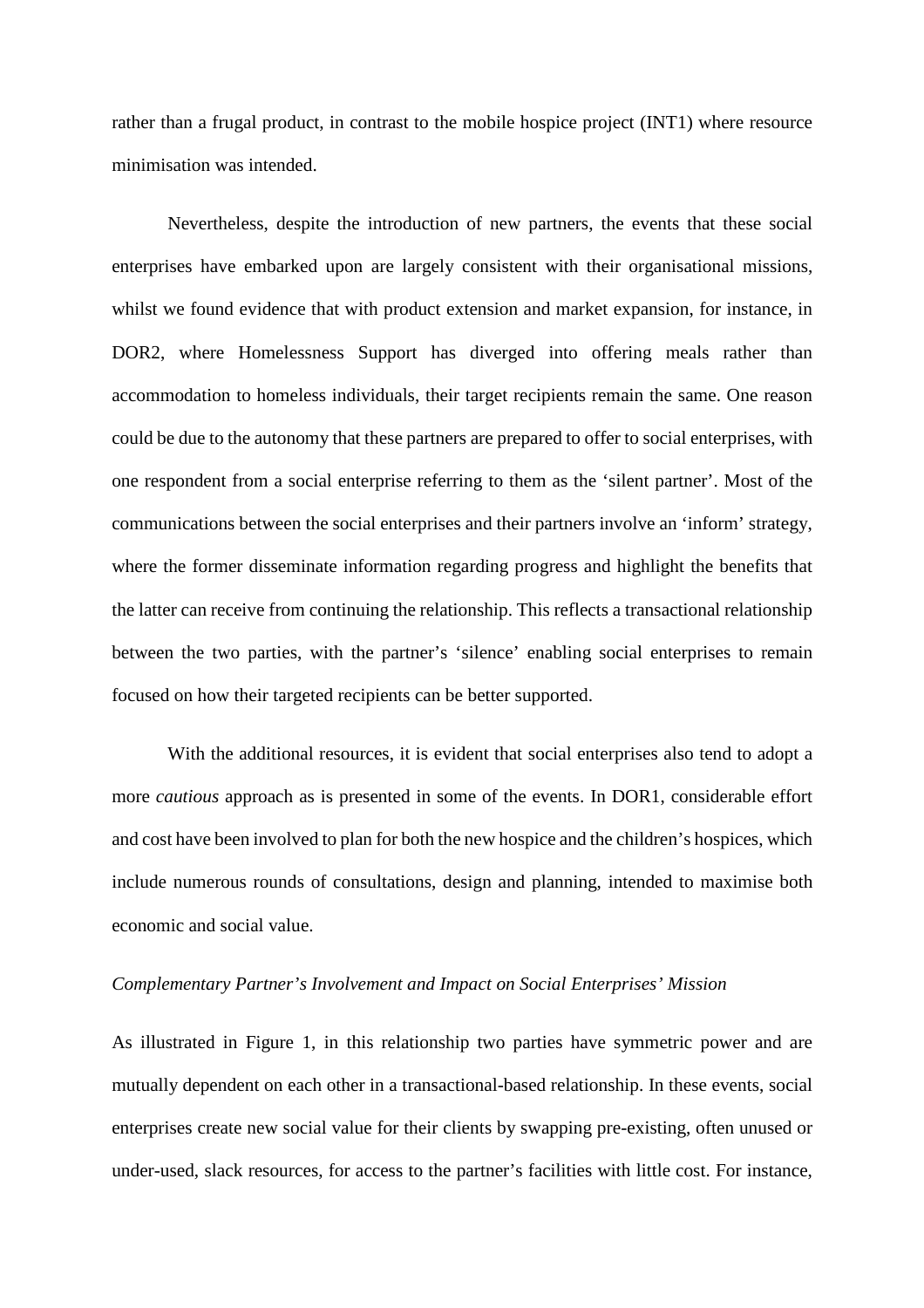rather than a frugal product, in contrast to the mobile hospice project (INT1) where resource minimisation was intended.

Nevertheless, despite the introduction of new partners, the events that these social enterprises have embarked upon are largely consistent with their organisational missions, whilst we found evidence that with product extension and market expansion, for instance, in DOR2, where Homelessness Support has diverged into offering meals rather than accommodation to homeless individuals, their target recipients remain the same. One reason could be due to the autonomy that these partners are prepared to offer to social enterprises, with one respondent from a social enterprise referring to them as the 'silent partner'. Most of the communications between the social enterprises and their partners involve an 'inform' strategy, where the former disseminate information regarding progress and highlight the benefits that the latter can receive from continuing the relationship. This reflects a transactional relationship between the two parties, with the partner's 'silence' enabling social enterprises to remain focused on how their targeted recipients can be better supported.

With the additional resources, it is evident that social enterprises also tend to adopt a more *cautious* approach as is presented in some of the events. In DOR1, considerable effort and cost have been involved to plan for both the new hospice and the children's hospices, which include numerous rounds of consultations, design and planning, intended to maximise both economic and social value.

*Complementary Partner's Involvement and Impact on Social Enterprises' Mission*

As illustrated in Figure 1, in this relationship two parties have symmetric power and are mutually dependent on each other in a transactional-based relationship. In these events, social enterprises create new social value for their clients by swapping pre-existing, often unused or under-used, slack resources, for access to the partner's facilities with little cost. For instance,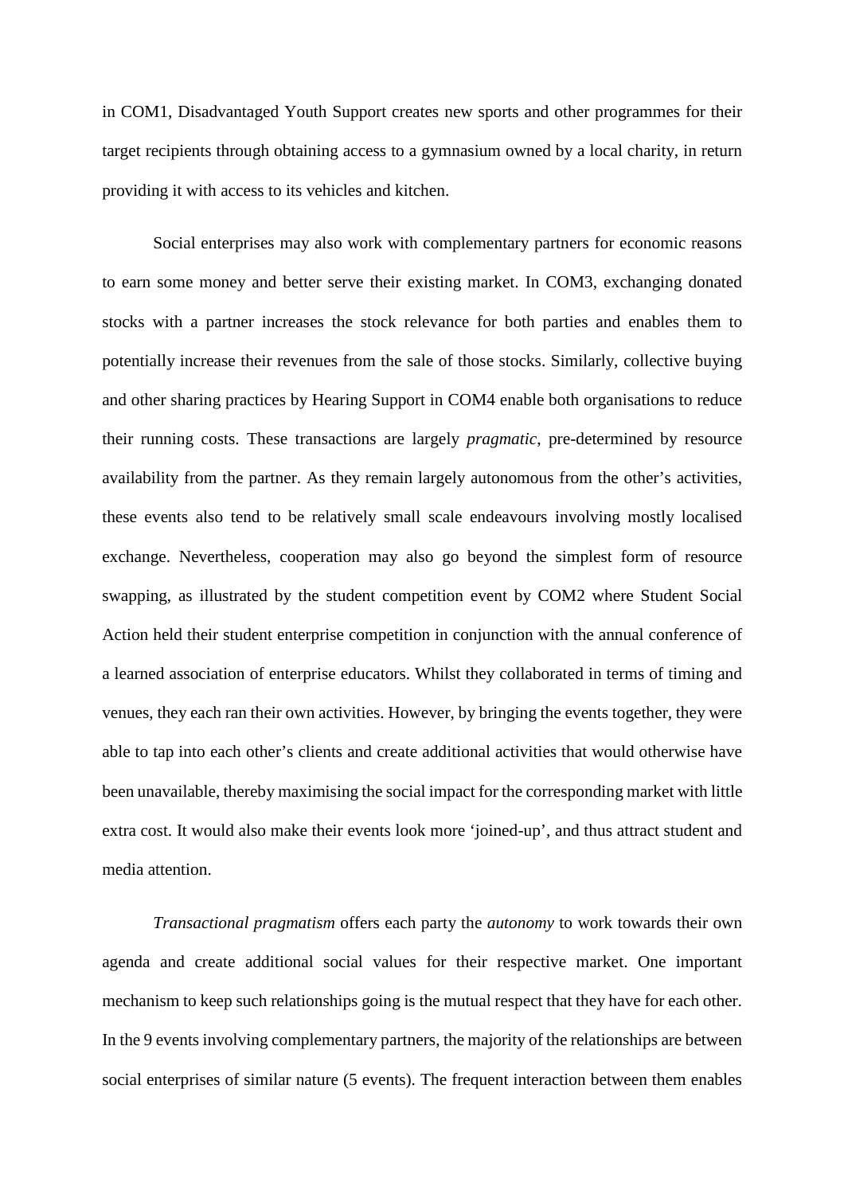in COM1, Disadvantaged Youth Support creates new sports and other programmes for their target recipients through obtaining access to a gymnasium owned by a local charity, in return providing it with access to its vehicles and kitchen.

Social enterprises may also work with complementary partners for economic reasons to earn some money and better serve their existing market. In COM3, exchanging donated stocks with a partner increases the stock relevance for both parties and enables them to potentially increase their revenues from the sale of those stocks. Similarly, collective buying and other sharing practices by Hearing Support in COM4 enable both organisations to reduce their running costs. These transactions are largely *pragmatic*, pre-determined by resource availability from the partner. As they remain largely autonomous from the other's activities, these events also tend to be relatively small scale endeavours involving mostly localised exchange. Nevertheless, cooperation may also go beyond the simplest form of resource swapping, as illustrated by the student competition event by COM2 where Student Social Action held their student enterprise competition in conjunction with the annual conference of a learned association of enterprise educators. Whilst they collaborated in terms of timing and venues, they each ran their own activities. However, by bringing the events together, they were able to tap into each other's clients and create additional activities that would otherwise have been unavailable, thereby maximising the social impact for the corresponding market with little extra cost. It would also make their events look more 'joined-up', and thus attract student and media attention.

*Transactional pragmatism* offers each party the *autonomy* to work towards their own agenda and create additional social values for their respective market. One important mechanism to keep such relationships going is the mutual respect that they have for each other. In the 9 events involving complementary partners, the majority of the relationships are between social enterprises of similar nature (5 events). The frequent interaction between them enables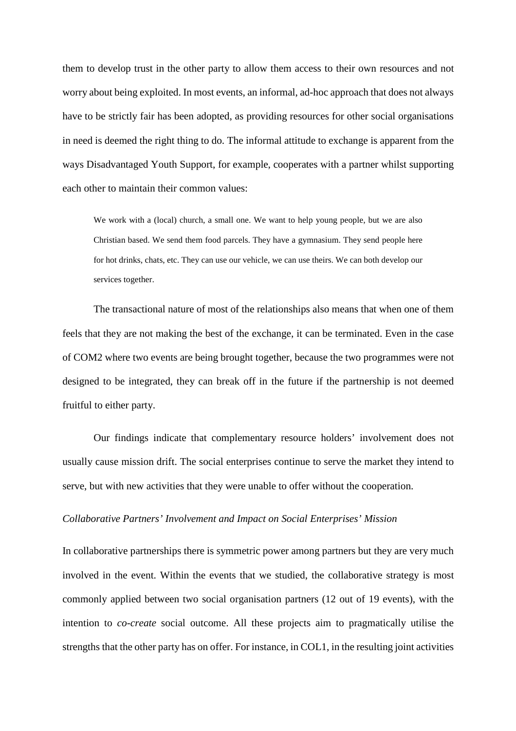them to develop trust in the other party to allow them access to their own resources and not worry about being exploited. In most events, an informal, ad-hoc approach that does not always have to be strictly fair has been adopted, as providing resources for other social organisations in need is deemed the right thing to do. The informal attitude to exchange is apparent from the ways Disadvantaged Youth Support, for example, cooperates with a partner whilst supporting each other to maintain their common values:

> We work with a (local) church, a small one. We want to help young people, but we are also Christian based. We send them food parcels. They have a gymnasium. They send people here for hot drinks, chats, etc. They can use our vehicle, we can use theirs. We can both develop our services together.

The transactional nature of most of the relationships also means that when one of them feels that they are not making the best of the exchange, it can be terminated. Even in the case of COM2 where two events are being brought together, because the two programmes were not designed to be integrated, they can break off in the future if the partnership is not deemed fruitful to either party.

Our findings indicate that complementary resource holders' involvement does not usually cause mission drift. The social enterprises continue to serve the market they intend to serve, but with new activities that they were unable to offer without the cooperation.

*Collaborative Partners' Involvement and Impact on Social Enterprises' Mission*

In collaborative partnerships there is symmetric power among partners but they are very much involved in the event. Within the events that we studied, the collaborative strategy is most commonly applied between two social organisation partners (12 out of 19 events), with the intention to *co-create* social outcome. All these projects aim to pragmatically utilise the strengths that the other party has on offer. For instance, in COL1, in the resulting joint activities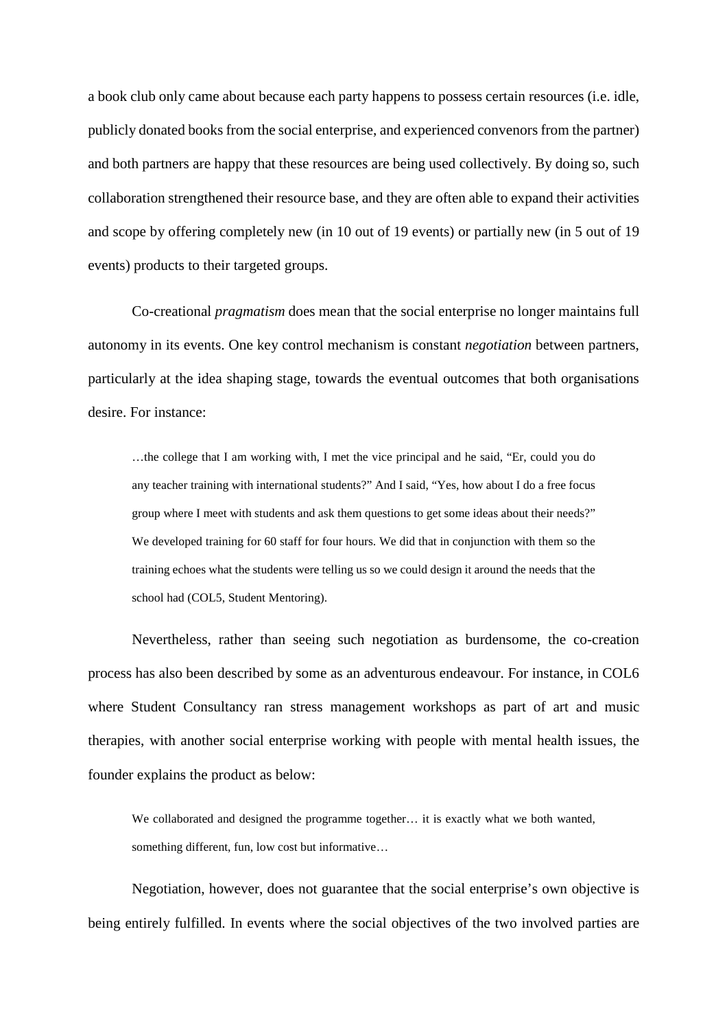a book club only came about because each party happens to possess certain resources (i.e. idle, publicly donated books from the social enterprise, and experienced convenors from the partner) and both partners are happy that these resources are being used collectively. By doing so, such collaboration strengthened their resource base, and they are often able to expand their activities and scope by offering completely new (in 10 out of 19 events) or partially new (in 5 out of 19 events) products to their targeted groups.

Co-creational *pragmatism* does mean that the social enterprise no longer maintains full autonomy in its events. One key control mechanism is constant *negotiation* between partners, particularly at the idea shaping stage, towards the eventual outcomes that both organisations desire. For instance:

> …the college that I am working with, I met the vice principal and he said, "Er, could you do any teacher training with international students?" And I said, "Yes, how about I do a free focus group where I meet with students and ask them questions to get some ideas about their needs?" We developed training for 60 staff for four hours. We did that in conjunction with them so the training echoes what the students were telling us so we could design it around the needs that the school had (COL5, Student Mentoring).

Nevertheless, rather than seeing such negotiation as burdensome, the co-creation process has also been described by some as an adventurous endeavour. For instance, in COL6 where Student Consultancy ran stress management workshops as part of art and music therapies, with another social enterprise working with people with mental health issues, the founder explains the product as below:

> We collaborated and designed the programme together… it is exactly what we both wanted, something different, fun, low cost but informative…

Negotiation, however, does not guarantee that the social enterprise's own objective is being entirely fulfilled. In events where the social objectives of the two involved parties are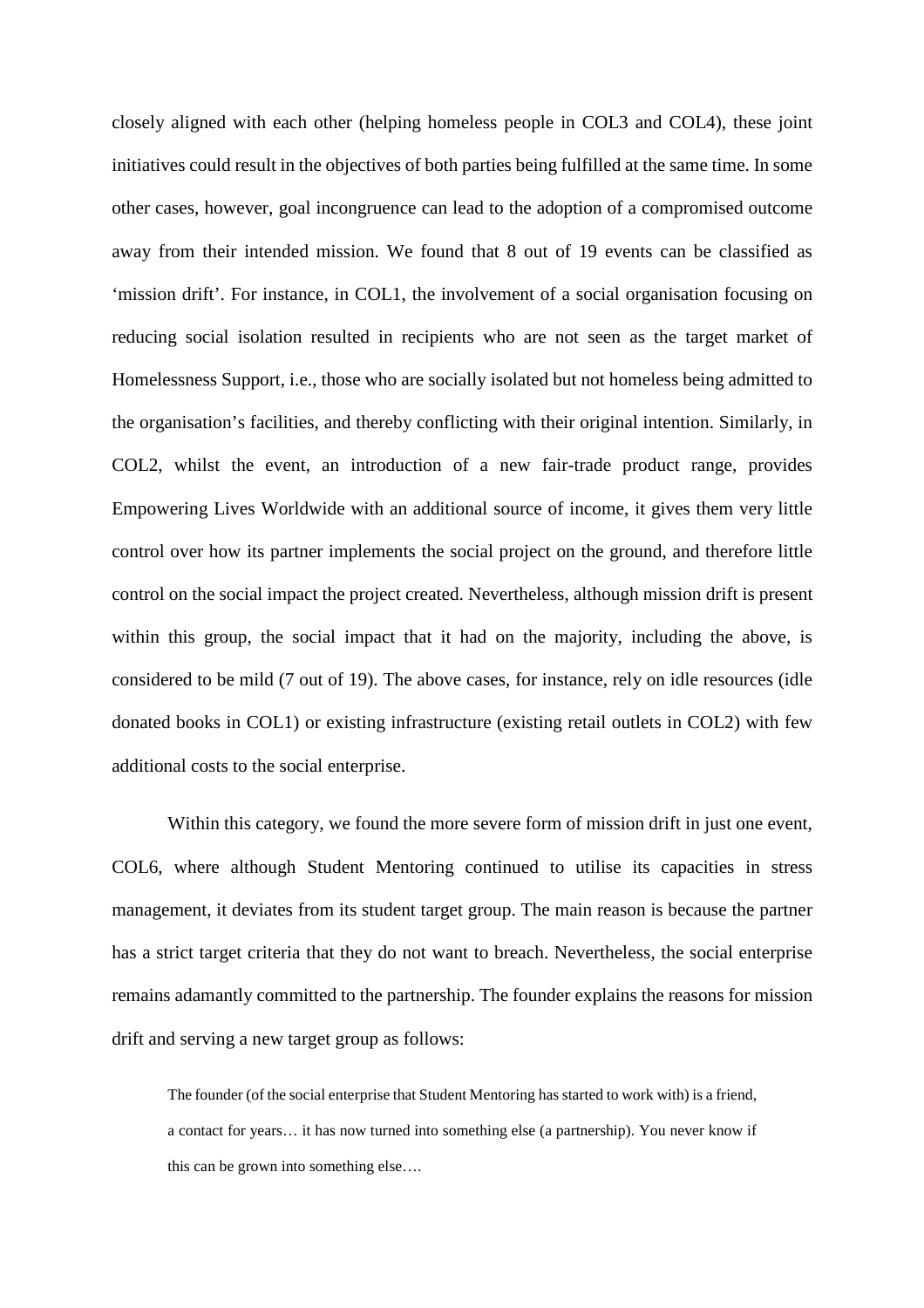closely aligned with each other (helping homeless people in COL3 and COL4), these joint initiatives could result in the objectives of both parties being fulfilled at the same time. In some other cases, however, goal incongruence can lead to the adoption of a compromised outcome away from their intended mission. We found that 8 out of 19 events can be classified as 'mission drift'. For instance, in COL1, the involvement of a social organisation focusing on reducing social isolation resulted in recipients who are not seen as the target market of Homelessness Support, i.e., those who are socially isolated but not homeless being admitted to the organisation's facilities, and thereby conflicting with their original intention. Similarly, in COL2, whilst the event, an introduction of a new fair-trade product range, provides Empowering Lives Worldwide with an additional source of income, it gives them very little control over how its partner implements the social project on the ground, and therefore little control on the social impact the project created. Nevertheless, although mission drift is present within this group, the social impact that it had on the majority, including the above, is considered to be mild (7 out of 19). The above cases, for instance, rely on idle resources (idle donated books in COL1) or existing infrastructure (existing retail outlets in COL2) with few additional costs to the social enterprise.

Within this category, we found the more severe form of mission drift in just one event, COL6, where although Student Mentoring continued to utilise its capacities in stress management, it deviates from its student target group. The main reason is because the partner has a strict target criteria that they do not want to breach. Nevertheless, the social enterprise remains adamantly committed to the partnership. The founder explains the reasons for mission drift and serving a new target group as follows:

> The founder (of the social enterprise that Student Mentoring has started to work with) is a friend, a contact for years… it has now turned into something else (a partnership). You never know if this can be grown into something else….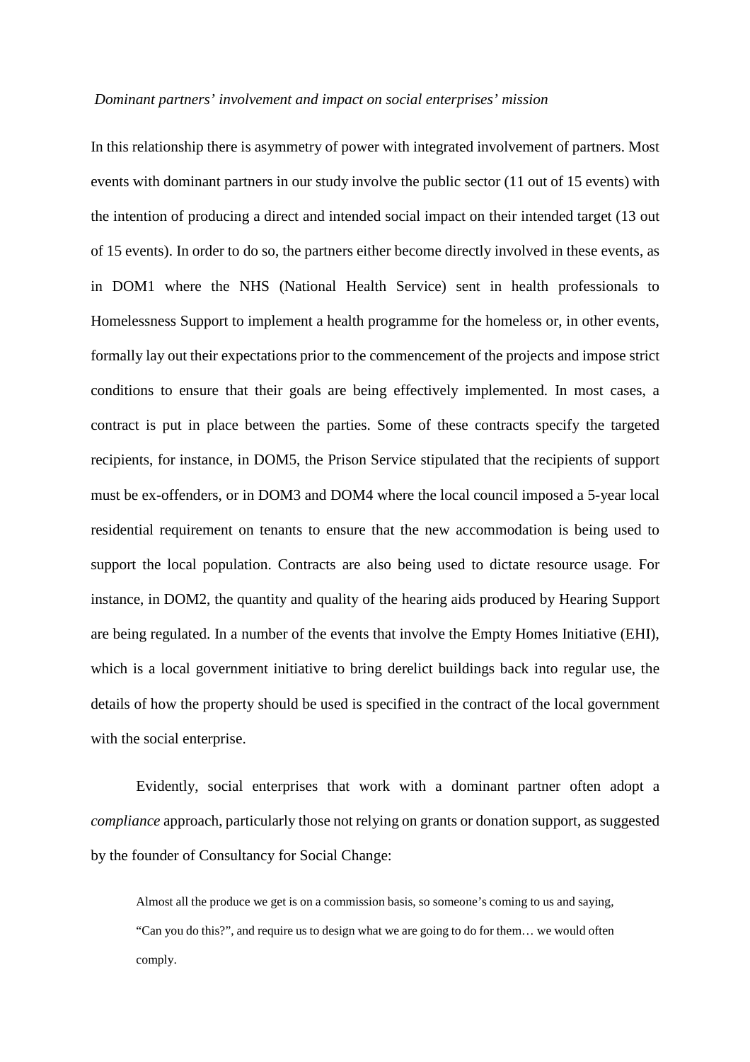*Dominant partners' involvement and impact on social enterprises' mission*

In this relationship there is asymmetry of power with integrated involvement of partners. Most events with dominant partners in our study involve the public sector (11 out of 15 events) with the intention of producing a direct and intended social impact on their intended target (13 out of 15 events). In order to do so, the partners either become directly involved in these events, as in DOM1 where the NHS (National Health Service) sent in health professionals to Homelessness Support to implement a health programme for the homeless or, in other events, formally lay out their expectations prior to the commencement of the projects and impose strict conditions to ensure that their goals are being effectively implemented. In most cases, a contract is put in place between the parties. Some of these contracts specify the targeted recipients, for instance, in DOM5, the Prison Service stipulated that the recipients of support must be ex-offenders, or in DOM3 and DOM4 where the local council imposed a 5-year local residential requirement on tenants to ensure that the new accommodation is being used to support the local population. Contracts are also being used to dictate resource usage. For instance, in DOM2, the quantity and quality of the hearing aids produced by Hearing Support are being regulated. In a number of the events that involve the Empty Homes Initiative (EHI), which is a local government initiative to bring derelict buildings back into regular use, the details of how the property should be used is specified in the contract of the local government with the social enterprise.

Evidently, social enterprises that work with a dominant partner often adopt a *compliance* approach, particularly those not relying on grants or donation support, as suggested by the founder of Consultancy for Social Change:

> Almost all the produce we get is on a commission basis, so someone's coming to us and saying, "Can you do this?", and require us to design what we are going to do for them… we would often comply.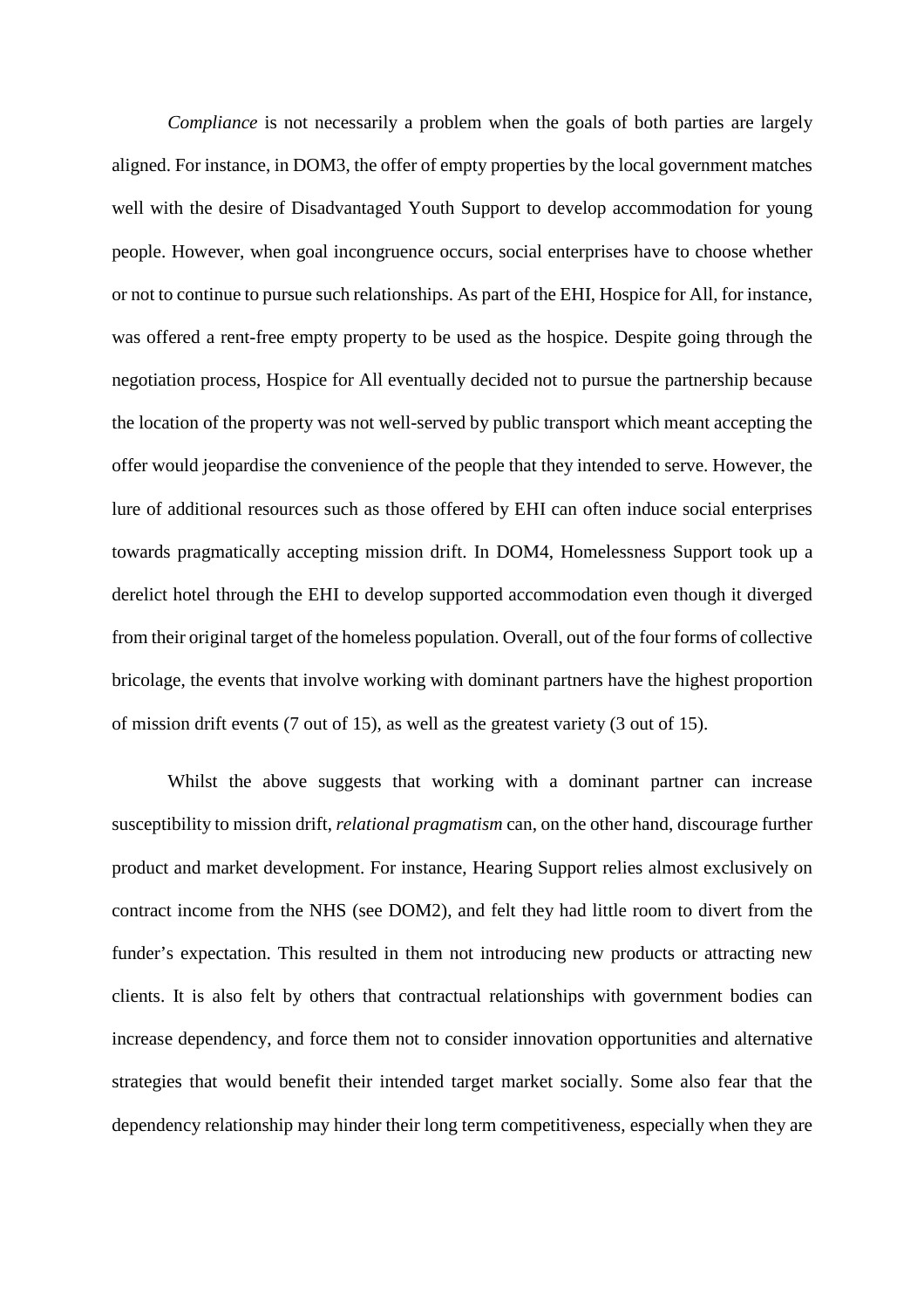*Compliance* is not necessarily a problem when the goals of both parties are largely aligned. For instance, in DOM3, the offer of empty properties by the local government matches well with the desire of Disadvantaged Youth Support to develop accommodation for young people. However, when goal incongruence occurs, social enterprises have to choose whether or not to continue to pursue such relationships. As part of the EHI, Hospice for All, for instance, was offered a rent-free empty property to be used as the hospice. Despite going through the negotiation process, Hospice for All eventually decided not to pursue the partnership because the location of the property was not well-served by public transport which meant accepting the offer would jeopardise the convenience of the people that they intended to serve. However, the lure of additional resources such as those offered by EHI can often induce social enterprises towards pragmatically accepting mission drift. In DOM4, Homelessness Support took up a derelict hotel through the EHI to develop supported accommodation even though it diverged from their original target of the homeless population. Overall, out of the four forms of collective bricolage, the events that involve working with dominant partners have the highest proportion of mission drift events (7 out of 15), as well as the greatest variety (3 out of 15).

Whilst the above suggests that working with a dominant partner can increase susceptibility to mission drift, *relational pragmatism* can, on the other hand, discourage further product and market development. For instance, Hearing Support relies almost exclusively on contract income from the NHS (see DOM2), and felt they had little room to divert from the funder's expectation. This resulted in them not introducing new products or attracting new clients. It is also felt by others that contractual relationships with government bodies can increase dependency, and force them not to consider innovation opportunities and alternative strategies that would benefit their intended target market socially. Some also fear that the dependency relationship may hinder their long term competitiveness, especially when they are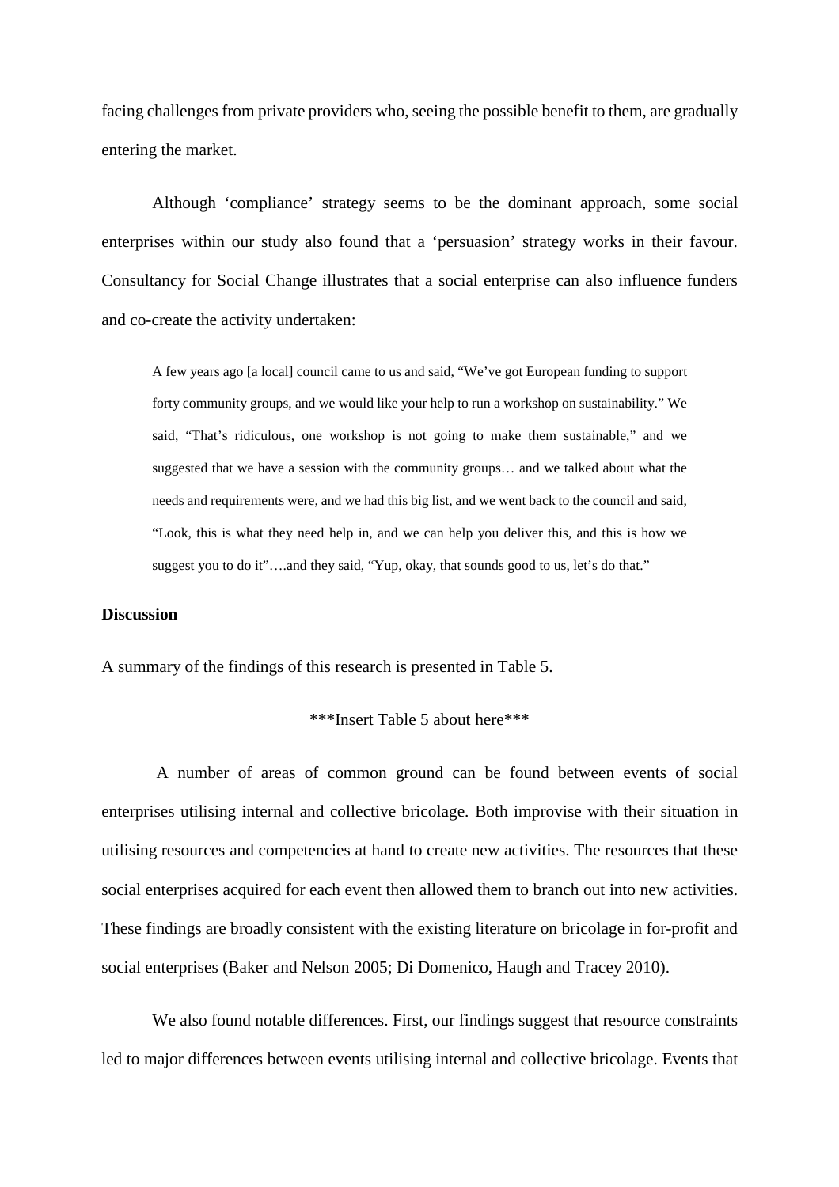facing challenges from private providers who, seeing the possible benefit to them, are gradually entering the market.

Although 'compliance' strategy seems to be the dominant approach, some social enterprises within our study also found that a 'persuasion' strategy works in their favour. Consultancy for Social Change illustrates that a social enterprise can also influence funders and co-create the activity undertaken:

> A few years ago [a local] council came to us and said, "We've got European funding to support forty community groups, and we would like your help to run a workshop on sustainability." We said, "That's ridiculous, one workshop is not going to make them sustainable," and we suggested that we have a session with the community groups… and we talked about what the needs and requirements were, and we had this big list, and we went back to the council and said, "Look, this is what they need help in, and we can help you deliver this, and this is how we suggest you to do it"….and they said, "Yup, okay, that sounds good to us, let's do that."

**Discussion**

A summary of the findings of this research is presented in Table 5.

***Insert Table 5 about here***

A number of areas of common ground can be found between events of social enterprises utilising internal and collective bricolage. Both improvise with their situation in utilising resources and competencies at hand to create new activities. The resources that these social enterprises acquired for each event then allowed them to branch out into new activities. These findings are broadly consistent with the existing literature on bricolage in for-profit and social enterprises (Baker and Nelson 2005; Di Domenico, Haugh and Tracey 2010).

We also found notable differences. First, our findings suggest that resource constraints led to major differences between events utilising internal and collective bricolage. Events that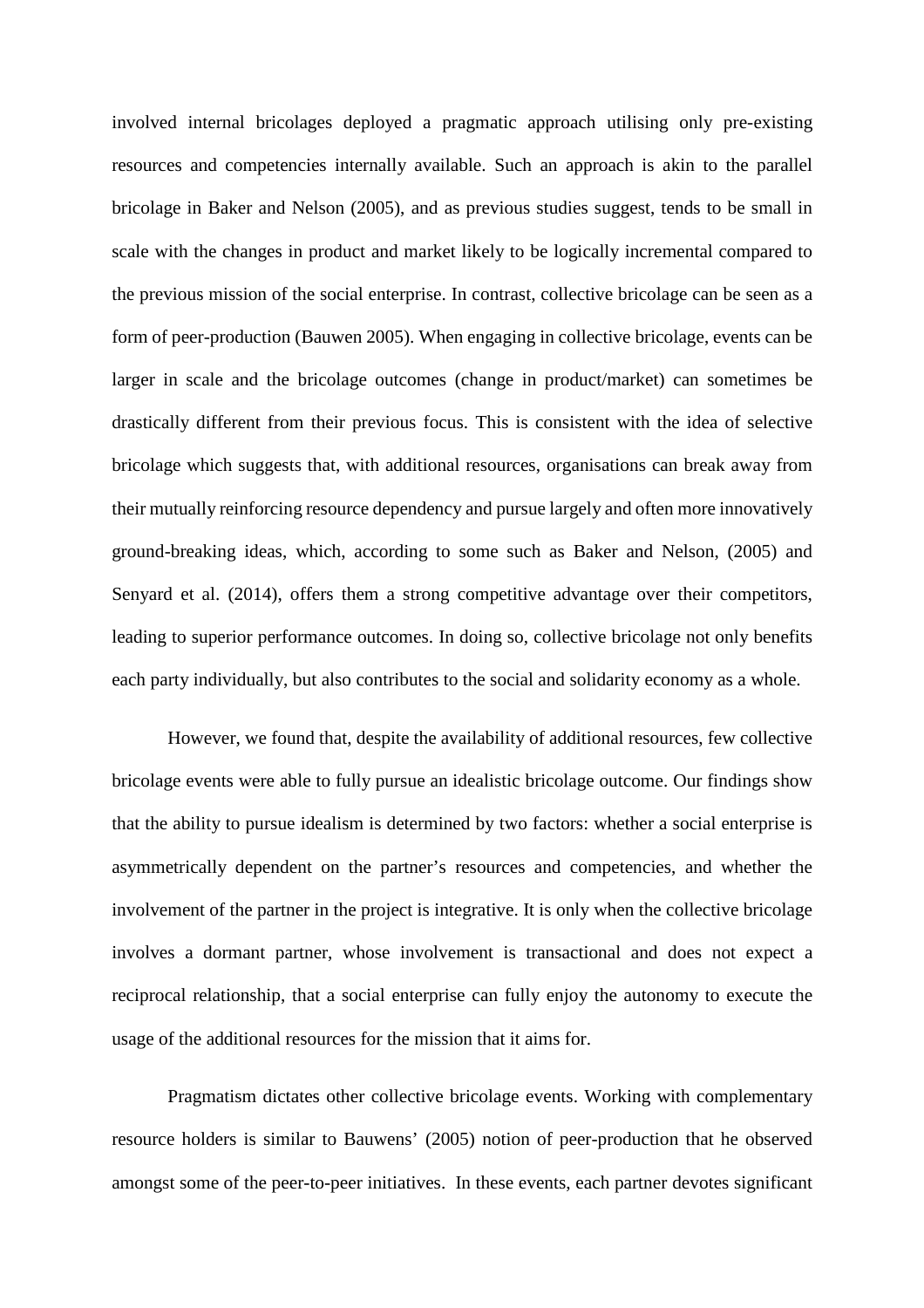involved internal bricolages deployed a pragmatic approach utilising only pre-existing resources and competencies internally available. Such an approach is akin to the parallel bricolage in Baker and Nelson (2005), and as previous studies suggest, tends to be small in scale with the changes in product and market likely to be logically incremental compared to the previous mission of the social enterprise. In contrast, collective bricolage can be seen as a form of peer-production (Bauwen 2005). When engaging in collective bricolage, events can be larger in scale and the bricolage outcomes (change in product/market) can sometimes be drastically different from their previous focus. This is consistent with the idea of selective bricolage which suggests that, with additional resources, organisations can break away from their mutually reinforcing resource dependency and pursue largely and often more innovatively ground-breaking ideas, which, according to some such as Baker and Nelson, (2005) and Senyard et al. (2014), offers them a strong competitive advantage over their competitors, leading to superior performance outcomes. In doing so, collective bricolage not only benefits each party individually, but also contributes to the social and solidarity economy as a whole.

However, we found that, despite the availability of additional resources, few collective bricolage events were able to fully pursue an idealistic bricolage outcome. Our findings show that the ability to pursue idealism is determined by two factors: whether a social enterprise is asymmetrically dependent on the partner's resources and competencies, and whether the involvement of the partner in the project is integrative. It is only when the collective bricolage involves a dormant partner, whose involvement is transactional and does not expect a reciprocal relationship, that a social enterprise can fully enjoy the autonomy to execute the usage of the additional resources for the mission that it aims for.

Pragmatism dictates other collective bricolage events. Working with complementary resource holders is similar to Bauwens' (2005) notion of peer-production that he observed amongst some of the peer-to-peer initiatives. In these events, each partner devotes significant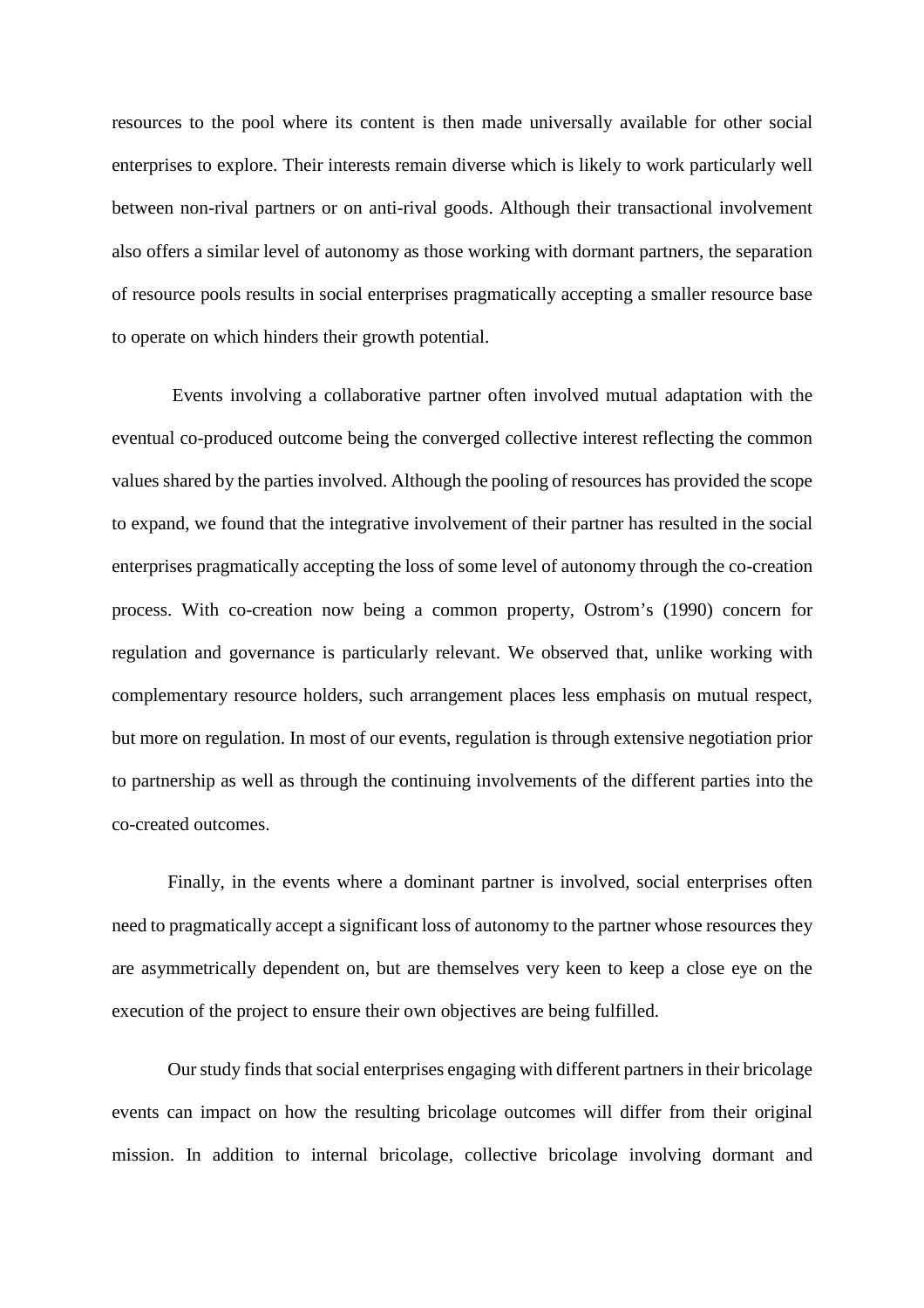resources to the pool where its content is then made universally available for other social enterprises to explore. Their interests remain diverse which is likely to work particularly well between non-rival partners or on anti-rival goods. Although their transactional involvement also offers a similar level of autonomy as those working with dormant partners, the separation of resource pools results in social enterprises pragmatically accepting a smaller resource base to operate on which hinders their growth potential.

Events involving a collaborative partner often involved mutual adaptation with the eventual co-produced outcome being the converged collective interest reflecting the common values shared by the parties involved. Although the pooling of resources has provided the scope to expand, we found that the integrative involvement of their partner has resulted in the social enterprises pragmatically accepting the loss of some level of autonomy through the co-creation process. With co-creation now being a common property, Ostrom's (1990) concern for regulation and governance is particularly relevant. We observed that, unlike working with complementary resource holders, such arrangement places less emphasis on mutual respect, but more on regulation. In most of our events, regulation is through extensive negotiation prior to partnership as well as through the continuing involvements of the different parties into the co-created outcomes.

Finally, in the events where a dominant partner is involved, social enterprises often need to pragmatically accept a significant loss of autonomy to the partner whose resources they are asymmetrically dependent on, but are themselves very keen to keep a close eye on the execution of the project to ensure their own objectives are being fulfilled.

Our study finds that social enterprises engaging with different partners in their bricolage events can impact on how the resulting bricolage outcomes will differ from their original mission. In addition to internal bricolage, collective bricolage involving dormant and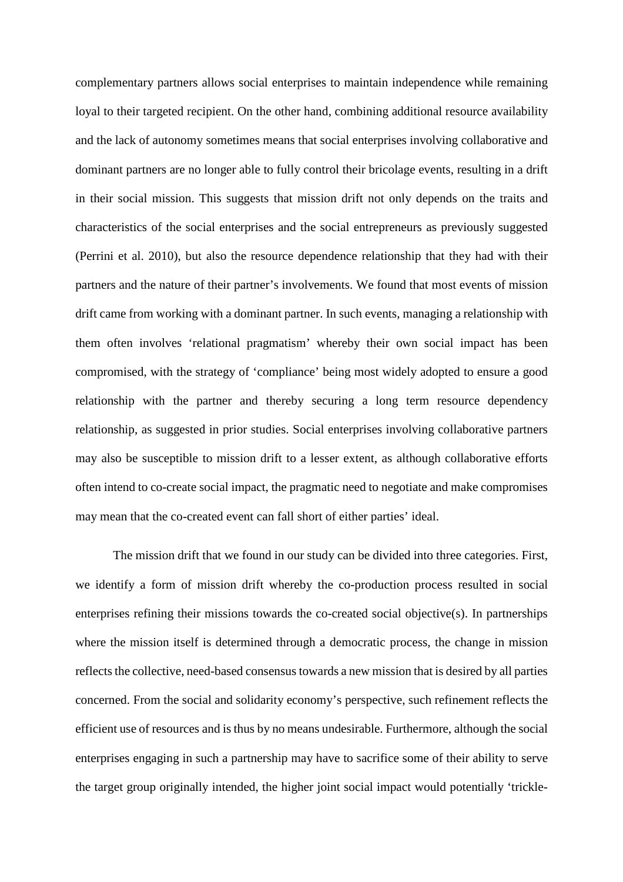complementary partners allows social enterprises to maintain independence while remaining loyal to their targeted recipient. On the other hand, combining additional resource availability and the lack of autonomy sometimes means that social enterprises involving collaborative and dominant partners are no longer able to fully control their bricolage events, resulting in a drift in their social mission. This suggests that mission drift not only depends on the traits and characteristics of the social enterprises and the social entrepreneurs as previously suggested (Perrini et al. 2010), but also the resource dependence relationship that they had with their partners and the nature of their partner's involvements. We found that most events of mission drift came from working with a dominant partner. In such events, managing a relationship with them often involves 'relational pragmatism' whereby their own social impact has been compromised, with the strategy of 'compliance' being most widely adopted to ensure a good relationship with the partner and thereby securing a long term resource dependency relationship, as suggested in prior studies. Social enterprises involving collaborative partners may also be susceptible to mission drift to a lesser extent, as although collaborative efforts often intend to co-create social impact, the pragmatic need to negotiate and make compromises may mean that the co-created event can fall short of either parties' ideal.

The mission drift that we found in our study can be divided into three categories. First, we identify a form of mission drift whereby the co-production process resulted in social enterprises refining their missions towards the co-created social objective(s). In partnerships where the mission itself is determined through a democratic process, the change in mission reflects the collective, need-based consensus towards a new mission that is desired by all parties concerned. From the social and solidarity economy's perspective, such refinement reflects the efficient use of resources and is thus by no means undesirable. Furthermore, although the social enterprises engaging in such a partnership may have to sacrifice some of their ability to serve the target group originally intended, the higher joint social impact would potentially 'trickle-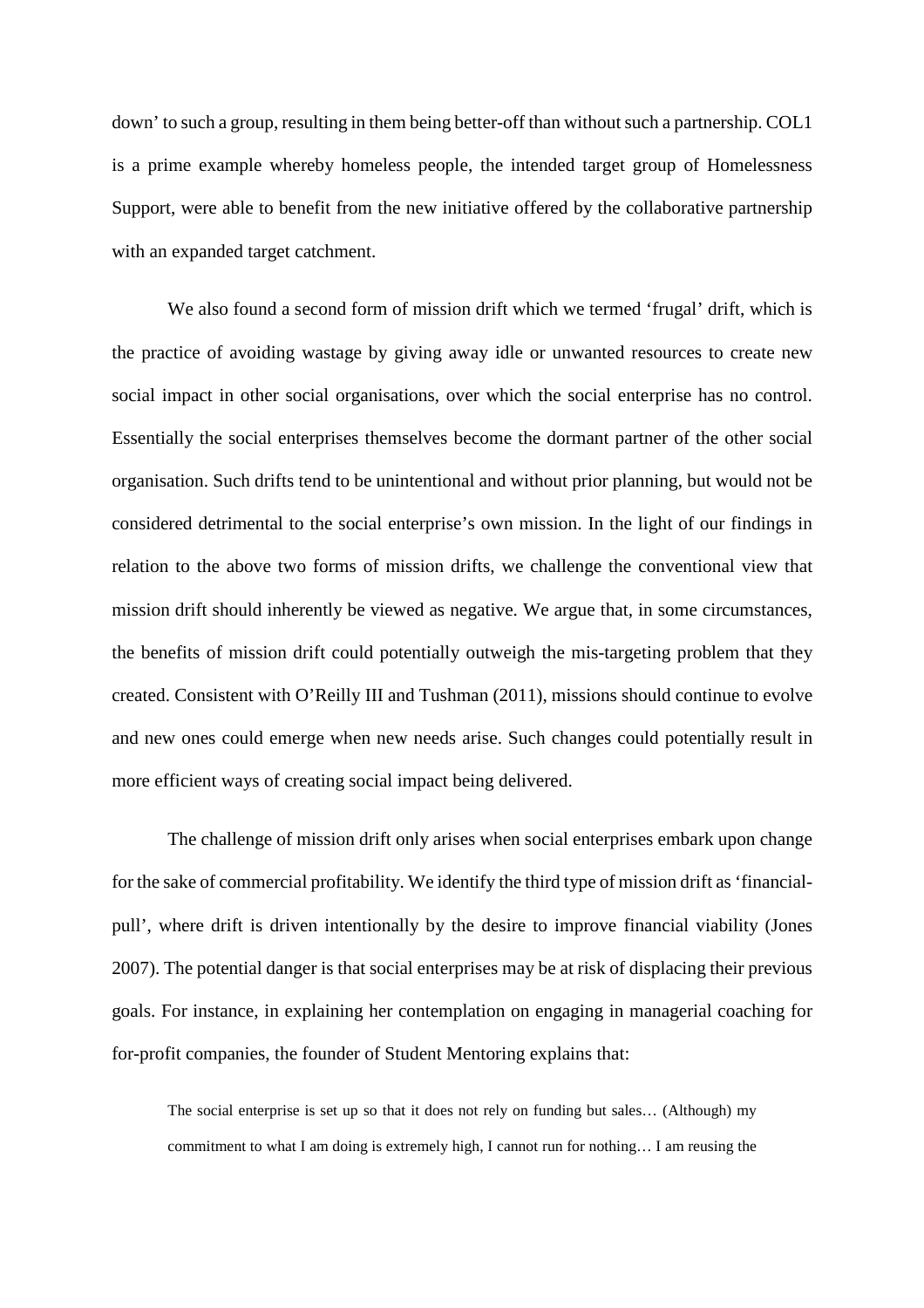down' to such a group, resulting in them being better-off than without such a partnership. COL1 is a prime example whereby homeless people, the intended target group of Homelessness Support, were able to benefit from the new initiative offered by the collaborative partnership with an expanded target catchment.

We also found a second form of mission drift which we termed 'frugal' drift, which is the practice of avoiding wastage by giving away idle or unwanted resources to create new social impact in other social organisations, over which the social enterprise has no control. Essentially the social enterprises themselves become the dormant partner of the other social organisation. Such drifts tend to be unintentional and without prior planning, but would not be considered detrimental to the social enterprise's own mission. In the light of our findings in relation to the above two forms of mission drifts, we challenge the conventional view that mission drift should inherently be viewed as negative. We argue that, in some circumstances, the benefits of mission drift could potentially outweigh the mis-targeting problem that they created. Consistent with O'Reilly III and Tushman (2011), missions should continue to evolve and new ones could emerge when new needs arise. Such changes could potentially result in more efficient ways of creating social impact being delivered.

The challenge of mission drift only arises when social enterprises embark upon change for the sake of commercial profitability. We identify the third type of mission drift as 'financial-pull', where drift is driven intentionally by the desire to improve financial viability (Jones 2007). The potential danger is that social enterprises may be at risk of displacing their previous goals. For instance, in explaining her contemplation on engaging in managerial coaching for for-profit companies, the founder of Student Mentoring explains that:

> The social enterprise is set up so that it does not rely on funding but sales… (Although) my commitment to what I am doing is extremely high, I cannot run for nothing… I am reusing the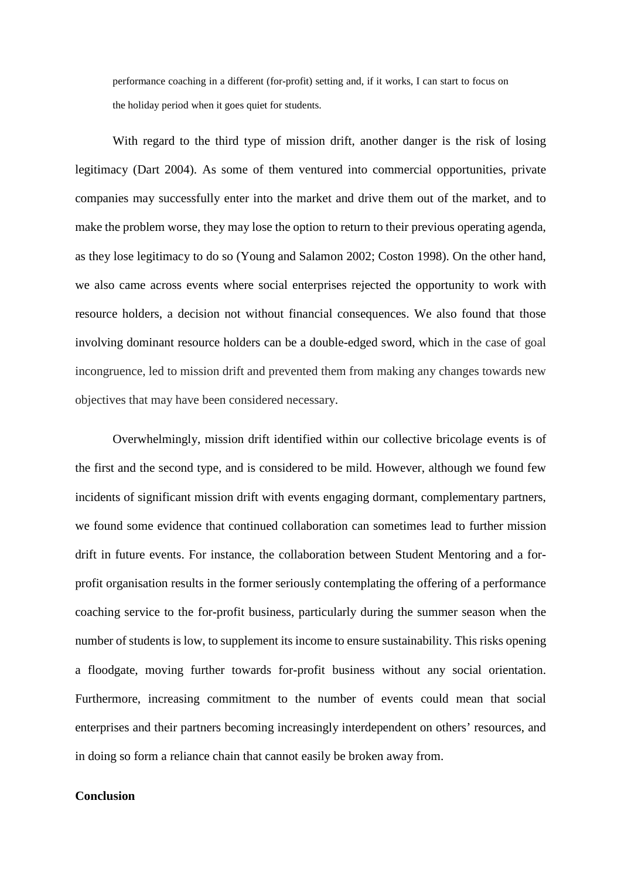performance coaching in a different (for-profit) setting and, if it works, I can start to focus on the holiday period when it goes quiet for students.

With regard to the third type of mission drift, another danger is the risk of losing legitimacy (Dart 2004). As some of them ventured into commercial opportunities, private companies may successfully enter into the market and drive them out of the market, and to make the problem worse, they may lose the option to return to their previous operating agenda, as they lose legitimacy to do so (Young and Salamon 2002; Coston 1998). On the other hand, we also came across events where social enterprises rejected the opportunity to work with resource holders, a decision not without financial consequences. We also found that those involving dominant resource holders can be a double-edged sword, which in the case of goal incongruence, led to mission drift and prevented them from making any changes towards new objectives that may have been considered necessary.

Overwhelmingly, mission drift identified within our collective bricolage events is of the first and the second type, and is considered to be mild. However, although we found few incidents of significant mission drift with events engaging dormant, complementary partners, we found some evidence that continued collaboration can sometimes lead to further mission drift in future events. For instance, the collaboration between Student Mentoring and a for-profit organisation results in the former seriously contemplating the offering of a performance coaching service to the for-profit business, particularly during the summer season when the number of students is low, to supplement its income to ensure sustainability. This risks opening a floodgate, moving further towards for-profit business without any social orientation. Furthermore, increasing commitment to the number of events could mean that social enterprises and their partners becoming increasingly interdependent on others' resources, and in doing so form a reliance chain that cannot easily be broken away from.

**Conclusion**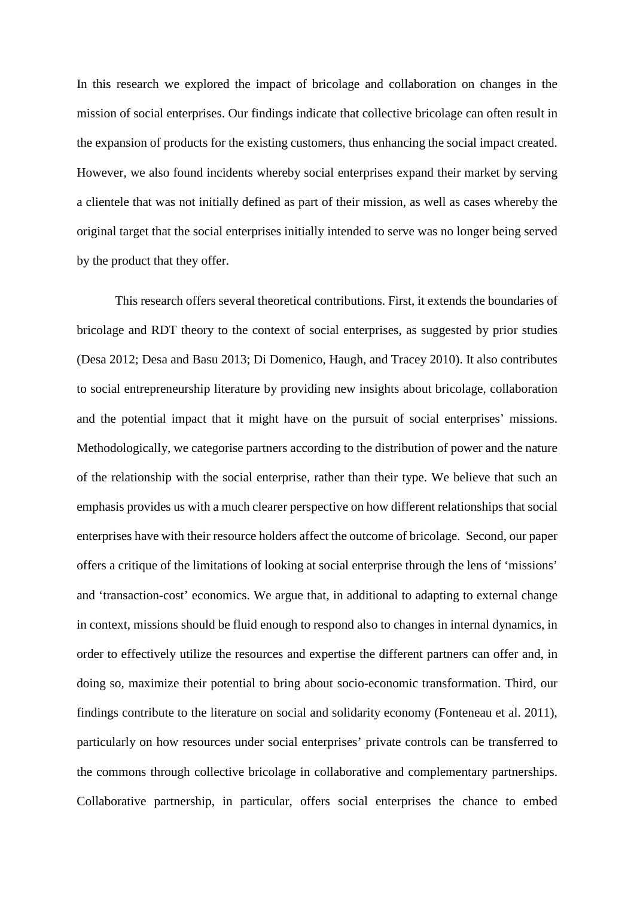In this research we explored the impact of bricolage and collaboration on changes in the mission of social enterprises. Our findings indicate that collective bricolage can often result in the expansion of products for the existing customers, thus enhancing the social impact created. However, we also found incidents whereby social enterprises expand their market by serving a clientele that was not initially defined as part of their mission, as well as cases whereby the original target that the social enterprises initially intended to serve was no longer being served by the product that they offer.

This research offers several theoretical contributions. First, it extends the boundaries of bricolage and RDT theory to the context of social enterprises, as suggested by prior studies (Desa 2012; Desa and Basu 2013; Di Domenico, Haugh, and Tracey 2010). It also contributes to social entrepreneurship literature by providing new insights about bricolage, collaboration and the potential impact that it might have on the pursuit of social enterprises' missions. Methodologically, we categorise partners according to the distribution of power and the nature of the relationship with the social enterprise, rather than their type. We believe that such an emphasis provides us with a much clearer perspective on how different relationships that social enterprises have with their resource holders affect the outcome of bricolage. Second, our paper offers a critique of the limitations of looking at social enterprise through the lens of 'missions' and 'transaction-cost' economics. We argue that, in additional to adapting to external change in context, missions should be fluid enough to respond also to changes in internal dynamics, in order to effectively utilize the resources and expertise the different partners can offer and, in doing so, maximize their potential to bring about socio-economic transformation. Third, our findings contribute to the literature on social and solidarity economy (Fonteneau et al. 2011), particularly on how resources under social enterprises' private controls can be transferred to the commons through collective bricolage in collaborative and complementary partnerships. Collaborative partnership, in particular, offers social enterprises the chance to embed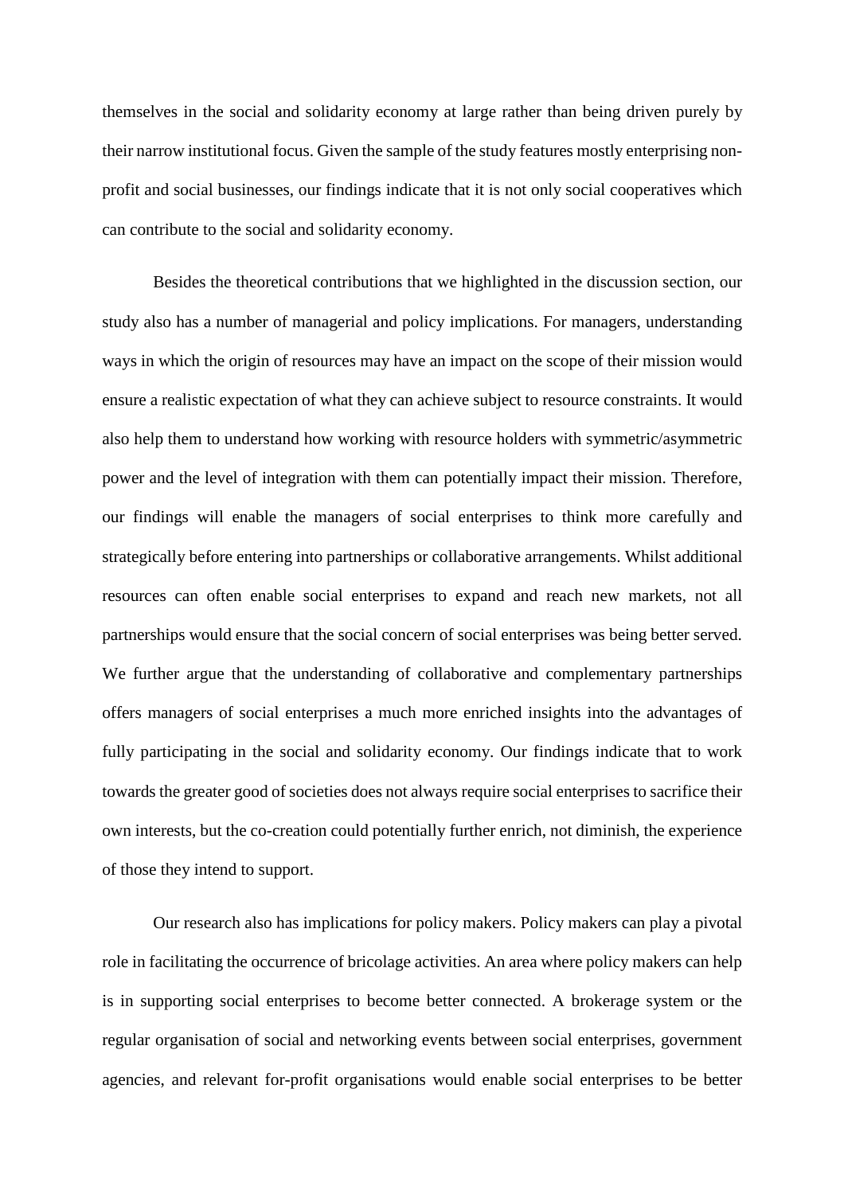themselves in the social and solidarity economy at large rather than being driven purely by their narrow institutional focus. Given the sample of the study features mostly enterprising non-profit and social businesses, our findings indicate that it is not only social cooperatives which can contribute to the social and solidarity economy.

Besides the theoretical contributions that we highlighted in the discussion section, our study also has a number of managerial and policy implications. For managers, understanding ways in which the origin of resources may have an impact on the scope of their mission would ensure a realistic expectation of what they can achieve subject to resource constraints. It would also help them to understand how working with resource holders with symmetric/asymmetric power and the level of integration with them can potentially impact their mission. Therefore, our findings will enable the managers of social enterprises to think more carefully and strategically before entering into partnerships or collaborative arrangements. Whilst additional resources can often enable social enterprises to expand and reach new markets, not all partnerships would ensure that the social concern of social enterprises was being better served. We further argue that the understanding of collaborative and complementary partnerships offers managers of social enterprises a much more enriched insights into the advantages of fully participating in the social and solidarity economy. Our findings indicate that to work towards the greater good of societies does not always require social enterprises to sacrifice their own interests, but the co-creation could potentially further enrich, not diminish, the experience of those they intend to support.

Our research also has implications for policy makers. Policy makers can play a pivotal role in facilitating the occurrence of bricolage activities. An area where policy makers can help is in supporting social enterprises to become better connected. A brokerage system or the regular organisation of social and networking events between social enterprises, government agencies, and relevant for-profit organisations would enable social enterprises to be better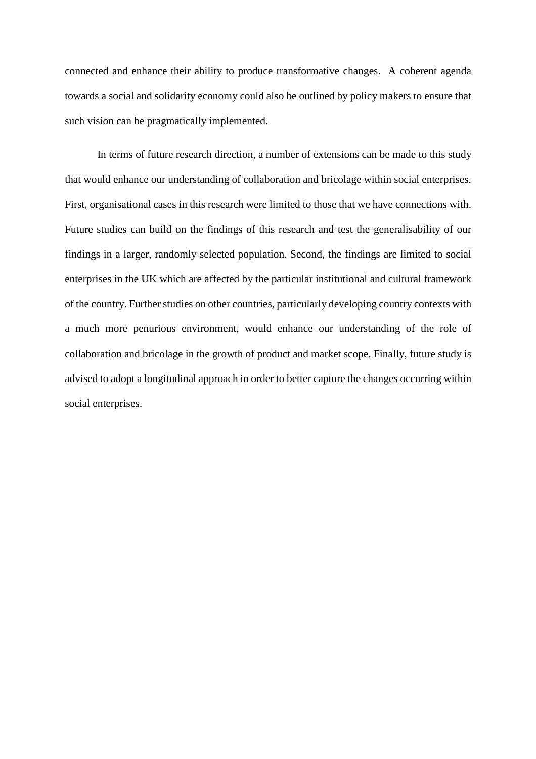connected and enhance their ability to produce transformative changes. A coherent agenda towards a social and solidarity economy could also be outlined by policy makers to ensure that such vision can be pragmatically implemented.

In terms of future research direction, a number of extensions can be made to this study that would enhance our understanding of collaboration and bricolage within social enterprises. First, organisational cases in this research were limited to those that we have connections with. Future studies can build on the findings of this research and test the generalisability of our findings in a larger, randomly selected population. Second, the findings are limited to social enterprises in the UK which are affected by the particular institutional and cultural framework of the country. Further studies on other countries, particularly developing country contexts with a much more penurious environment, would enhance our understanding of the role of collaboration and bricolage in the growth of product and market scope. Finally, future study is advised to adopt a longitudinal approach in order to better capture the changes occurring within social enterprises.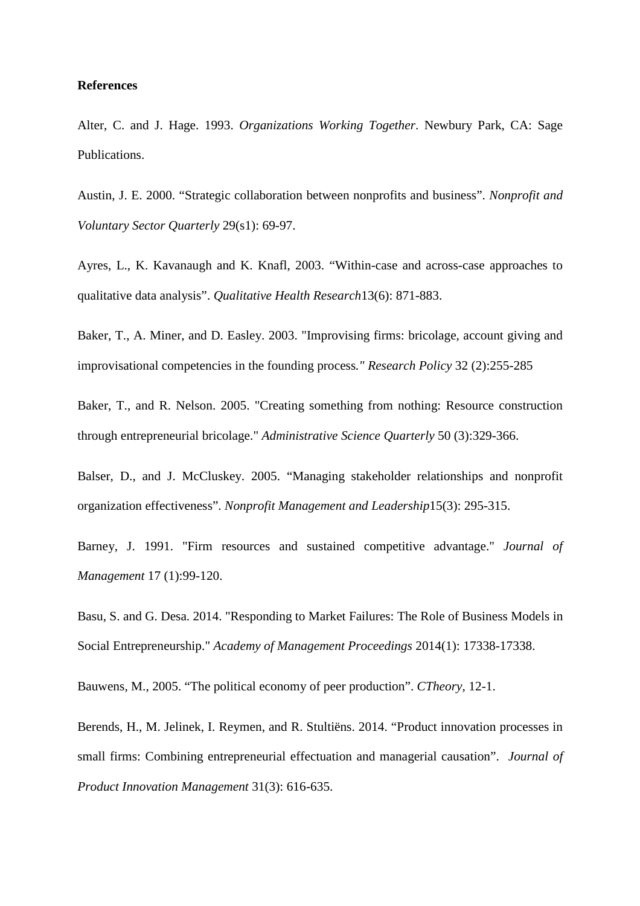**References**

Alter, C. and J. Hage. 1993. *Organizations Working Together*. Newbury Park, CA: Sage Publications.

Austin, J. E. 2000. “Strategic collaboration between nonprofits and business”. *Nonprofit and Voluntary Sector Quarterly* 29(s1): 69-97.

Ayres, L., K. Kavanaugh and K. Knafl, 2003. “Within-case and across-case approaches to qualitative data analysis”. *Qualitative Health Research*13(6): 871-883.

Baker, T., A. Miner, and D. Easley. 2003. "Improvising firms: bricolage, account giving and improvisational competencies in the founding process*." Research Policy* 32 (2):255-285

Baker, T., and R. Nelson. 2005. "Creating something from nothing: Resource construction through entrepreneurial bricolage." *Administrative Science Quarterly* 50 (3):329-366.

Balser, D., and J. McCluskey. 2005. “Managing stakeholder relationships and nonprofit organization effectiveness”. *Nonprofit Management and Leadership*15(3): 295-315.

Barney, J. 1991. "Firm resources and sustained competitive advantage." *Journal of Management* 17 (1):99-120.

Basu, S. and G. Desa. 2014. "Responding to Market Failures: The Role of Business Models in Social Entrepreneurship." *Academy of Management Proceedings* 2014(1): 17338-17338.

Bauwens, M., 2005. “The political economy of peer production”. *CTheory*, 12-1.

Berends, H., M. Jelinek, I. Reymen, and R. Stultiëns. 2014. “Product innovation processes in small firms: Combining entrepreneurial effectuation and managerial causation”. *Journal of Product Innovation Management* 31(3): 616-635.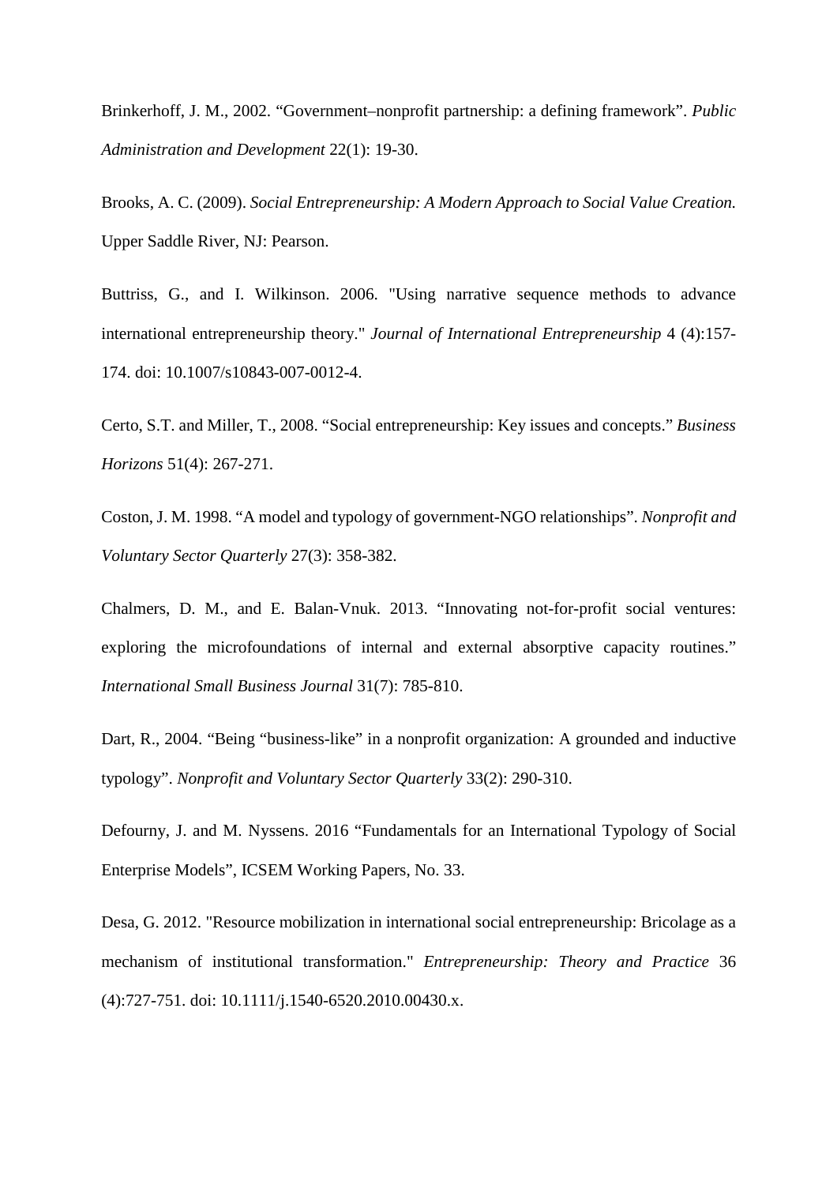Brinkerhoff, J. M., 2002. “Government–nonprofit partnership: a defining framework”. *Public Administration and Development* 22(1): 19-30.

Brooks, A. C. (2009). *Social Entrepreneurship: A Modern Approach to Social Value Creation.* Upper Saddle River, NJ: Pearson.

Buttriss, G., and I. Wilkinson. 2006. "Using narrative sequence methods to advance international entrepreneurship theory." *Journal of International Entrepreneurship* 4 (4):157-174. doi: 10.1007/s10843-007-0012-4.

Certo, S.T. and Miller, T., 2008. “Social entrepreneurship: Key issues and concepts.” *Business Horizons* 51(4): 267-271.

Coston, J. M. 1998. “A model and typology of government-NGO relationships”. *Nonprofit and Voluntary Sector Quarterly* 27(3): 358-382.

Chalmers, D. M., and E. Balan-Vnuk. 2013. “Innovating not-for-profit social ventures: exploring the microfoundations of internal and external absorptive capacity routines.” *International Small Business Journal* 31(7): 785-810.

Dart, R., 2004. “Being “business-like” in a nonprofit organization: A grounded and inductive typology”. *Nonprofit and Voluntary Sector Quarterly* 33(2): 290-310.

Defourny, J. and M. Nyssens. 2016 “Fundamentals for an International Typology of Social Enterprise Models”, ICSEM Working Papers, No. 33.

Desa, G. 2012. "Resource mobilization in international social entrepreneurship: Bricolage as a mechanism of institutional transformation." *Entrepreneurship: Theory and Practice* 36 (4):727-751. doi: 10.1111/j.1540-6520.2010.00430.x.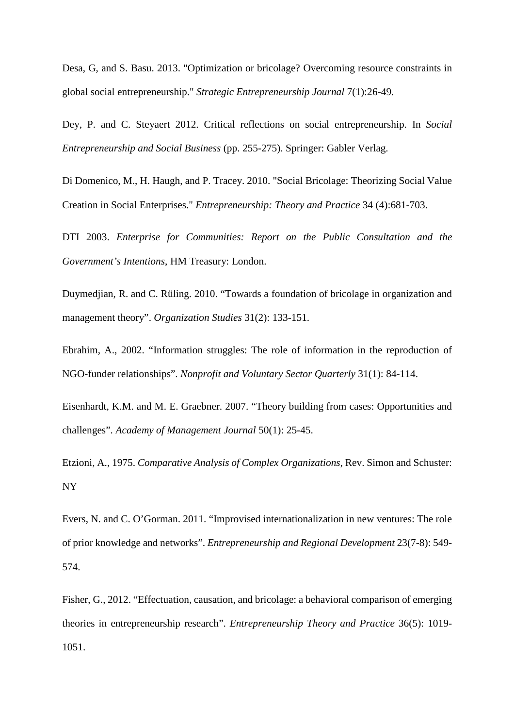Desa, G, and S. Basu. 2013. "Optimization or bricolage? Overcoming resource constraints in global social entrepreneurship." *Strategic Entrepreneurship Journal* 7(1):26-49.

Dey, P. and C. Steyaert 2012. Critical reflections on social entrepreneurship. In *Social Entrepreneurship and Social Business* (pp. 255-275). Springer: Gabler Verlag.

Di Domenico, M., H. Haugh, and P. Tracey. 2010. "Social Bricolage: Theorizing Social Value Creation in Social Enterprises." *Entrepreneurship: Theory and Practice* 34 (4):681-703.

DTI 2003. *Enterprise for Communities: Report on the Public Consultation and the Government's Intentions*, HM Treasury: London.

Duymedjian, R. and C. Rüling. 2010. "Towards a foundation of bricolage in organization and management theory". *Organization Studies* 31(2): 133-151.

Ebrahim, A., 2002. "Information struggles: The role of information in the reproduction of NGO-funder relationships". *Nonprofit and Voluntary Sector Quarterly* 31(1): 84-114.

Eisenhardt, K.M. and M. E. Graebner. 2007. "Theory building from cases: Opportunities and challenges". *Academy of Management Journal* 50(1): 25-45.

Etzioni, A., 1975. *Comparative Analysis of Complex Organizations*, Rev. Simon and Schuster: NY

Evers, N. and C. O'Gorman. 2011. "Improvised internationalization in new ventures: The role of prior knowledge and networks". *Entrepreneurship and Regional Development* 23(7-8): 549-574.

Fisher, G., 2012. "Effectuation, causation, and bricolage: a behavioral comparison of emerging theories in entrepreneurship research". *Entrepreneurship Theory and Practice* 36(5): 1019-1051.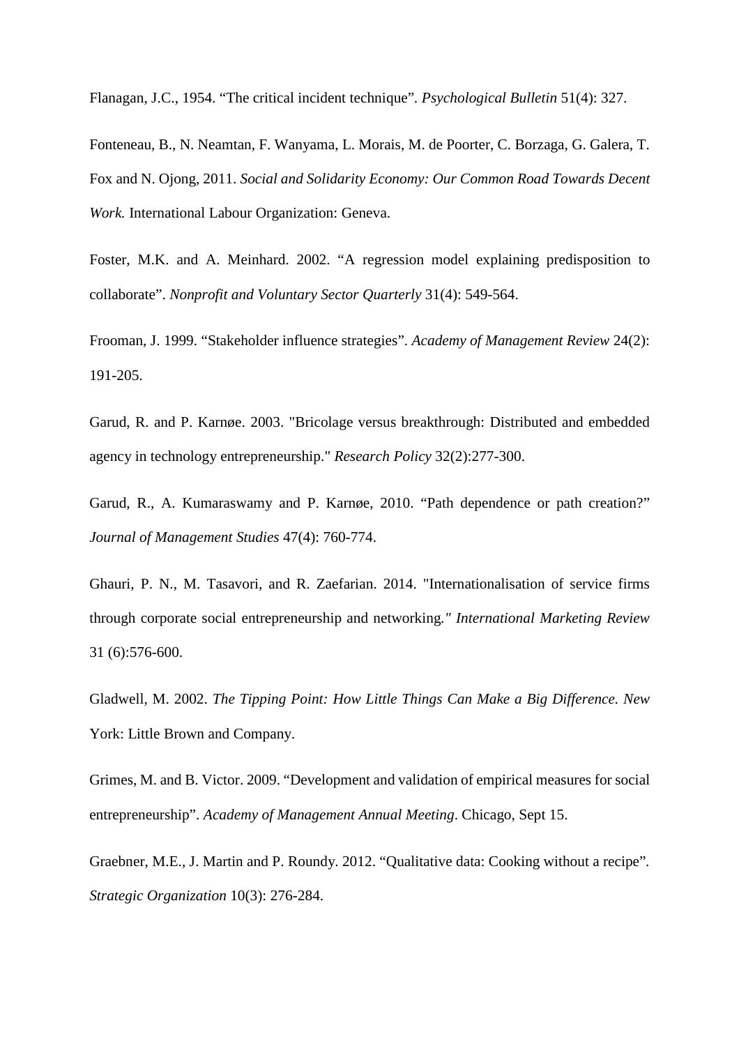Flanagan, J.C., 1954. “The critical incident technique”. *Psychological Bulletin* 51(4): 327.

Fonteneau, B., N. Neamtan, F. Wanyama, L. Morais, M. de Poorter, C. Borzaga, G. Galera, T. Fox and N. Ojong, 2011. *Social and Solidarity Economy: Our Common Road Towards Decent Work.* International Labour Organization: Geneva.

Foster, M.K. and A. Meinhard. 2002. “A regression model explaining predisposition to collaborate”. *Nonprofit and Voluntary Sector Quarterly* 31(4): 549-564.

Frooman, J. 1999. “Stakeholder influence strategies”. *Academy of Management Review* 24(2): 191-205.

Garud, R. and P. Karnøe. 2003. "Bricolage versus breakthrough: Distributed and embedded agency in technology entrepreneurship." *Research Policy* 32(2):277-300.

Garud, R., A. Kumaraswamy and P. Karnøe, 2010. “Path dependence or path creation?” *Journal of Management Studies* 47(4): 760-774.

Ghauri, P. N., M. Tasavori, and R. Zaefarian. 2014. "Internationalisation of service firms through corporate social entrepreneurship and networking*." International Marketing Review* 31 (6):576-600.

Gladwell, M. 2002. *The Tipping Point: How Little Things Can Make a Big Difference. New* York: Little Brown and Company.

Grimes, M. and B. Victor. 2009. “Development and validation of empirical measures for social entrepreneurship”. *Academy of Management Annual Meeting*. Chicago, Sept 15.

Graebner, M.E., J. Martin and P. Roundy. 2012. “Qualitative data: Cooking without a recipe”. *Strategic Organization* 10(3): 276-284.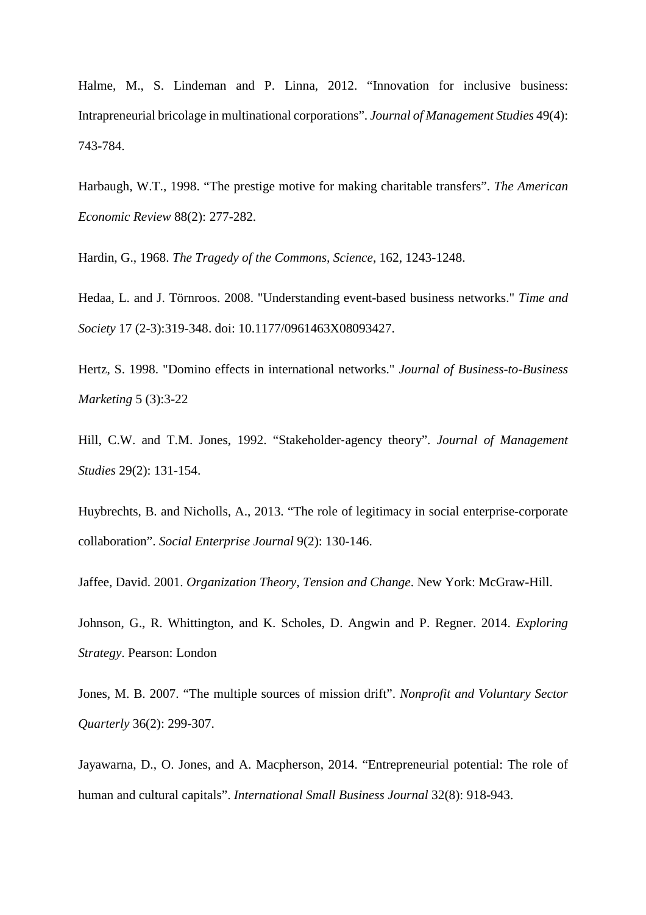Halme, M., S. Lindeman and P. Linna, 2012. “Innovation for inclusive business: Intrapreneurial bricolage in multinational corporations”. *Journal of Management Studies* 49(4): 743-784.

Harbaugh, W.T., 1998. “The prestige motive for making charitable transfers”. *The American Economic Review* 88(2): 277-282.

Hardin, G., 1968. *The Tragedy of the Commons, Science*, 162, 1243-1248.

Hedaa, L. and J. Törnroos. 2008. "Understanding event-based business networks." *Time and Society* 17 (2-3):319-348. doi: 10.1177/0961463X08093427.

Hertz, S. 1998. "Domino effects in international networks." *Journal of Business-to-Business Marketing* 5 (3):3-22

Hill, C.W. and T.M. Jones, 1992. “Stakeholder-agency theory”. *Journal of Management Studies* 29(2): 131-154.

Huybrechts, B. and Nicholls, A., 2013. “The role of legitimacy in social enterprise-corporate collaboration”. *Social Enterprise Journal* 9(2): 130-146.

Jaffee, David. 2001. *Organization Theory, Tension and Change*. New York: McGraw-Hill.

Johnson, G., R. Whittington, and K. Scholes, D. Angwin and P. Regner. 2014. *Exploring Strategy*. Pearson: London

Jones, M. B. 2007. “The multiple sources of mission drift”. *Nonprofit and Voluntary Sector Quarterly* 36(2): 299-307.

Jayawarna, D., O. Jones, and A. Macpherson, 2014. “Entrepreneurial potential: The role of human and cultural capitals”. *International Small Business Journal* 32(8): 918-943.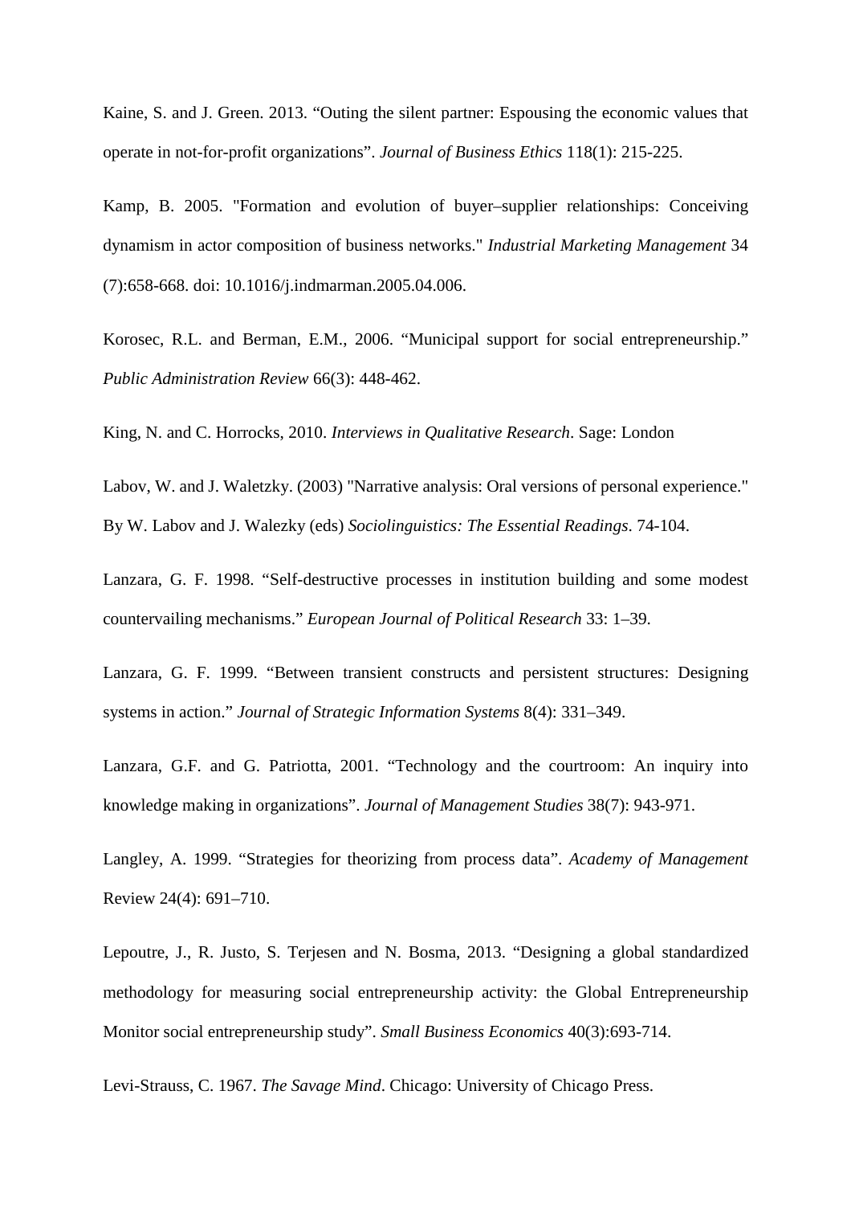Kaine, S. and J. Green. 2013. “Outing the silent partner: Espousing the economic values that operate in not-for-profit organizations”. *Journal of Business Ethics* 118(1): 215-225.

Kamp, B. 2005. "Formation and evolution of buyer–supplier relationships: Conceiving dynamism in actor composition of business networks." *Industrial Marketing Management* 34 (7):658-668. doi: 10.1016/j.indmarman.2005.04.006.

Korosec, R.L. and Berman, E.M., 2006. “Municipal support for social entrepreneurship.” *Public Administration Review* 66(3): 448-462.

King, N. and C. Horrocks, 2010. *Interviews in Qualitative Research*. Sage: London

Labov, W. and J. Waletzky. (2003) "Narrative analysis: Oral versions of personal experience." By W. Labov and J. Walezky (eds) *Sociolinguistics: The Essential Readings*. 74-104.

Lanzara, G. F. 1998. “Self-destructive processes in institution building and some modest countervailing mechanisms.” *European Journal of Political Research* 33: 1–39.

Lanzara, G. F. 1999. “Between transient constructs and persistent structures: Designing systems in action.” *Journal of Strategic Information Systems* 8(4): 331–349.

Lanzara, G.F. and G. Patriotta, 2001. “Technology and the courtroom: An inquiry into knowledge making in organizations”. *Journal of Management Studies* 38(7): 943-971.

Langley, A. 1999. “Strategies for theorizing from process data”. *Academy of Management* Review 24(4): 691–710.

Lepoutre, J., R. Justo, S. Terjesen and N. Bosma, 2013. “Designing a global standardized methodology for measuring social entrepreneurship activity: the Global Entrepreneurship Monitor social entrepreneurship study”. *Small Business Economics* 40(3):693-714.

Levi-Strauss, C. 1967. *The Savage Mind*. Chicago: University of Chicago Press.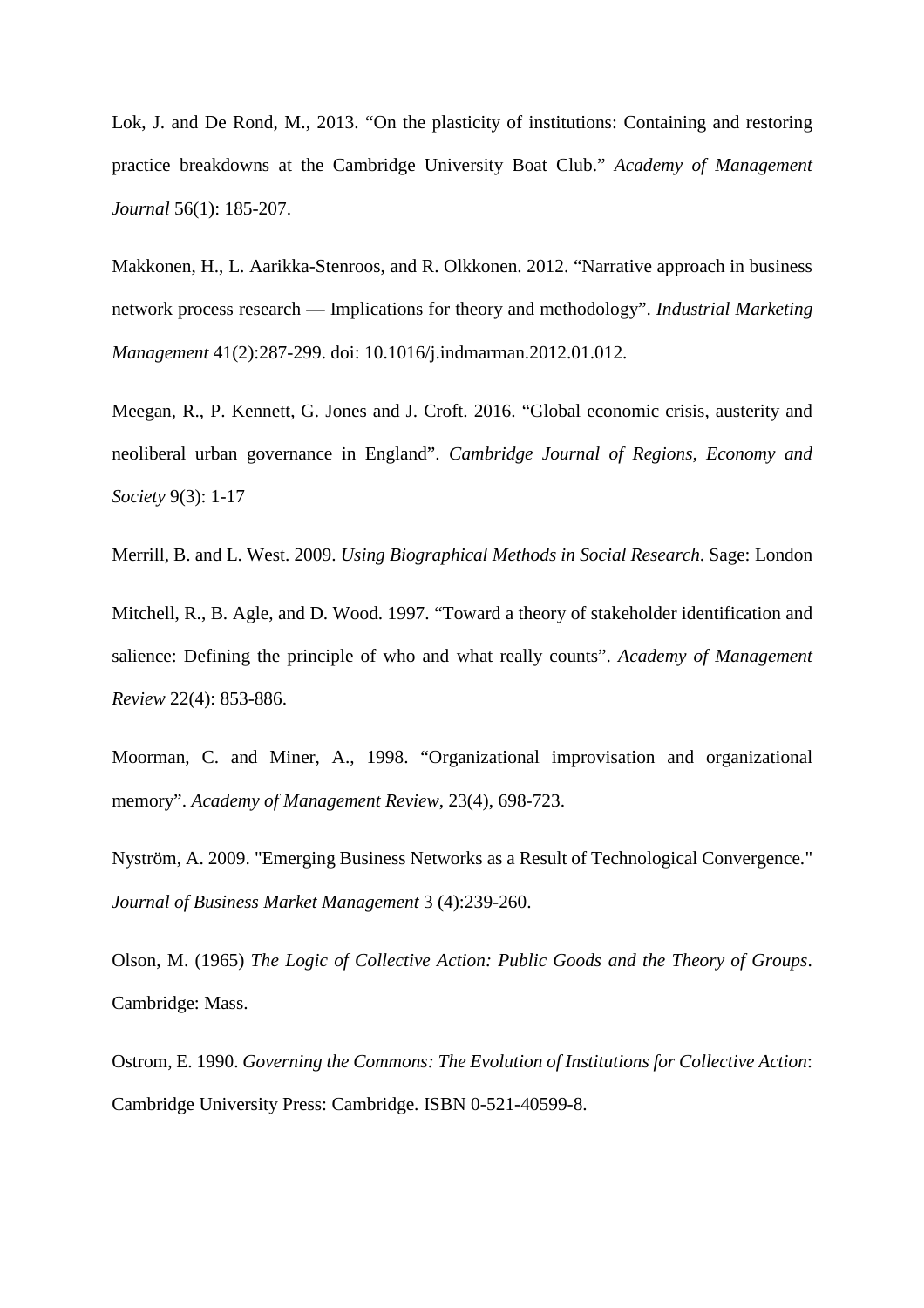Lok, J. and De Rond, M., 2013. “On the plasticity of institutions: Containing and restoring practice breakdowns at the Cambridge University Boat Club.” *Academy of Management Journal* 56(1): 185-207.

Makkonen, H., L. Aarikka-Stenroos, and R. Olkkonen. 2012. “Narrative approach in business network process research — Implications for theory and methodology”. *Industrial Marketing Management* 41(2):287-299. doi: 10.1016/j.indmarman.2012.01.012.

Meegan, R., P. Kennett, G. Jones and J. Croft. 2016. “Global economic crisis, austerity and neoliberal urban governance in England”. *Cambridge Journal of Regions, Economy and Society* 9(3): 1-17

Merrill, B. and L. West. 2009. *Using Biographical Methods in Social Research*. Sage: London

Mitchell, R., B. Agle, and D. Wood. 1997. “Toward a theory of stakeholder identification and salience: Defining the principle of who and what really counts”. *Academy of Management Review* 22(4): 853-886.

Moorman, C. and Miner, A., 1998. “Organizational improvisation and organizational memory”. *Academy of Management Review*, 23(4), 698-723.

Nyström, A. 2009. "Emerging Business Networks as a Result of Technological Convergence." *Journal of Business Market Management* 3 (4):239-260.

Olson, M. (1965) *The Logic of Collective Action: Public Goods and the Theory of Groups*. Cambridge: Mass.

Ostrom, E. 1990. *Governing the Commons: The Evolution of Institutions for Collective Action*: Cambridge University Press: Cambridge. ISBN 0-521-40599-8.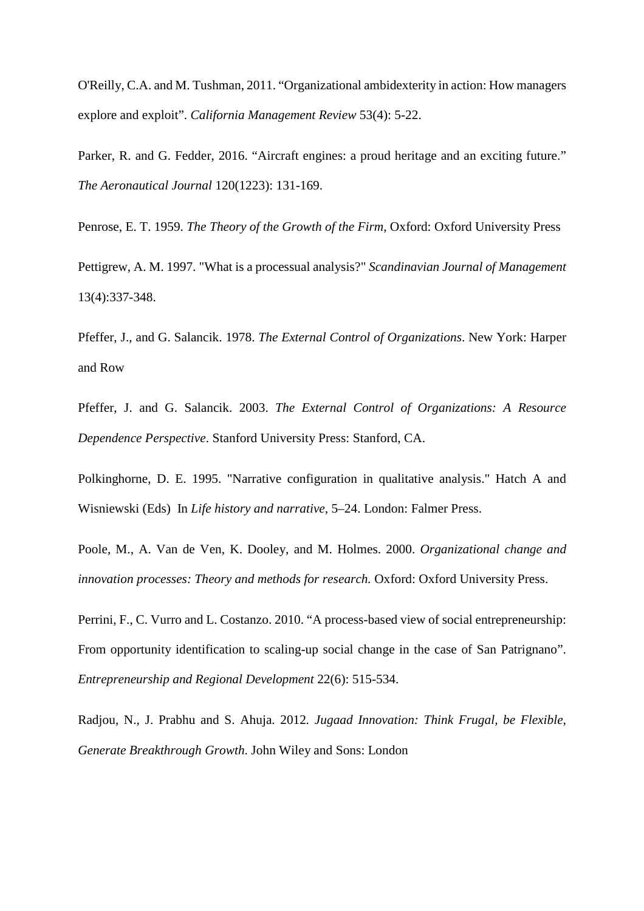O'Reilly, C.A. and M. Tushman, 2011. “Organizational ambidexterity in action: How managers explore and exploit”. *California Management Review* 53(4): 5-22.

Parker, R. and G. Fedder, 2016. “Aircraft engines: a proud heritage and an exciting future.” *The Aeronautical Journal* 120(1223): 131-169.

Penrose, E. T. 1959. *The Theory of the Growth of the Firm,* Oxford: Oxford University Press

Pettigrew, A. M. 1997. "What is a processual analysis?" *Scandinavian Journal of Management* 13(4):337-348.

Pfeffer, J., and G. Salancik. 1978. *The External Control of Organizations*. New York: Harper and Row

Pfeffer, J. and G. Salancik. 2003. *The External Control of Organizations: A Resource Dependence Perspective*. Stanford University Press: Stanford, CA.

Polkinghorne, D. E. 1995. "Narrative configuration in qualitative analysis." Hatch A and Wisniewski (Eds) In *Life history and narrative*, 5–24. London: Falmer Press.

Poole, M., A. Van de Ven, K. Dooley, and M. Holmes. 2000. *Organizational change and innovation processes: Theory and methods for research.* Oxford: Oxford University Press.

Perrini, F., C. Vurro and L. Costanzo. 2010. “A process-based view of social entrepreneurship: From opportunity identification to scaling-up social change in the case of San Patrignano”. *Entrepreneurship and Regional Development* 22(6): 515-534.

Radjou, N., J. Prabhu and S. Ahuja. 2012. *Jugaad Innovation: Think Frugal, be Flexible, Generate Breakthrough Growth*. John Wiley and Sons: London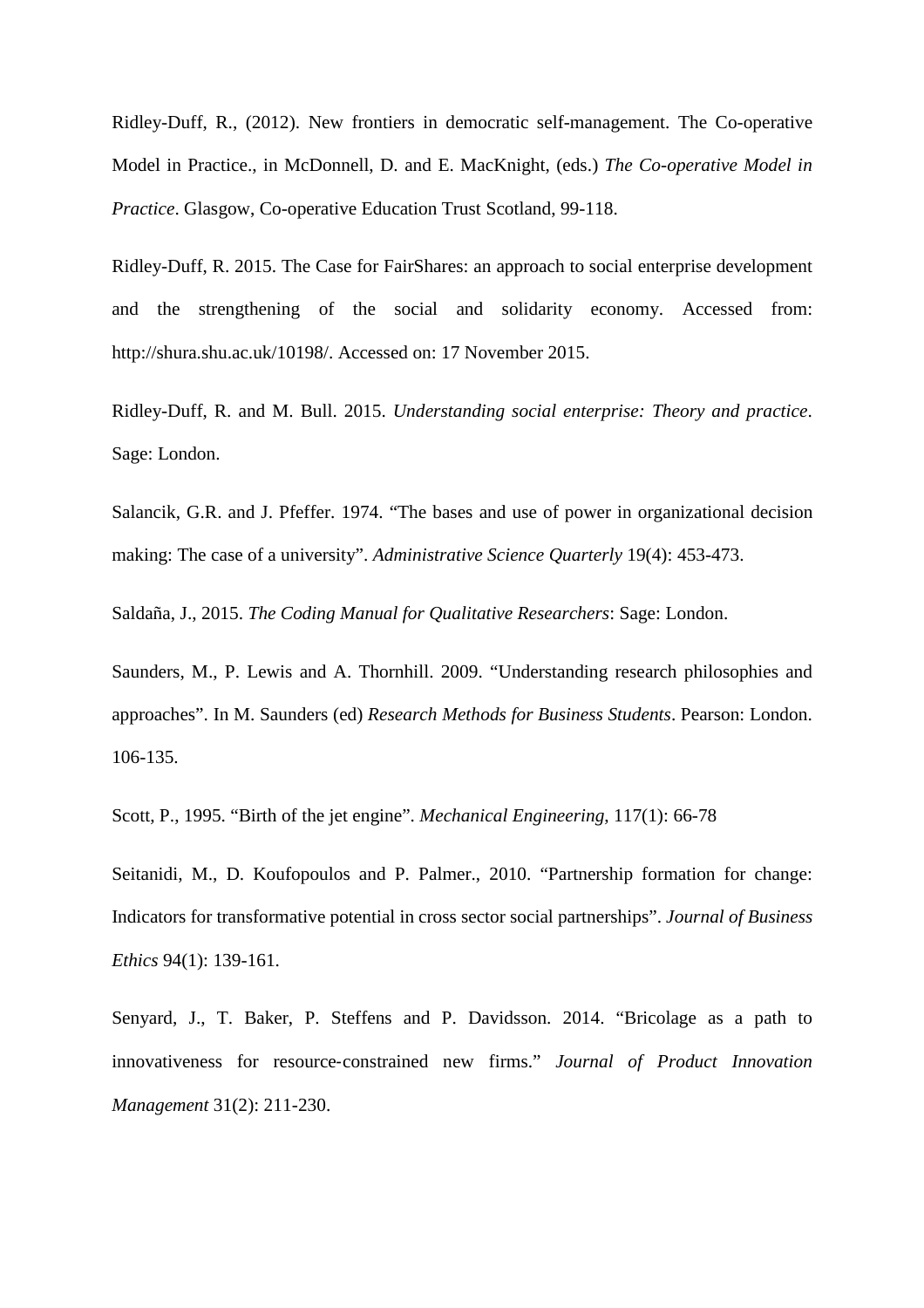Ridley-Duff, R., (2012). New frontiers in democratic self-management. The Co-operative Model in Practice., in McDonnell, D. and E. MacKnight, (eds.) *The Co-operative Model in Practice*. Glasgow, Co-operative Education Trust Scotland, 99-118.

Ridley-Duff, R. 2015. The Case for FairShares: an approach to social enterprise development and the strengthening of the social and solidarity economy. Accessed from: http://shura.shu.ac.uk/10198/. Accessed on: 17 November 2015.

Ridley-Duff, R. and M. Bull. 2015. *Understanding social enterprise: Theory and practice*. Sage: London.

Salancik, G.R. and J. Pfeffer. 1974. "The bases and use of power in organizational decision making: The case of a university". *Administrative Science Quarterly* 19(4): 453-473.

Saldaña, J., 2015. *The Coding Manual for Qualitative Researchers*: Sage: London.

Saunders, M., P. Lewis and A. Thornhill. 2009. "Understanding research philosophies and approaches". In M. Saunders (ed) *Research Methods for Business Students*. Pearson: London. 106-135.

Scott, P., 1995. "Birth of the jet engine". *Mechanical Engineering*, 117(1): 66-78

Seitanidi, M., D. Koufopoulos and P. Palmer., 2010. "Partnership formation for change: Indicators for transformative potential in cross sector social partnerships". *Journal of Business Ethics* 94(1): 139-161.

Senyard, J., T. Baker, P. Steffens and P. Davidsson. 2014. "Bricolage as a path to innovativeness for resource-constrained new firms." *Journal of Product Innovation Management* 31(2): 211-230.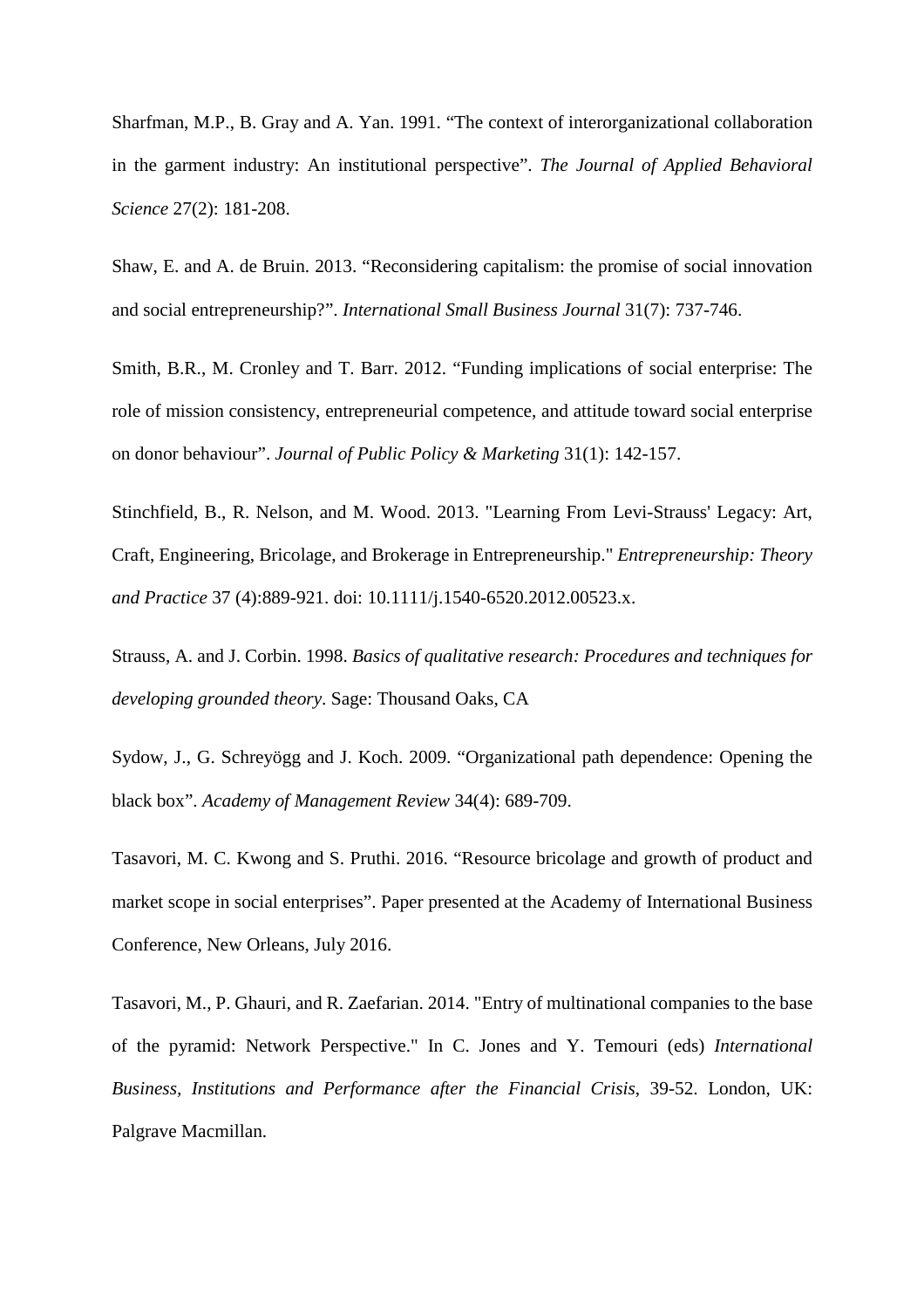Sharfman, M.P., B. Gray and A. Yan. 1991. “The context of interorganizational collaboration in the garment industry: An institutional perspective”. *The Journal of Applied Behavioral Science* 27(2): 181-208.

Shaw, E. and A. de Bruin. 2013. “Reconsidering capitalism: the promise of social innovation and social entrepreneurship?”. *International Small Business Journal* 31(7): 737-746.

Smith, B.R., M. Cronley and T. Barr. 2012. “Funding implications of social enterprise: The role of mission consistency, entrepreneurial competence, and attitude toward social enterprise on donor behaviour”. *Journal of Public Policy & Marketing* 31(1): 142-157.

Stinchfield, B., R. Nelson, and M. Wood. 2013. "Learning From Levi-Strauss' Legacy: Art, Craft, Engineering, Bricolage, and Brokerage in Entrepreneurship." *Entrepreneurship: Theory and Practice* 37 (4):889-921. doi: 10.1111/j.1540-6520.2012.00523.x.

Strauss, A. and J. Corbin. 1998. *Basics of qualitative research: Procedures and techniques for developing grounded theory*. Sage: Thousand Oaks, CA

Sydow, J., G. Schreyögg and J. Koch. 2009. “Organizational path dependence: Opening the black box”. *Academy of Management Review* 34(4): 689-709.

Tasavori, M. C. Kwong and S. Pruthi. 2016. “Resource bricolage and growth of product and market scope in social enterprises”. Paper presented at the Academy of International Business Conference, New Orleans, July 2016.

Tasavori, M., P. Ghauri, and R. Zaefarian. 2014. "Entry of multinational companies to the base of the pyramid: Network Perspective." In C. Jones and Y. Temouri (eds) *International Business, Institutions and Performance after the Financial Crisis*, 39-52. London, UK: Palgrave Macmillan.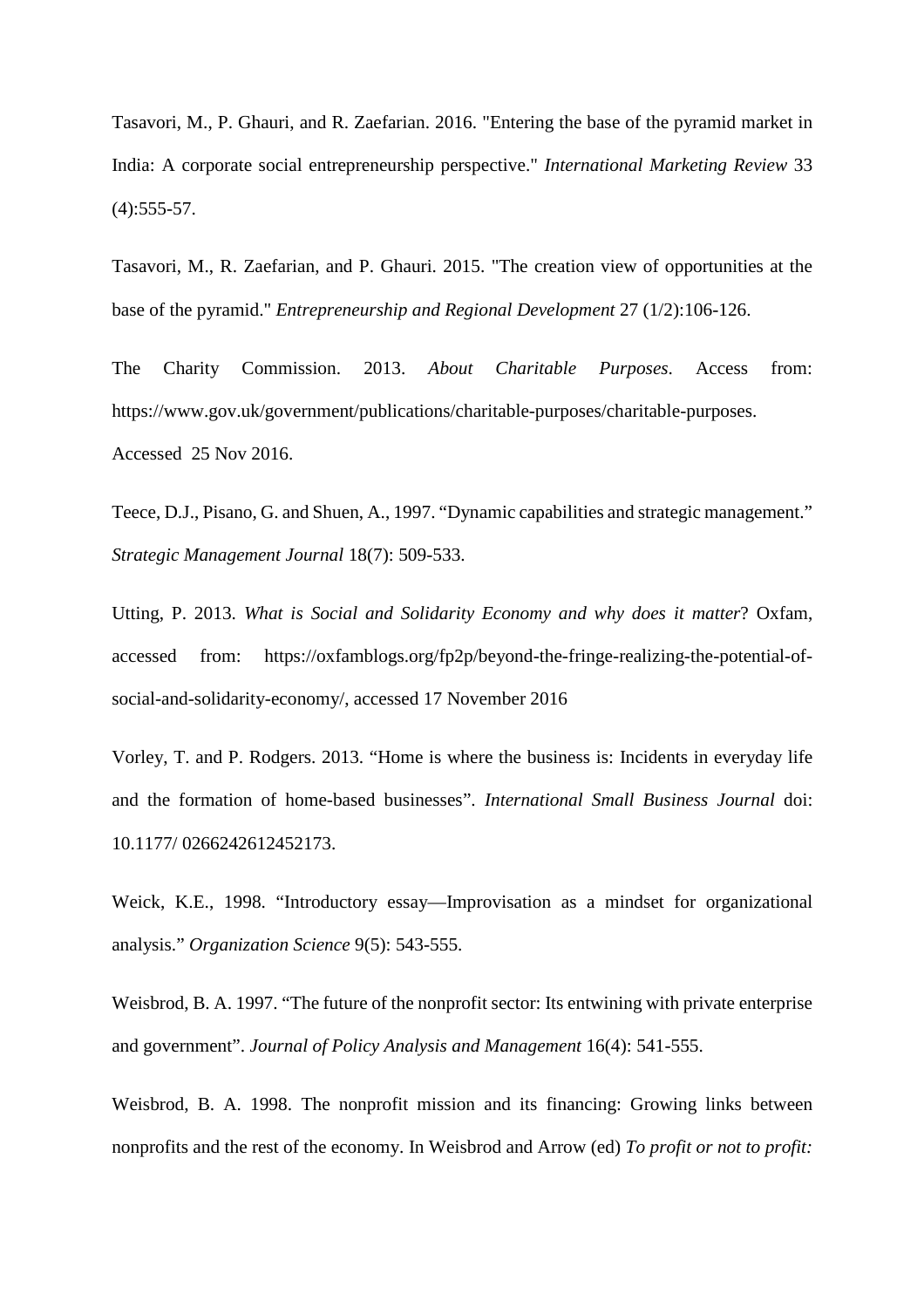Tasavori, M., P. Ghauri, and R. Zaefarian. 2016. "Entering the base of the pyramid market in India: A corporate social entrepreneurship perspective." *International Marketing Review* 33 (4):555-57.

Tasavori, M., R. Zaefarian, and P. Ghauri. 2015. "The creation view of opportunities at the base of the pyramid." *Entrepreneurship and Regional Development* 27 (1/2):106-126.

The Charity Commission. 2013. *About Charitable Purposes*. Access from: https://www.gov.uk/government/publications/charitable-purposes/charitable-purposes. Accessed 25 Nov 2016.

Teece, D.J., Pisano, G. and Shuen, A., 1997. "Dynamic capabilities and strategic management." *Strategic Management Journal* 18(7): 509-533.

Utting, P. 2013. *What is Social and Solidarity Economy and why does it matter*? Oxfam, accessed from: https://oxfamblogs.org/fp2p/beyond-the-fringe-realizing-the-potential-of-social-and-solidarity-economy/, accessed 17 November 2016

Vorley, T. and P. Rodgers. 2013. "Home is where the business is: Incidents in everyday life and the formation of home-based businesses". *International Small Business Journal* doi: 10.1177/ 0266242612452173.

Weick, K.E., 1998. "Introductory essay—Improvisation as a mindset for organizational analysis." *Organization Science* 9(5): 543-555.

Weisbrod, B. A. 1997. "The future of the nonprofit sector: Its entwining with private enterprise and government". *Journal of Policy Analysis and Management* 16(4): 541-555.

Weisbrod, B. A. 1998. The nonprofit mission and its financing: Growing links between nonprofits and the rest of the economy. In Weisbrod and Arrow (ed) *To profit or not to profit:*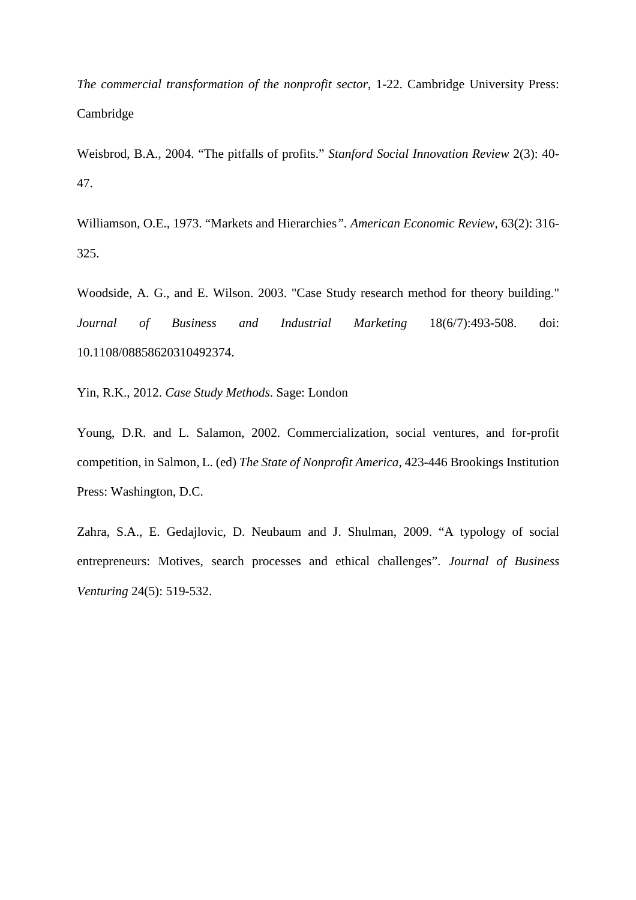*The commercial transformation of the nonprofit sector*, 1-22. Cambridge University Press: Cambridge

Weisbrod, B.A., 2004. “The pitfalls of profits.” *Stanford Social Innovation Review* 2(3): 40-47.

Williamson, O.E., 1973. “Markets and Hierarchies”. *American Economic Review*, 63(2): 316-325.

Woodside, A. G., and E. Wilson. 2003. "Case Study research method for theory building." *Journal of Business and Industrial Marketing* 18(6/7):493-508. doi: 10.1108/08858620310492374.

Yin, R.K., 2012. *Case Study Methods*. Sage: London

Young, D.R. and L. Salamon, 2002. Commercialization, social ventures, and for-profit competition, in Salmon, L. (ed) *The State of Nonprofit America*, 423-446 Brookings Institution Press: Washington, D.C.

Zahra, S.A., E. Gedajlovic, D. Neubaum and J. Shulman, 2009. “A typology of social entrepreneurs: Motives, search processes and ethical challenges”. *Journal of Business Venturing* 24(5): 519-532.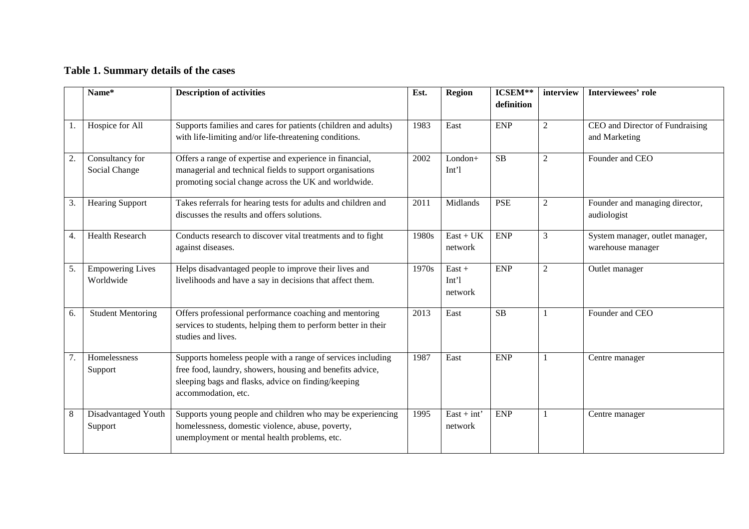**Table 1. Summary details of the cases**

| | Name* | Description of activities | Est. | Region | ICSEM** definition | interview | Interviewees' role |
|---|---|---|---|---|---|---|---|
| 1. | Hospice for All | Supports families and cares for patients (children and adults) with life-limiting and/or life-threatening conditions. | 1983 | East | ENP | 2 | CEO and Director of Fundraising and Marketing |
| 2. | Consultancy for Social Change | Offers a range of expertise and experience in financial, managerial and technical fields to support organisations promoting social change across the UK and worldwide. | 2002 | London+ Int'l | SB | 2 | Founder and CEO |
| 3. | Hearing Support | Takes referrals for hearing tests for adults and children and discusses the results and offers solutions. | 2011 | Midlands | PSE | 2 | Founder and managing director, audiologist |
| 4. | Health Research | Conducts research to discover vital treatments and to fight against diseases. | 1980s | East + UK network | ENP | 3 | System manager, outlet manager, warehouse manager |
| 5. | Empowering Lives Worldwide | Helps disadvantaged people to improve their lives and livelihoods and have a say in decisions that affect them. | 1970s | East + Int'l network | ENP | 2 | Outlet manager |
| 6. | Student Mentoring | Offers professional performance coaching and mentoring services to students, helping them to perform better in their studies and lives. | 2013 | East | SB | 1 | Founder and CEO |
| 7. | Homelessness Support | Supports homeless people with a range of services including free food, laundry, showers, housing and benefits advice, sleeping bags and flasks, advice on finding/keeping accommodation, etc. | 1987 | East | ENP | 1 | Centre manager |
| 8 | Disadvantaged Youth Support | Supports young people and children who may be experiencing homelessness, domestic violence, abuse, poverty, unemployment or mental health problems, etc. | 1995 | East + int' network | ENP | 1 | Centre manager |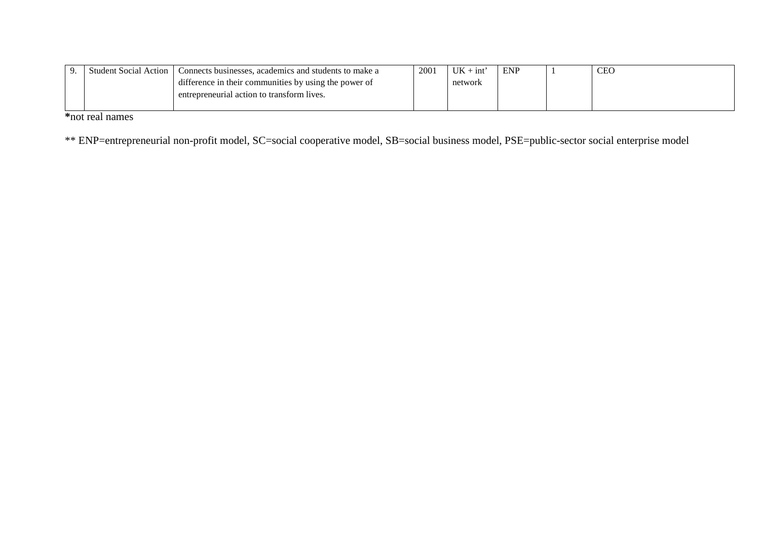| 9. | Student Social Action | Connects businesses, academics and students to make a difference in their communities by using the power of entrepreneurial action to transform lives. | 2001 | UK + int' network | ENP | 1 | CEO |
|---|---|---|---|---|---|---|---|

**\***not real names

** ENP=entrepreneurial non-profit model, SC=social cooperative model, SB=social business model, PSE=public-sector social enterprise model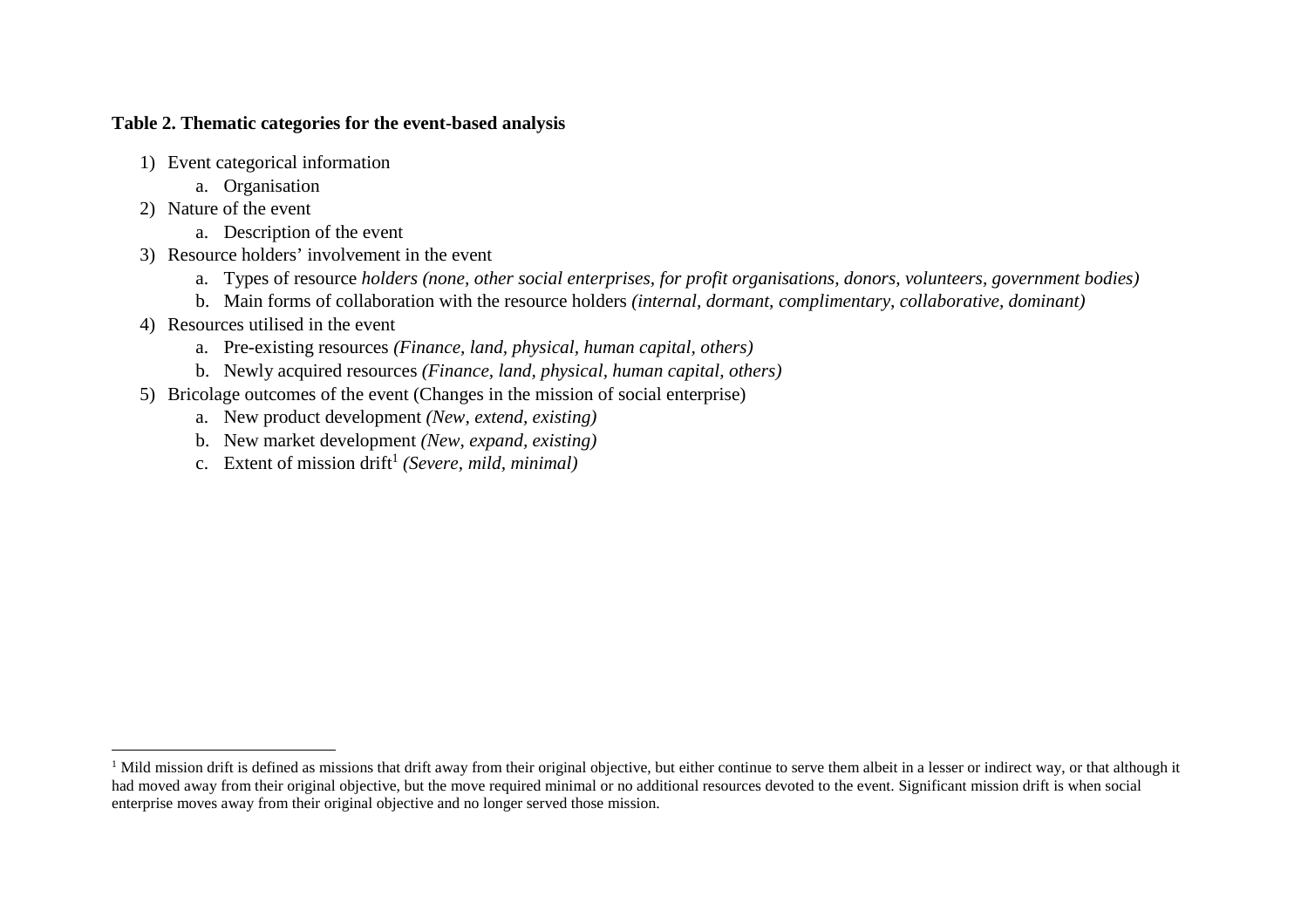**Table 2. Thematic categories for the event-based analysis**

1) Event categorical information
    a. Organisation
2) Nature of the event
    a. Description of the event
3) Resource holders' involvement in the event
    a. Types of resource *holders (none, other social enterprises, for profit organisations, donors, volunteers, government bodies)*
    b. Main forms of collaboration with the resource holders *(internal, dormant, complimentary, collaborative, dominant)*
4) Resources utilised in the event
    a. Pre-existing resources *(Finance, land, physical, human capital, others)*
    b. Newly acquired resources *(Finance, land, physical, human capital, others)*
5) Bricolage outcomes of the event (Changes in the mission of social enterprise)
    a. New product development *(New, extend, existing)*
    b. New market development *(New, expand, existing)*
    c. Extent of mission drift[1] *(Severe, mild, minimal)*

---

[1] Mild mission drift is defined as missions that drift away from their original objective, but either continue to serve them albeit in a lesser or indirect way, or that although it had moved away from their original objective, but the move required minimal or no additional resources devoted to the event. Significant mission drift is when social enterprise moves away from their original objective and no longer served those mission.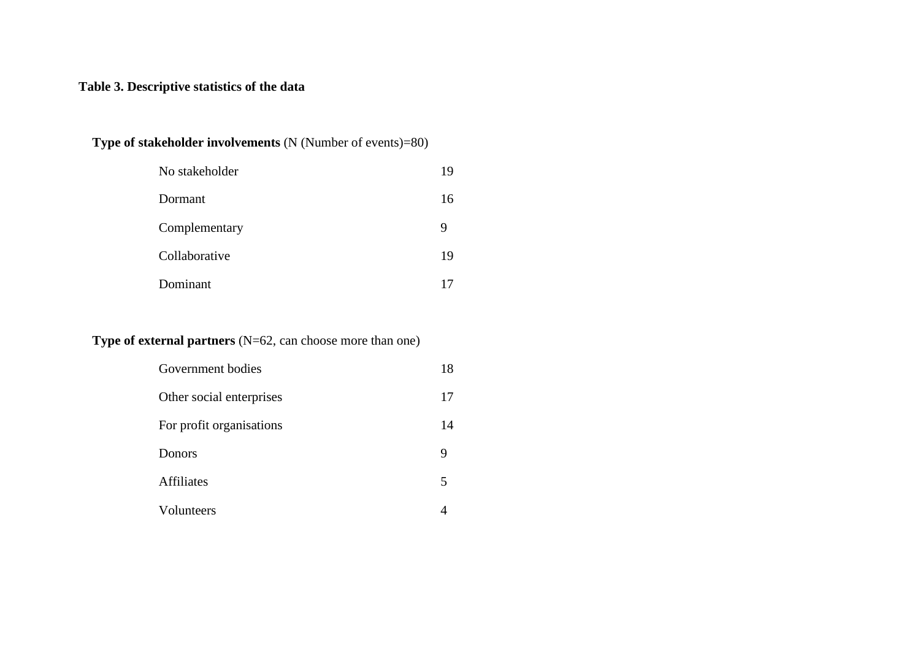**Table 3. Descriptive statistics of the data**

| **Type of stakeholder involvements** (N (Number of events)=80) | |
|---|---|
| No stakeholder | 19 |
| Dormant | 16 |
| Complementary | 9 |
| Collaborative | 19 |
| Dominant | 17 |
| **Type of external partners** (N=62, can choose more than one) | |
| Government bodies | 18 |
| Other social enterprises | 17 |
| For profit organisations | 14 |
| Donors | 9 |
| Affiliates | 5 |
| Volunteers | 4 |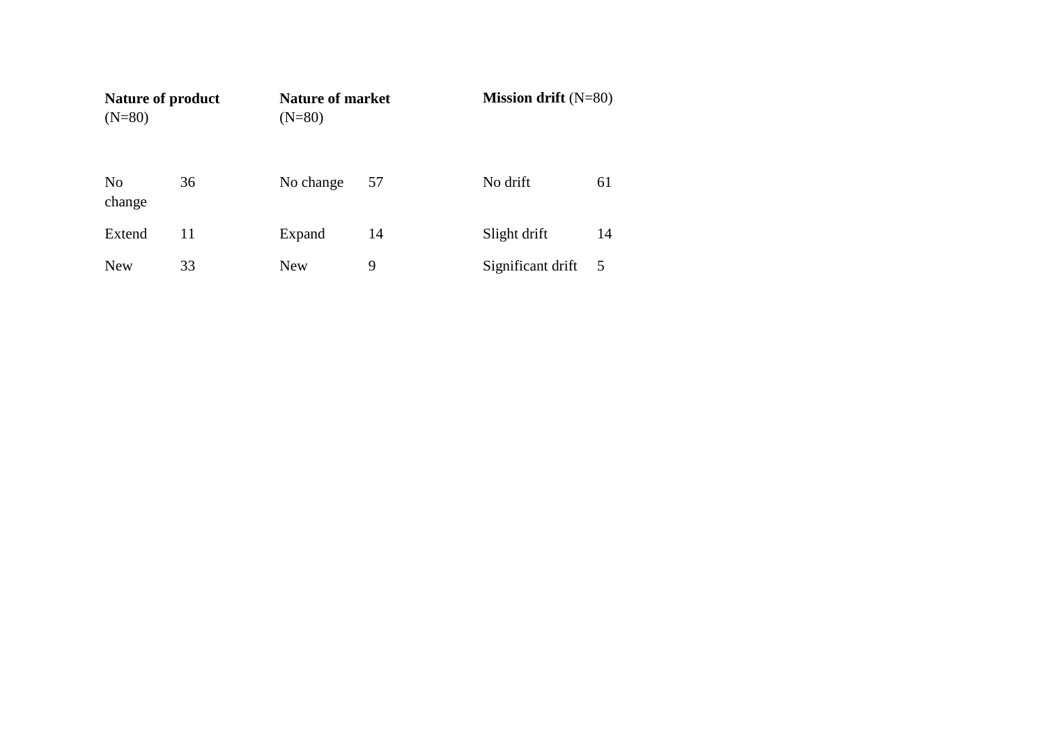| **Nature of product** (N=80) | | **Nature of market** (N=80) | | **Mission drift** (N=80) | |
|---|---|---|---|---|---|
| No change | 36 | No change | 57 | No drift | 61 |
| Extend | 11 | Expand | 14 | Slight drift | 14 |
| New | 33 | New | 9 | Significant drift | 5 |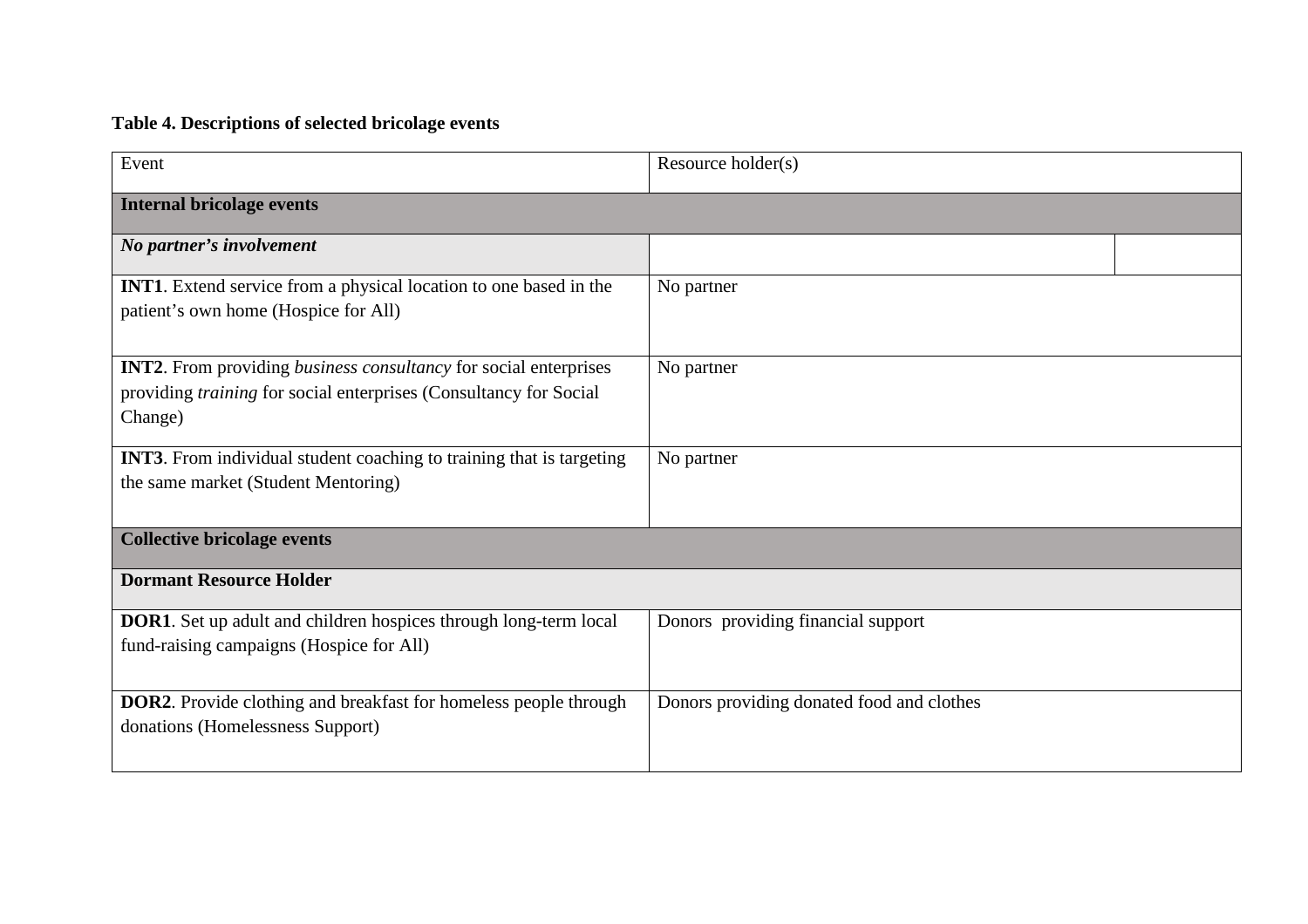**Table 4. Descriptions of selected bricolage events**

| Event | Resource holder(s) |
|---|---|
| **Internal bricolage events** | |
| ***No partner's involvement*** | |
| **INT1**. Extend service from a physical location to one based in the patient's own home (Hospice for All) | No partner |
| **INT2**. From providing *business consultancy* for social enterprises providing *training* for social enterprises (Consultancy for Social Change) | No partner |
| **INT3**. From individual student coaching to training that is targeting the same market (Student Mentoring) | No partner |
| **Collective bricolage events** | |
| **Dormant Resource Holder** | |
| **DOR1**. Set up adult and children hospices through long-term local fund-raising campaigns (Hospice for All) | Donors providing financial support |
| **DOR2**. Provide clothing and breakfast for homeless people through donations (Homelessness Support) | Donors providing donated food and clothes |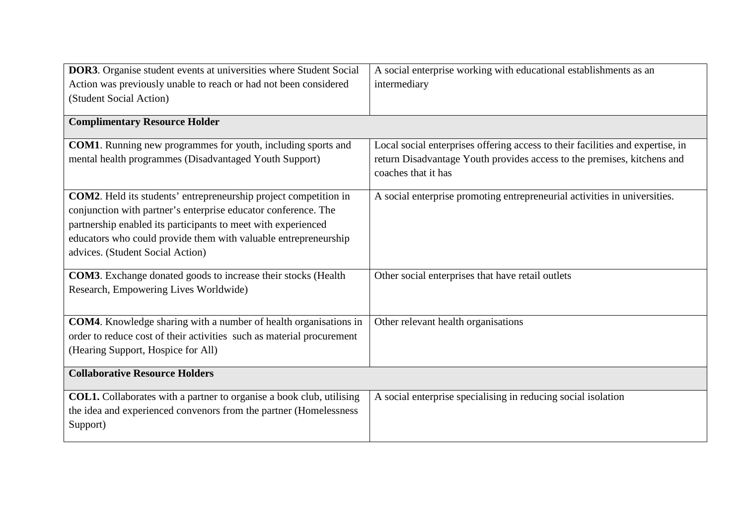| | |
|---|---|
| **DOR3**. Organise student events at universities where Student Social Action was previously unable to reach or had not been considered (Student Social Action) | A social enterprise working with educational establishments as an intermediary |
| **Complimentary Resource Holder** | |
| **COM1**. Running new programmes for youth, including sports and mental health programmes (Disadvantaged Youth Support) | Local social enterprises offering access to their facilities and expertise, in return Disadvantage Youth provides access to the premises, kitchens and coaches that it has |
| **COM2**. Held its students' entrepreneurship project competition in conjunction with partner's enterprise educator conference. The partnership enabled its participants to meet with experienced educators who could provide them with valuable entrepreneurship advices. (Student Social Action) | A social enterprise promoting entrepreneurial activities in universities. |
| **COM3**. Exchange donated goods to increase their stocks (Health Research, Empowering Lives Worldwide) | Other social enterprises that have retail outlets |
| **COM4**. Knowledge sharing with a number of health organisations in order to reduce cost of their activities such as material procurement (Hearing Support, Hospice for All) | Other relevant health organisations |
| **Collaborative Resource Holders** | |
| **COL1.** Collaborates with a partner to organise a book club, utilising the idea and experienced convenors from the partner (Homelessness Support) | A social enterprise specialising in reducing social isolation |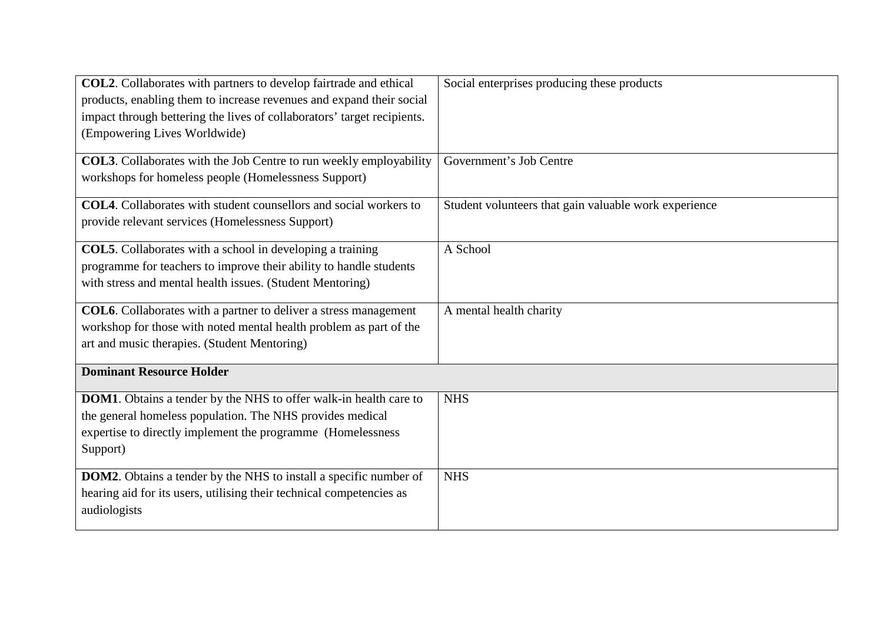| | |
|---|---|
| **COL2**. Collaborates with partners to develop fairtrade and ethical products, enabling them to increase revenues and expand their social impact through bettering the lives of collaborators' target recipients. (Empowering Lives Worldwide) | Social enterprises producing these products |
| **COL3**. Collaborates with the Job Centre to run weekly employability workshops for homeless people (Homelessness Support) | Government's Job Centre |
| **COL4**. Collaborates with student counsellors and social workers to provide relevant services (Homelessness Support) | Student volunteers that gain valuable work experience |
| **COL5**. Collaborates with a school in developing a training programme for teachers to improve their ability to handle students with stress and mental health issues. (Student Mentoring) | A School |
| **COL6**. Collaborates with a partner to deliver a stress management workshop for those with noted mental health problem as part of the art and music therapies. (Student Mentoring) | A mental health charity |
| **Dominant Resource Holder** | |
| **DOM1**. Obtains a tender by the NHS to offer walk-in health care to the general homeless population. The NHS provides medical expertise to directly implement the programme (Homelessness Support) | NHS |
| **DOM2**. Obtains a tender by the NHS to install a specific number of hearing aid for its users, utilising their technical competencies as audiologists | NHS |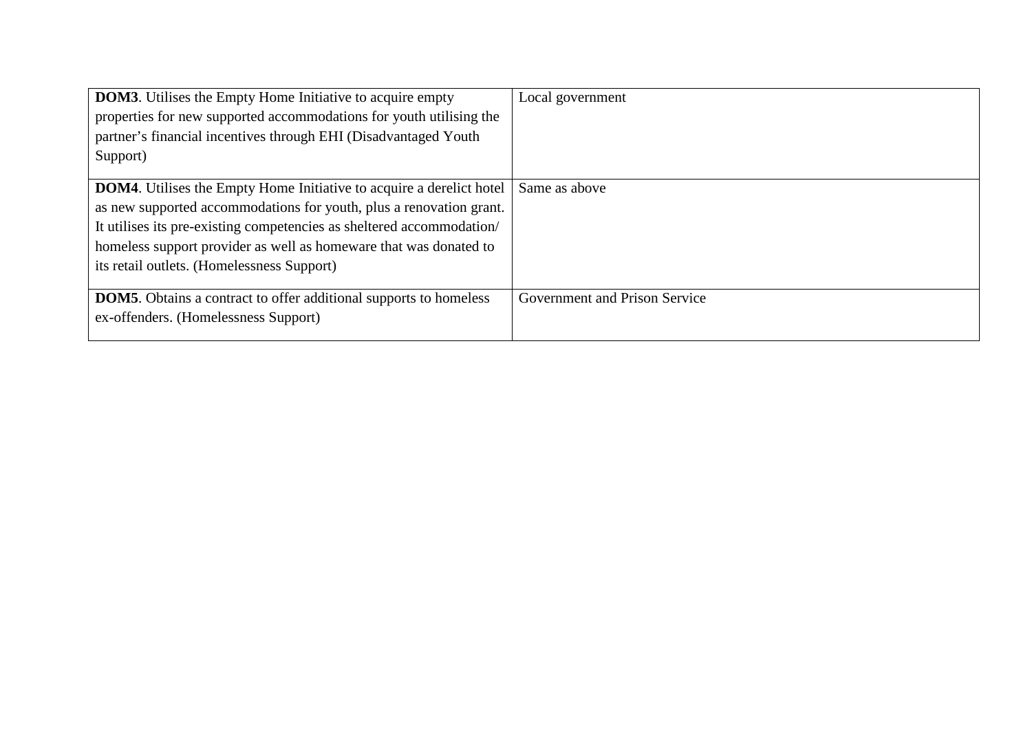| | |
|---|---|
| **DOM3**. Utilises the Empty Home Initiative to acquire empty properties for new supported accommodations for youth utilising the partner’s financial incentives through EHI (Disadvantaged Youth Support) | Local government |
| **DOM4**. Utilises the Empty Home Initiative to acquire a derelict hotel as new supported accommodations for youth, plus a renovation grant. It utilises its pre-existing competencies as sheltered accommodation/ homeless support provider as well as homeware that was donated to its retail outlets. (Homelessness Support) | Same as above |
| **DOM5**. Obtains a contract to offer additional supports to homeless ex-offenders. (Homelessness Support) | Government and Prison Service |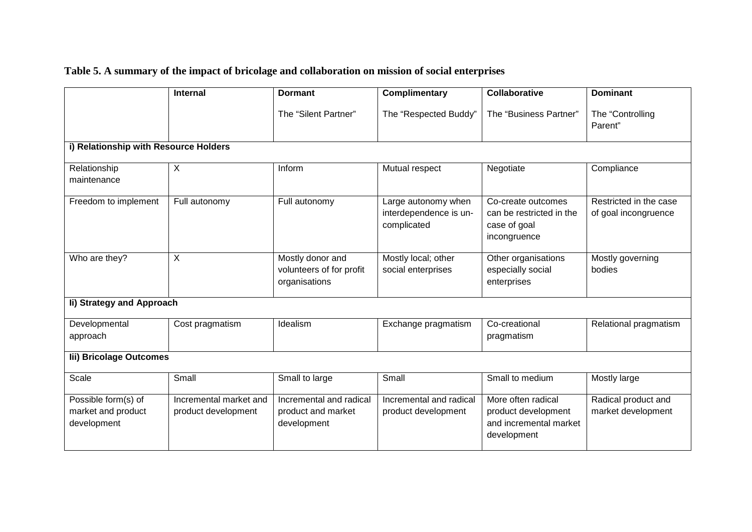**Table 5. A summary of the impact of bricolage and collaboration on mission of social enterprises**

| | **Internal** | **Dormant**<br><br>The "Silent Partner" | **Complimentary**<br><br>The "Respected Buddy" | **Collaborative**<br><br>The "Business Partner" | **Dominant**<br><br>The "Controlling Parent" |
|---|---|---|---|---|---|
| **i) Relationship with Resource Holders** | | | | | |
| Relationship maintenance | X | Inform | Mutual respect | Negotiate | Compliance |
| Freedom to implement | Full autonomy | Full autonomy | Large autonomy when interdependence is un-complicated | Co-create outcomes can be restricted in the case of goal incongruence | Restricted in the case of goal incongruence |
| Who are they? | X | Mostly donor and volunteers of for profit organisations | Mostly local; other social enterprises | Other organisations especially social enterprises | Mostly governing bodies |
| **Ii) Strategy and Approach** | | | | | |
| Developmental approach | Cost pragmatism | Idealism | Exchange pragmatism | Co-creational pragmatism | Relational pragmatism |
| **Iii) Bricolage Outcomes** | | | | | |
| Scale | Small | Small to large | Small | Small to medium | Mostly large |
| Possible form(s) of market and product development | Incremental market and product development | Incremental and radical product and market development | Incremental and radical product development | More often radical product development and incremental market development | Radical product and market development |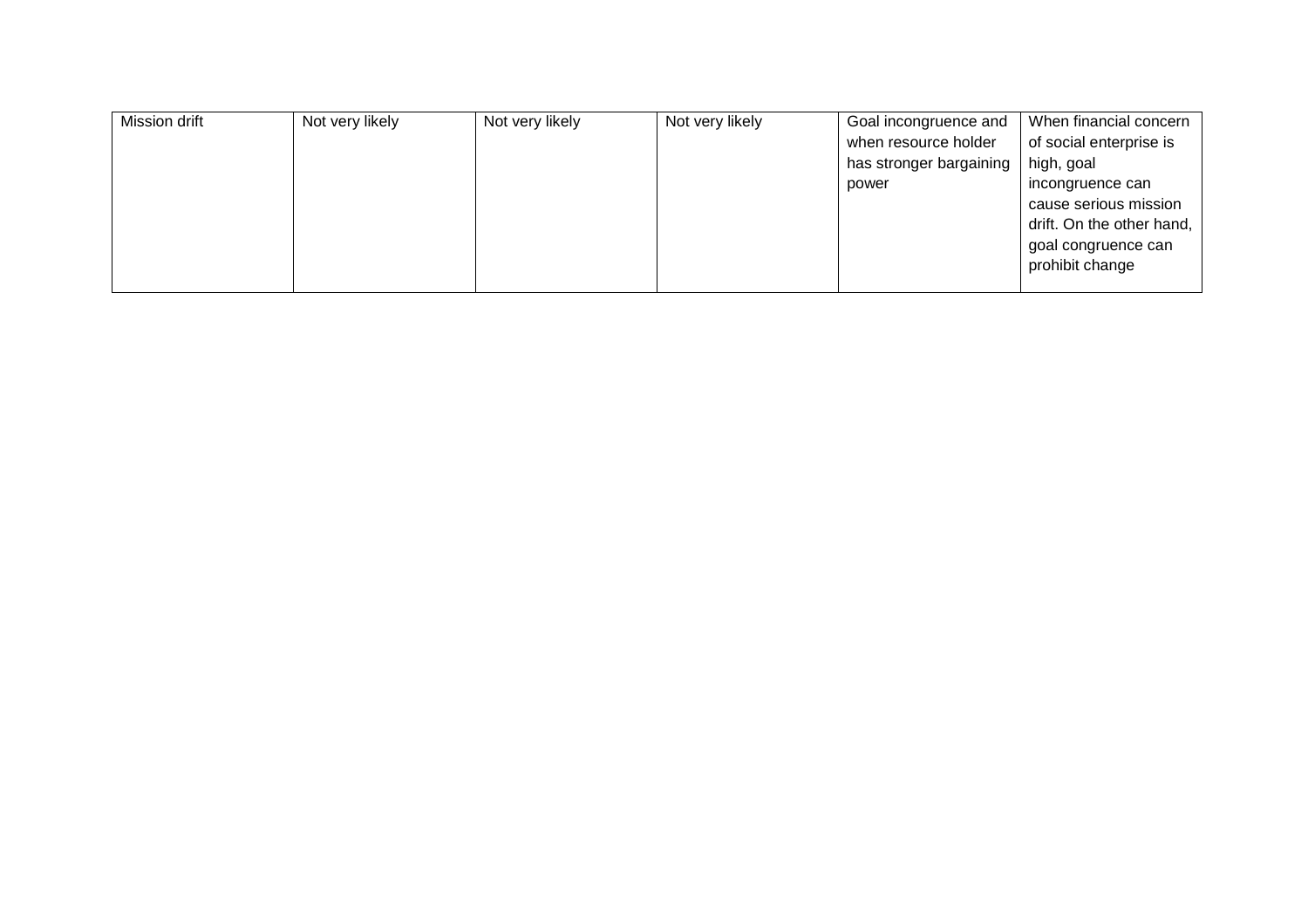| | | | | | |
|---|---|---|---|---|---|
| Mission drift | Not very likely | Not very likely | Not very likely | Goal incongruence and when resource holder has stronger bargaining power | When financial concern of social enterprise is high, goal incongruence can cause serious mission drift. On the other hand, goal congruence can prohibit change |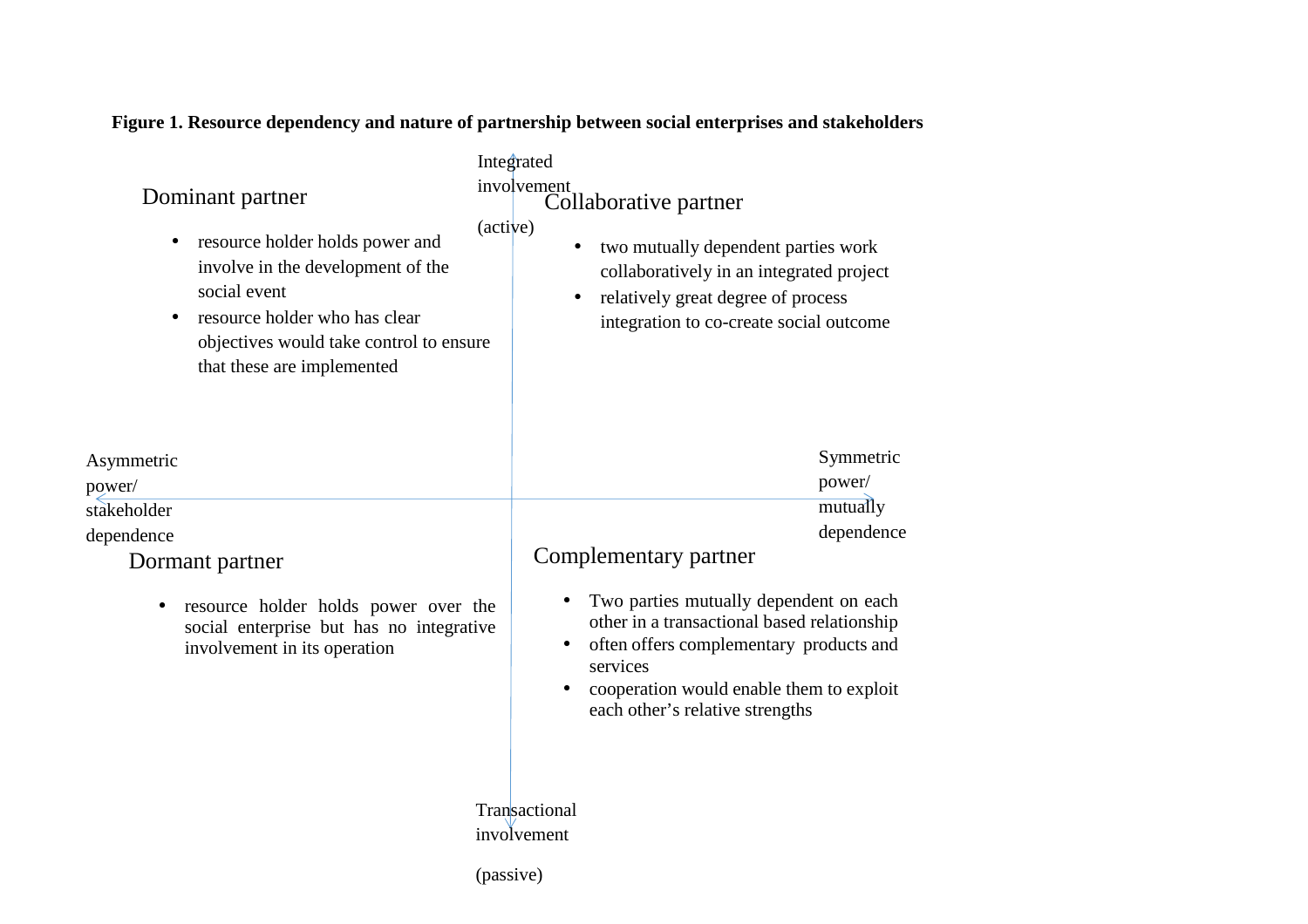**Figure 1. Resource dependency and nature of partnership between social enterprises and stakeholders**

Integrated involvement

(active)

### Dominant partner

- resource holder holds power and involve in the development of the social event
- resource holder who has clear objectives would take control to ensure that these are implemented

### Collaborative partner

- two mutually dependent parties work collaboratively in an integrated project
- relatively great degree of process integration to co-create social outcome

Asymmetric power/ stakeholder dependence

Symmetric power/ mutually dependence

### Dormant partner

- resource holder holds power over the social enterprise but has no integrative involvement in its operation

### Complementary partner

- Two parties mutually dependent on each other in a transactional based relationship
- often offers complementary products and services
- cooperation would enable them to exploit each other's relative strengths

Transactional involvement

(passive)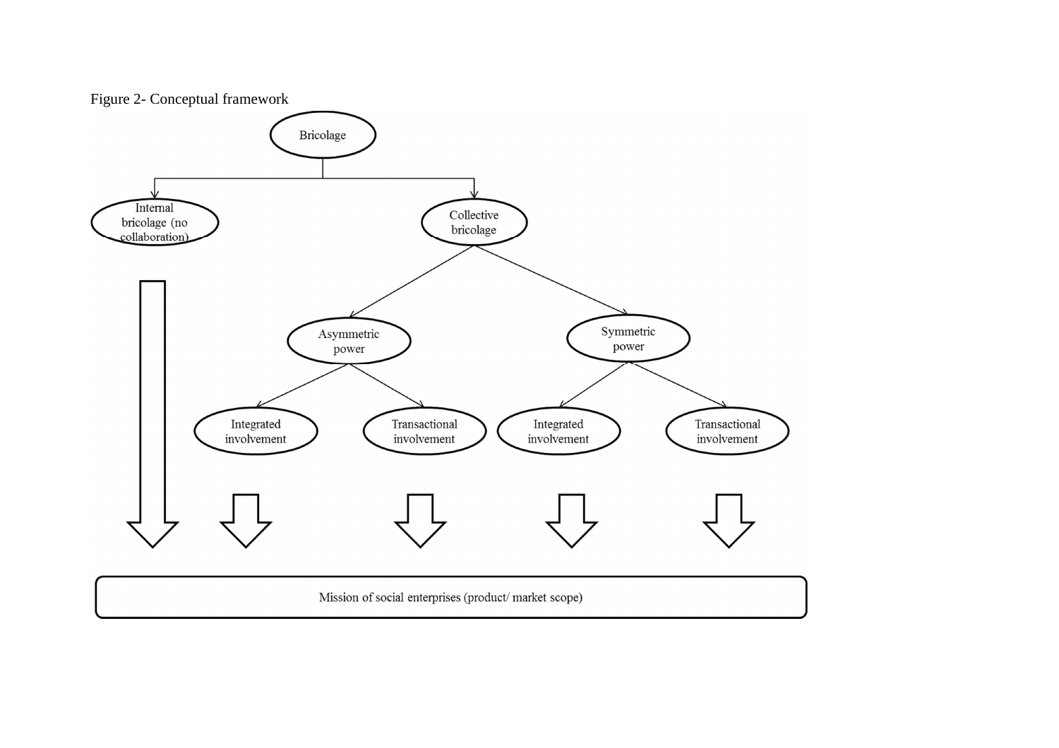Figure 2- Conceptual framework

Bricolage

Internal bricolage (no collaboration)

Collective bricolage

Asymmetric power

Symmetric power

Integrated involvement

Transactional involvement

Integrated involvement

Transactional involvement

Mission of social enterprises (product/ market scope)